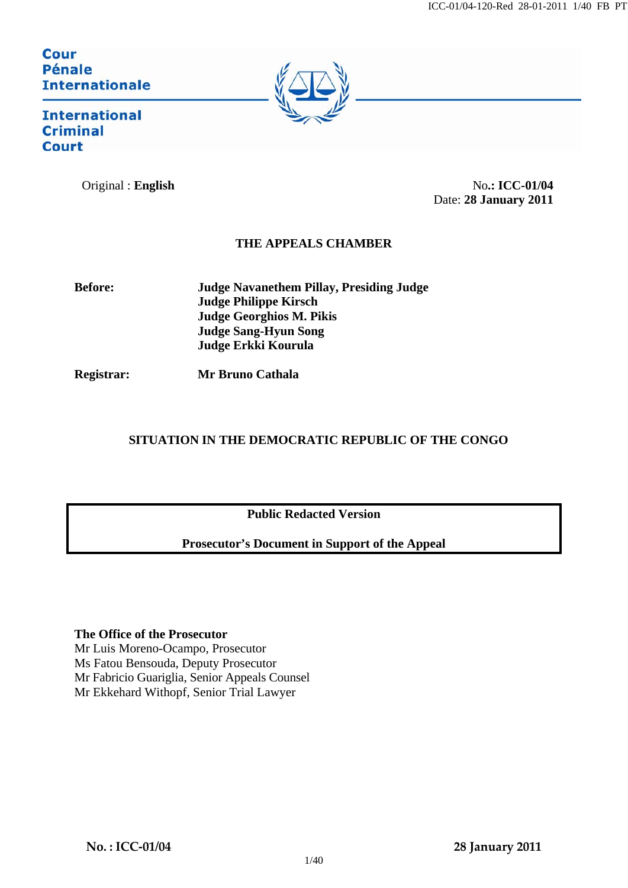Cour Pénale Internationale

International Criminal Court

Original : **English**

No**.: ICC-01/04**
Date: **28 January 2011**

**THE APPEALS CHAMBER**

**Before:** **Judge Navanethem Pillay, Presiding Judge**
**Judge Philippe Kirsch**
**Judge Georghios M. Pikis**
**Judge Sang-Hyun Song**
**Judge Erkki Kourula**

**Registrar:** **Mr Bruno Cathala**

**SITUATION IN THE DEMOCRATIC REPUBLIC OF THE CONGO**

**Public Redacted Version**

**Prosecutor's Document in Support of the Appeal**

**The Office of the Prosecutor**
Mr Luis Moreno-Ocampo, Prosecutor
Ms Fatou Bensouda, Deputy Prosecutor
Mr Fabricio Guariglia, Senior Appeals Counsel
Mr Ekkehard Withopf, Senior Trial Lawyer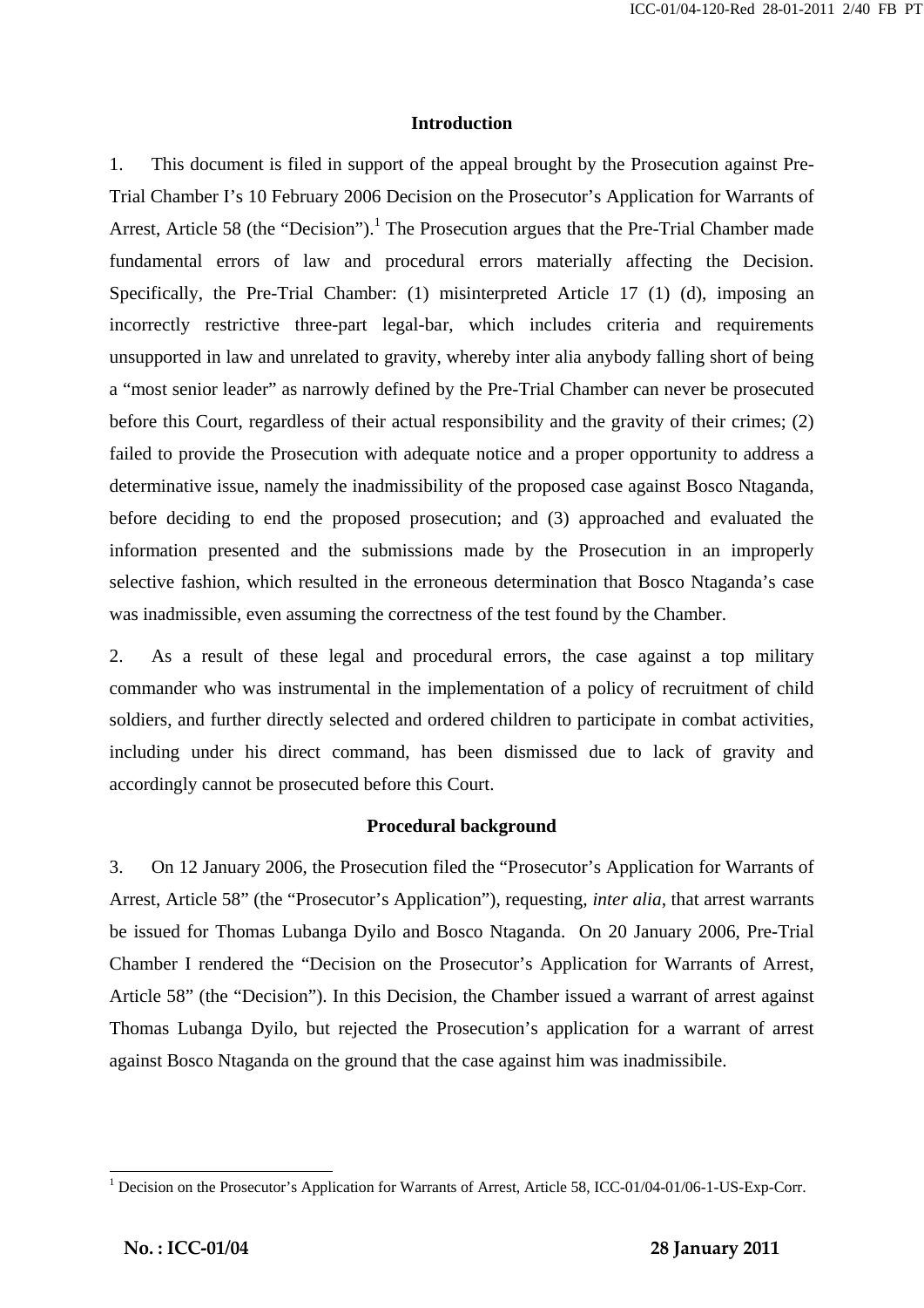## Introduction

1. This document is filed in support of the appeal brought by the Prosecution against Pre-Trial Chamber I's 10 February 2006 Decision on the Prosecutor's Application for Warrants of Arrest, Article 58 (the "Decision").[1] The Prosecution argues that the Pre-Trial Chamber made fundamental errors of law and procedural errors materially affecting the Decision. Specifically, the Pre-Trial Chamber: (1) misinterpreted Article 17 (1) (d), imposing an incorrectly restrictive three-part legal-bar, which includes criteria and requirements unsupported in law and unrelated to gravity, whereby inter alia anybody falling short of being a "most senior leader" as narrowly defined by the Pre-Trial Chamber can never be prosecuted before this Court, regardless of their actual responsibility and the gravity of their crimes; (2) failed to provide the Prosecution with adequate notice and a proper opportunity to address a determinative issue, namely the inadmissibility of the proposed case against Bosco Ntaganda, before deciding to end the proposed prosecution; and (3) approached and evaluated the information presented and the submissions made by the Prosecution in an improperly selective fashion, which resulted in the erroneous determination that Bosco Ntaganda's case was inadmissible, even assuming the correctness of the test found by the Chamber.

2. As a result of these legal and procedural errors, the case against a top military commander who was instrumental in the implementation of a policy of recruitment of child soldiers, and further directly selected and ordered children to participate in combat activities, including under his direct command, has been dismissed due to lack of gravity and accordingly cannot be prosecuted before this Court.

## Procedural background

3. On 12 January 2006, the Prosecution filed the "Prosecutor's Application for Warrants of Arrest, Article 58" (the "Prosecutor's Application"), requesting, *inter alia*, that arrest warrants be issued for Thomas Lubanga Dyilo and Bosco Ntaganda. On 20 January 2006, Pre-Trial Chamber I rendered the "Decision on the Prosecutor's Application for Warrants of Arrest, Article 58" (the "Decision"). In this Decision, the Chamber issued a warrant of arrest against Thomas Lubanga Dyilo, but rejected the Prosecution's application for a warrant of arrest against Bosco Ntaganda on the ground that the case against him was inadmissibile.

---

[1] Decision on the Prosecutor's Application for Warrants of Arrest, Article 58, ICC-01/04-01/06-1-US-Exp-Corr.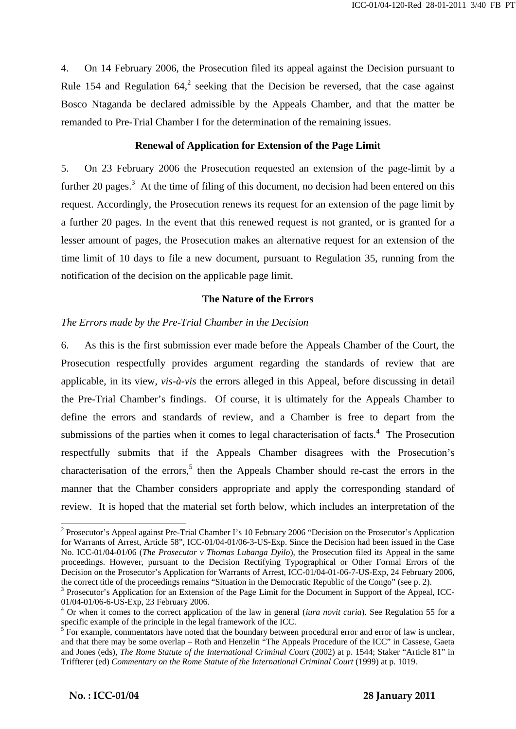4. On 14 February 2006, the Prosecution filed its appeal against the Decision pursuant to Rule 154 and Regulation 64,[2] seeking that the Decision be reversed, that the case against Bosco Ntaganda be declared admissible by the Appeals Chamber, and that the matter be remanded to Pre-Trial Chamber I for the determination of the remaining issues.

**Renewal of Application for Extension of the Page Limit**

5. On 23 February 2006 the Prosecution requested an extension of the page-limit by a further 20 pages.[3] At the time of filing of this document, no decision had been entered on this request. Accordingly, the Prosecution renews its request for an extension of the page limit by a further 20 pages. In the event that this renewed request is not granted, or is granted for a lesser amount of pages, the Prosecution makes an alternative request for an extension of the time limit of 10 days to file a new document, pursuant to Regulation 35, running from the notification of the decision on the applicable page limit.

**The Nature of the Errors**

*The Errors made by the Pre-Trial Chamber in the Decision*

6. As this is the first submission ever made before the Appeals Chamber of the Court, the Prosecution respectfully provides argument regarding the standards of review that are applicable, in its view, *vis-à-vis* the errors alleged in this Appeal, before discussing in detail the Pre-Trial Chamber's findings. Of course, it is ultimately for the Appeals Chamber to define the errors and standards of review, and a Chamber is free to depart from the submissions of the parties when it comes to legal characterisation of facts.[4] The Prosecution respectfully submits that if the Appeals Chamber disagrees with the Prosecution's characterisation of the errors,[5] then the Appeals Chamber should re-cast the errors in the manner that the Chamber considers appropriate and apply the corresponding standard of review. It is hoped that the material set forth below, which includes an interpretation of the

---

[2] Prosecutor's Appeal against Pre-Trial Chamber I's 10 February 2006 "Decision on the Prosecutor's Application for Warrants of Arrest, Article 58", ICC-01/04-01/06-3-US-Exp. Since the Decision had been issued in the Case No. ICC-01/04-01/06 (*The Prosecutor v Thomas Lubanga Dyilo*), the Prosecution filed its Appeal in the same proceedings. However, pursuant to the Decision Rectifying Typographical or Other Formal Errors of the Decision on the Prosecutor's Application for Warrants of Arrest, ICC-01/04-01-06-7-US-Exp, 24 February 2006, the correct title of the proceedings remains "Situation in the Democratic Republic of the Congo" (see p. 2).

[3] Prosecutor's Application for an Extension of the Page Limit for the Document in Support of the Appeal, ICC-01/04-01/06-6-US-Exp, 23 February 2006.

[4] Or when it comes to the correct application of the law in general (*iura novit curia*). See Regulation 55 for a specific example of the principle in the legal framework of the ICC.

[5] For example, commentators have noted that the boundary between procedural error and error of law is unclear, and that there may be some overlap – Roth and Henzelin "The Appeals Procedure of the ICC" in Cassese, Gaeta and Jones (eds), *The Rome Statute of the International Criminal Court* (2002) at p. 1544; Staker "Article 81" in Triffterer (ed) *Commentary on the Rome Statute of the International Criminal Court* (1999) at p. 1019.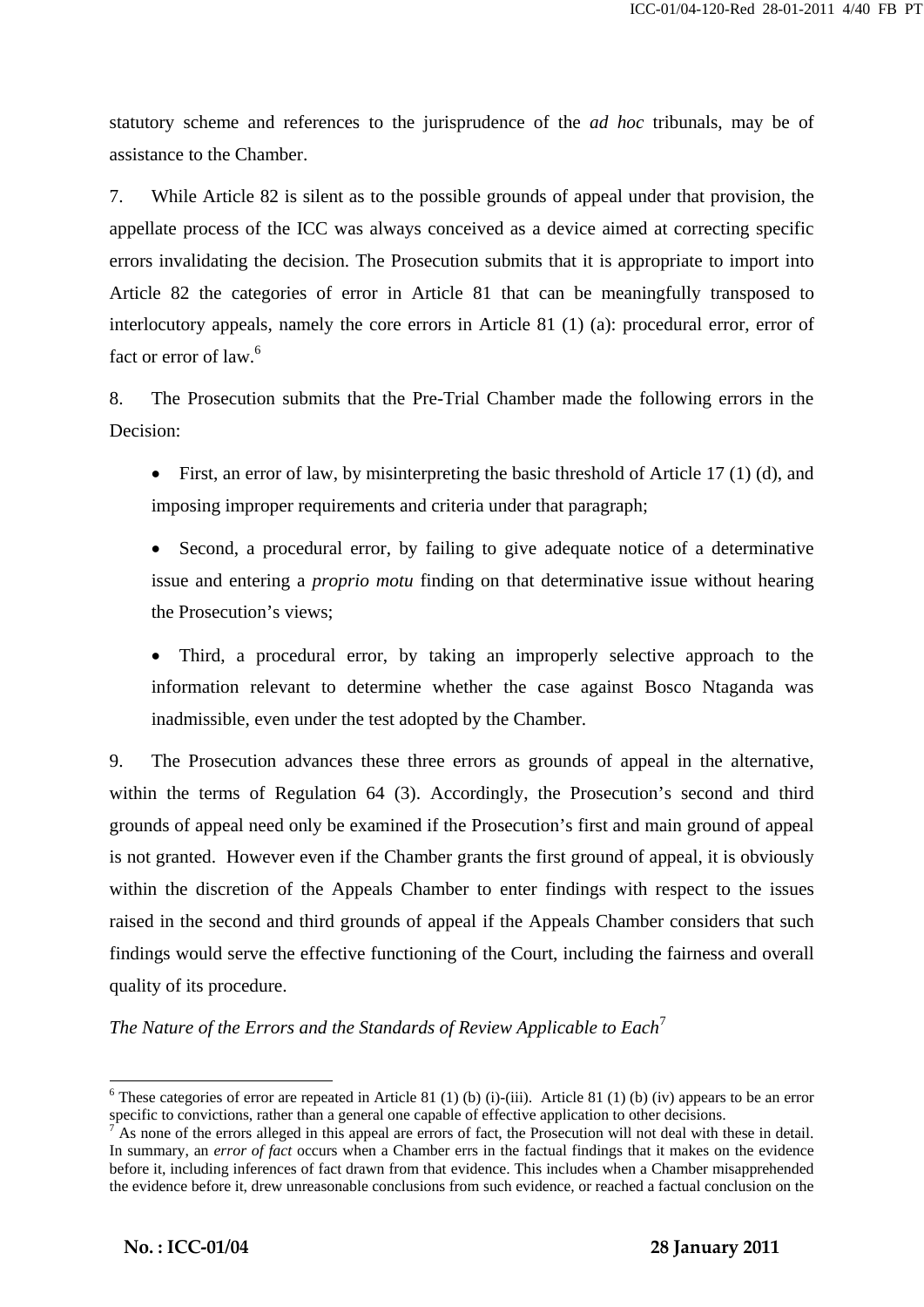statutory scheme and references to the jurisprudence of the *ad hoc* tribunals, may be of assistance to the Chamber.

7. While Article 82 is silent as to the possible grounds of appeal under that provision, the appellate process of the ICC was always conceived as a device aimed at correcting specific errors invalidating the decision. The Prosecution submits that it is appropriate to import into Article 82 the categories of error in Article 81 that can be meaningfully transposed to interlocutory appeals, namely the core errors in Article 81 (1) (a): procedural error, error of fact or error of law.[6]

8. The Prosecution submits that the Pre-Trial Chamber made the following errors in the Decision:

- First, an error of law, by misinterpreting the basic threshold of Article 17 (1) (d), and imposing improper requirements and criteria under that paragraph;
- Second, a procedural error, by failing to give adequate notice of a determinative issue and entering a *proprio motu* finding on that determinative issue without hearing the Prosecution's views;
- Third, a procedural error, by taking an improperly selective approach to the information relevant to determine whether the case against Bosco Ntaganda was inadmissible, even under the test adopted by the Chamber.

9. The Prosecution advances these three errors as grounds of appeal in the alternative, within the terms of Regulation 64 (3). Accordingly, the Prosecution's second and third grounds of appeal need only be examined if the Prosecution's first and main ground of appeal is not granted. However even if the Chamber grants the first ground of appeal, it is obviously within the discretion of the Appeals Chamber to enter findings with respect to the issues raised in the second and third grounds of appeal if the Appeals Chamber considers that such findings would serve the effective functioning of the Court, including the fairness and overall quality of its procedure.

*The Nature of the Errors and the Standards of Review Applicable to Each*[7]

---

[6] These categories of error are repeated in Article 81 (1) (b) (i)-(iii). Article 81 (1) (b) (iv) appears to be an error specific to convictions, rather than a general one capable of effective application to other decisions.

[7] As none of the errors alleged in this appeal are errors of fact, the Prosecution will not deal with these in detail. In summary, an *error of fact* occurs when a Chamber errs in the factual findings that it makes on the evidence before it, including inferences of fact drawn from that evidence. This includes when a Chamber misapprehended the evidence before it, drew unreasonable conclusions from such evidence, or reached a factual conclusion on the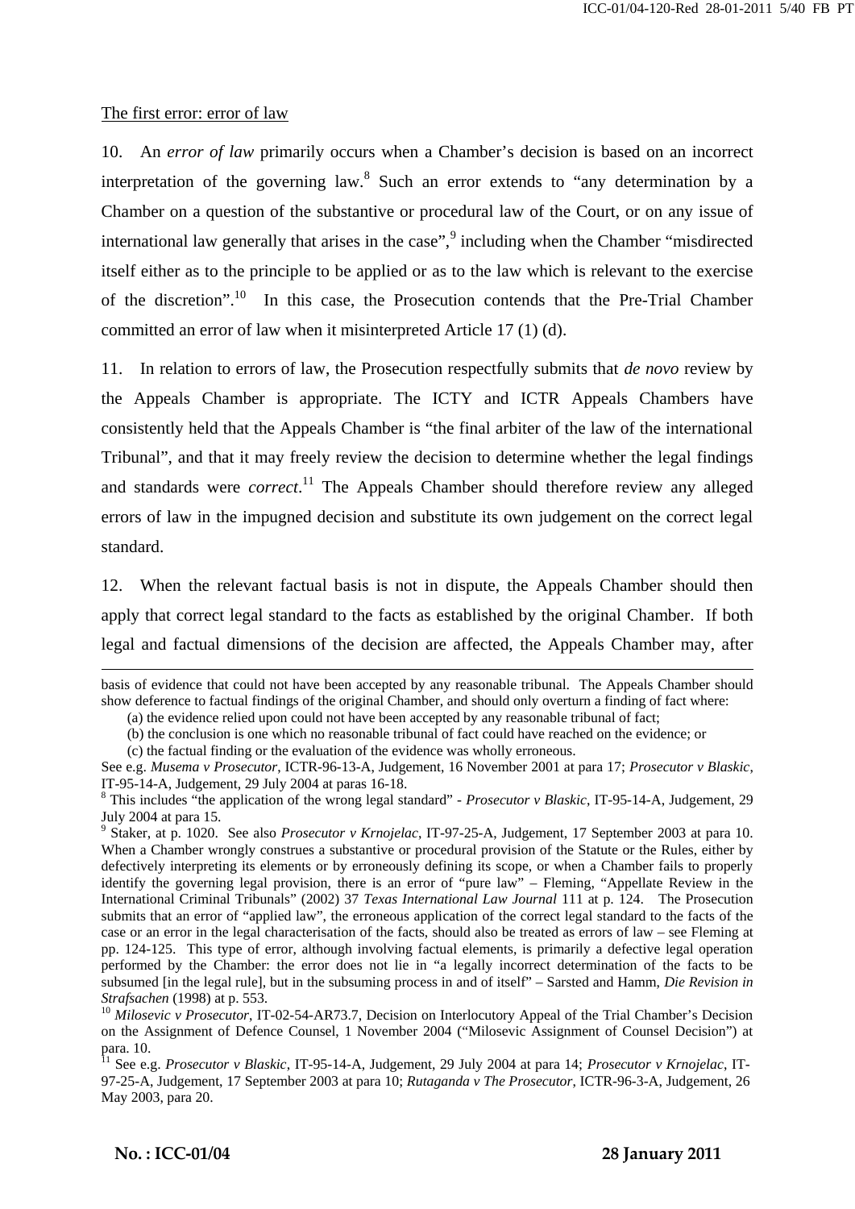The first error: error of law

10. An *error of law* primarily occurs when a Chamber's decision is based on an incorrect interpretation of the governing law.[8] Such an error extends to "any determination by a Chamber on a question of the substantive or procedural law of the Court, or on any issue of international law generally that arises in the case",[9] including when the Chamber "misdirected itself either as to the principle to be applied or as to the law which is relevant to the exercise of the discretion".[10] In this case, the Prosecution contends that the Pre-Trial Chamber committed an error of law when it misinterpreted Article 17 (1) (d).

11. In relation to errors of law, the Prosecution respectfully submits that *de novo* review by the Appeals Chamber is appropriate. The ICTY and ICTR Appeals Chambers have consistently held that the Appeals Chamber is "the final arbiter of the law of the international Tribunal", and that it may freely review the decision to determine whether the legal findings and standards were *correct*.[11] The Appeals Chamber should therefore review any alleged errors of law in the impugned decision and substitute its own judgement on the correct legal standard.

12. When the relevant factual basis is not in dispute, the Appeals Chamber should then apply that correct legal standard to the facts as established by the original Chamber. If both legal and factual dimensions of the decision are affected, the Appeals Chamber may, after

---

basis of evidence that could not have been accepted by any reasonable tribunal. The Appeals Chamber should show deference to factual findings of the original Chamber, and should only overturn a finding of fact where:

(a) the evidence relied upon could not have been accepted by any reasonable tribunal of fact;

(b) the conclusion is one which no reasonable tribunal of fact could have reached on the evidence; or

(c) the factual finding or the evaluation of the evidence was wholly erroneous.

See e.g. *Musema v Prosecutor*, ICTR-96-13-A, Judgement, 16 November 2001 at para 17; *Prosecutor v Blaskic*, IT-95-14-A, Judgement, 29 July 2004 at paras 16-18.

[8] This includes "the application of the wrong legal standard" - *Prosecutor v Blaskic*, IT-95-14-A, Judgement, 29 July 2004 at para 15.

[9] Staker, at p. 1020. See also *Prosecutor v Krnojelac*, IT-97-25-A, Judgement, 17 September 2003 at para 10. When a Chamber wrongly construes a substantive or procedural provision of the Statute or the Rules, either by defectively interpreting its elements or by erroneously defining its scope, or when a Chamber fails to properly identify the governing legal provision, there is an error of "pure law" – Fleming, "Appellate Review in the International Criminal Tribunals" (2002) 37 *Texas International Law Journal* 111 at p. 124. The Prosecution submits that an error of "applied law", the erroneous application of the correct legal standard to the facts of the case or an error in the legal characterisation of the facts, should also be treated as errors of law – see Fleming at pp. 124-125. This type of error, although involving factual elements, is primarily a defective legal operation performed by the Chamber: the error does not lie in "a legally incorrect determination of the facts to be subsumed [in the legal rule], but in the subsuming process in and of itself" – Sarsted and Hamm, *Die Revision in Strafsachen* (1998) at p. 553.

[10] *Milosevic v Prosecutor*, IT-02-54-AR73.7, Decision on Interlocutory Appeal of the Trial Chamber's Decision on the Assignment of Defence Counsel, 1 November 2004 ("Milosevic Assignment of Counsel Decision") at para. 10.

[11] See e.g. *Prosecutor v Blaskic*, IT-95-14-A, Judgement, 29 July 2004 at para 14; *Prosecutor v Krnojelac*, IT-97-25-A, Judgement, 17 September 2003 at para 10; *Rutaganda v The Prosecutor*, ICTR-96-3-A, Judgement, 26 May 2003, para 20.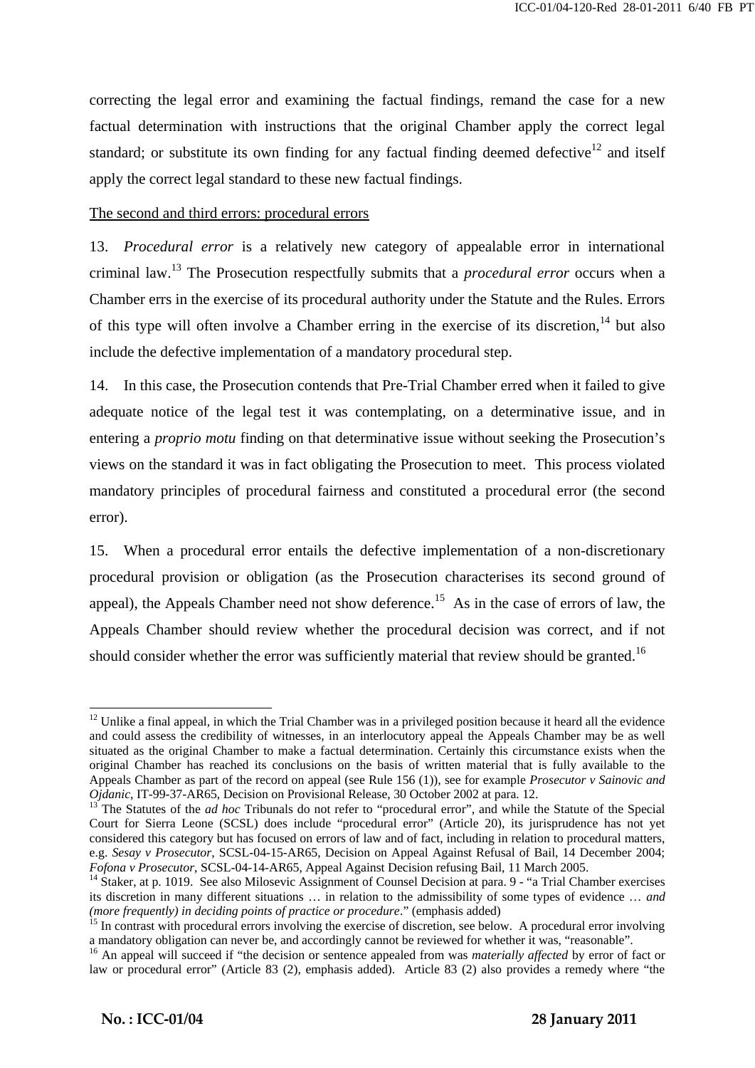correcting the legal error and examining the factual findings, remand the case for a new factual determination with instructions that the original Chamber apply the correct legal standard; or substitute its own finding for any factual finding deemed defective[12] and itself apply the correct legal standard to these new factual findings.

The second and third errors: procedural errors

13. *Procedural error* is a relatively new category of appealable error in international criminal law.[13] The Prosecution respectfully submits that a *procedural error* occurs when a Chamber errs in the exercise of its procedural authority under the Statute and the Rules. Errors of this type will often involve a Chamber erring in the exercise of its discretion,[14] but also include the defective implementation of a mandatory procedural step.

14. In this case, the Prosecution contends that Pre-Trial Chamber erred when it failed to give adequate notice of the legal test it was contemplating, on a determinative issue, and in entering a *proprio motu* finding on that determinative issue without seeking the Prosecution's views on the standard it was in fact obligating the Prosecution to meet. This process violated mandatory principles of procedural fairness and constituted a procedural error (the second error).

15. When a procedural error entails the defective implementation of a non-discretionary procedural provision or obligation (as the Prosecution characterises its second ground of appeal), the Appeals Chamber need not show deference.[15] As in the case of errors of law, the Appeals Chamber should review whether the procedural decision was correct, and if not should consider whether the error was sufficiently material that review should be granted.[16]

---

[12] Unlike a final appeal, in which the Trial Chamber was in a privileged position because it heard all the evidence and could assess the credibility of witnesses, in an interlocutory appeal the Appeals Chamber may be as well situated as the original Chamber to make a factual determination. Certainly this circumstance exists when the original Chamber has reached its conclusions on the basis of written material that is fully available to the Appeals Chamber as part of the record on appeal (see Rule 156 (1)), see for example *Prosecutor v Sainovic and Ojdanic*, IT-99-37-AR65, Decision on Provisional Release, 30 October 2002 at para. 12.

[13] The Statutes of the *ad hoc* Tribunals do not refer to "procedural error", and while the Statute of the Special Court for Sierra Leone (SCSL) does include "procedural error" (Article 20), its jurisprudence has not yet considered this category but has focused on errors of law and of fact, including in relation to procedural matters, e.g. *Sesay v Prosecutor*, SCSL-04-15-AR65, Decision on Appeal Against Refusal of Bail, 14 December 2004; *Fofona v Prosecutor*, SCSL-04-14-AR65, Appeal Against Decision refusing Bail, 11 March 2005.

[14] Staker, at p. 1019. See also Milosevic Assignment of Counsel Decision at para. 9 - "a Trial Chamber exercises its discretion in many different situations … in relation to the admissibility of some types of evidence … *and (more frequently) in deciding points of practice or procedure*." (emphasis added)

[15] In contrast with procedural errors involving the exercise of discretion, see below. A procedural error involving a mandatory obligation can never be, and accordingly cannot be reviewed for whether it was, "reasonable".

[16] An appeal will succeed if "the decision or sentence appealed from was *materially affected* by error of fact or law or procedural error" (Article 83 (2), emphasis added). Article 83 (2) also provides a remedy where "the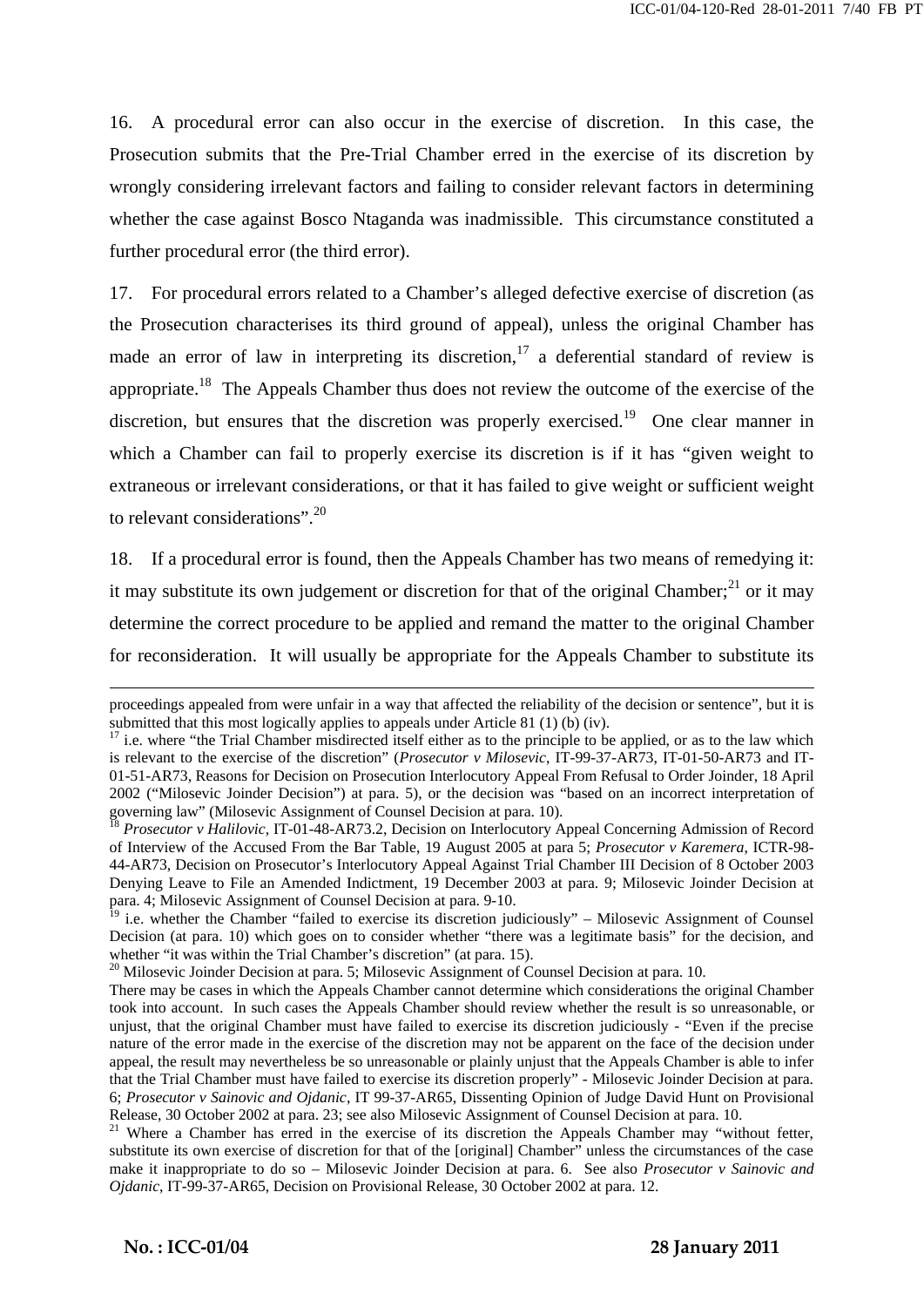16. A procedural error can also occur in the exercise of discretion. In this case, the Prosecution submits that the Pre-Trial Chamber erred in the exercise of its discretion by wrongly considering irrelevant factors and failing to consider relevant factors in determining whether the case against Bosco Ntaganda was inadmissible. This circumstance constituted a further procedural error (the third error).

17. For procedural errors related to a Chamber's alleged defective exercise of discretion (as the Prosecution characterises its third ground of appeal), unless the original Chamber has made an error of law in interpreting its discretion,[17] a deferential standard of review is appropriate.[18] The Appeals Chamber thus does not review the outcome of the exercise of the discretion, but ensures that the discretion was properly exercised.[19] One clear manner in which a Chamber can fail to properly exercise its discretion is if it has "given weight to extraneous or irrelevant considerations, or that it has failed to give weight or sufficient weight to relevant considerations".[20]

18. If a procedural error is found, then the Appeals Chamber has two means of remedying it: it may substitute its own judgement or discretion for that of the original Chamber;[21] or it may determine the correct procedure to be applied and remand the matter to the original Chamber for reconsideration. It will usually be appropriate for the Appeals Chamber to substitute its

---

proceedings appealed from were unfair in a way that affected the reliability of the decision or sentence", but it is submitted that this most logically applies to appeals under Article 81 (1) (b) (iv).

[17] i.e. where "the Trial Chamber misdirected itself either as to the principle to be applied, or as to the law which is relevant to the exercise of the discretion" (*Prosecutor v Milosevic*, IT-99-37-AR73, IT-01-50-AR73 and IT-01-51-AR73, Reasons for Decision on Prosecution Interlocutory Appeal From Refusal to Order Joinder, 18 April 2002 ("Milosevic Joinder Decision") at para. 5), or the decision was "based on an incorrect interpretation of governing law" (Milosevic Assignment of Counsel Decision at para. 10).

[18] *Prosecutor v Halilovic*, IT-01-48-AR73.2, Decision on Interlocutory Appeal Concerning Admission of Record of Interview of the Accused From the Bar Table, 19 August 2005 at para 5; *Prosecutor v Karemera*, ICTR-98-44-AR73, Decision on Prosecutor's Interlocutory Appeal Against Trial Chamber III Decision of 8 October 2003 Denying Leave to File an Amended Indictment, 19 December 2003 at para. 9; Milosevic Joinder Decision at para. 4; Milosevic Assignment of Counsel Decision at para. 9-10.

[19] i.e. whether the Chamber "failed to exercise its discretion judiciously" – Milosevic Assignment of Counsel Decision (at para. 10) which goes on to consider whether "there was a legitimate basis" for the decision, and whether "it was within the Trial Chamber's discretion" (at para. 15).

[20] Milosevic Joinder Decision at para. 5; Milosevic Assignment of Counsel Decision at para. 10.

There may be cases in which the Appeals Chamber cannot determine which considerations the original Chamber took into account. In such cases the Appeals Chamber should review whether the result is so unreasonable, or unjust, that the original Chamber must have failed to exercise its discretion judiciously - "Even if the precise nature of the error made in the exercise of the discretion may not be apparent on the face of the decision under appeal, the result may nevertheless be so unreasonable or plainly unjust that the Appeals Chamber is able to infer that the Trial Chamber must have failed to exercise its discretion properly" - Milosevic Joinder Decision at para. 6; *Prosecutor v Sainovic and Ojdanic*, IT 99-37-AR65, Dissenting Opinion of Judge David Hunt on Provisional Release, 30 October 2002 at para. 23; see also Milosevic Assignment of Counsel Decision at para. 10.

[21] Where a Chamber has erred in the exercise of its discretion the Appeals Chamber may "without fetter, substitute its own exercise of discretion for that of the [original] Chamber" unless the circumstances of the case make it inappropriate to do so – Milosevic Joinder Decision at para. 6. See also *Prosecutor v Sainovic and Ojdanic*, IT-99-37-AR65, Decision on Provisional Release, 30 October 2002 at para. 12.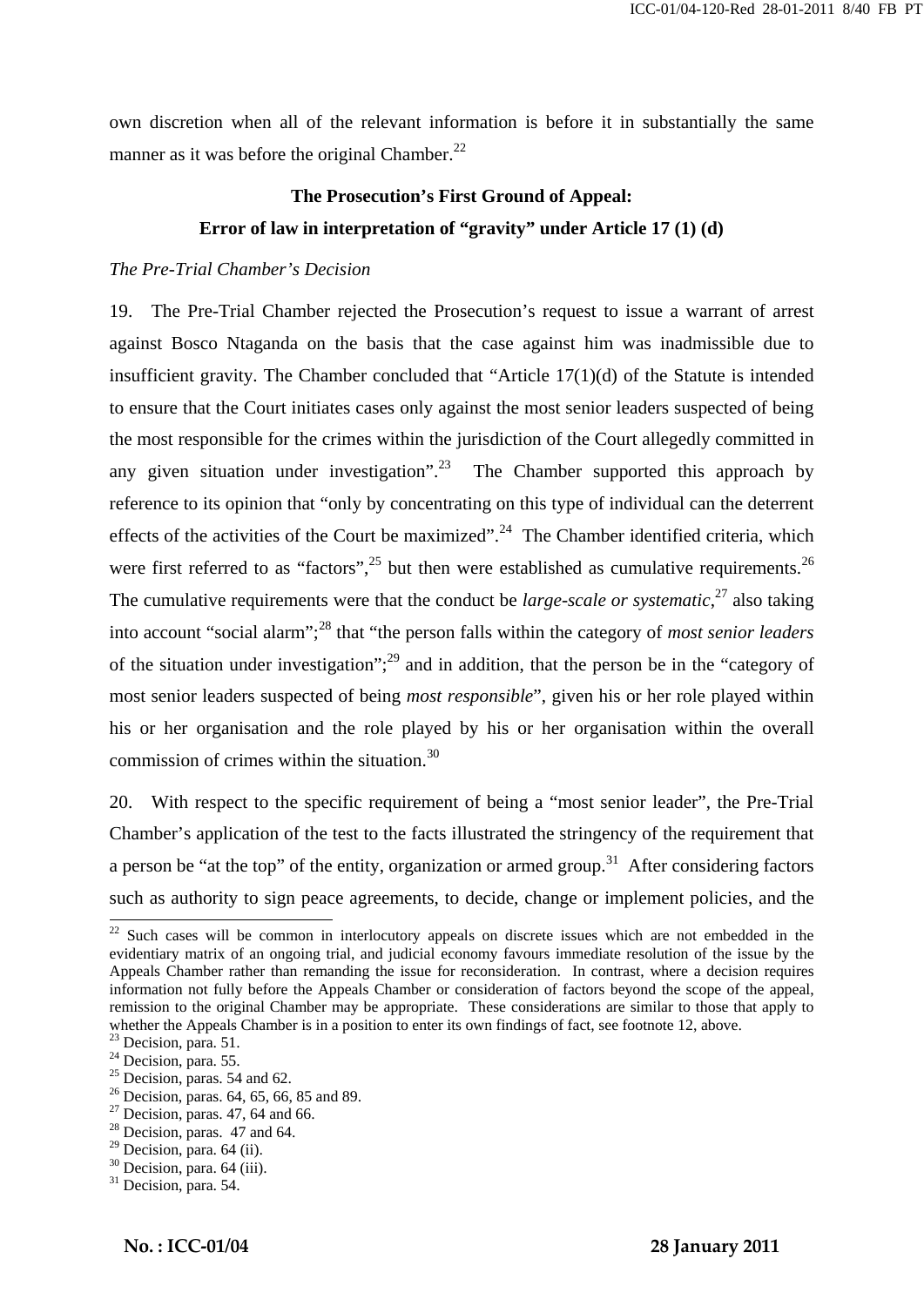own discretion when all of the relevant information is before it in substantially the same manner as it was before the original Chamber.[22]

**The Prosecution's First Ground of Appeal:**

**Error of law in interpretation of "gravity" under Article 17 (1) (d)**

*The Pre-Trial Chamber's Decision*

19. The Pre-Trial Chamber rejected the Prosecution's request to issue a warrant of arrest against Bosco Ntaganda on the basis that the case against him was inadmissible due to insufficient gravity. The Chamber concluded that "Article 17(1)(d) of the Statute is intended to ensure that the Court initiates cases only against the most senior leaders suspected of being the most responsible for the crimes within the jurisdiction of the Court allegedly committed in any given situation under investigation".[23] The Chamber supported this approach by reference to its opinion that "only by concentrating on this type of individual can the deterrent effects of the activities of the Court be maximized".[24] The Chamber identified criteria, which were first referred to as "factors",[25] but then were established as cumulative requirements.[26] The cumulative requirements were that the conduct be *large-scale or systematic*,[27] also taking into account "social alarm";[28] that "the person falls within the category of *most senior leaders* of the situation under investigation";[29] and in addition, that the person be in the "category of most senior leaders suspected of being *most responsible*", given his or her role played within his or her organisation and the role played by his or her organisation within the overall commission of crimes within the situation.[30]

20. With respect to the specific requirement of being a "most senior leader", the Pre-Trial Chamber's application of the test to the facts illustrated the stringency of the requirement that a person be "at the top" of the entity, organization or armed group.[31] After considering factors such as authority to sign peace agreements, to decide, change or implement policies, and the

---

[22] Such cases will be common in interlocutory appeals on discrete issues which are not embedded in the evidentiary matrix of an ongoing trial, and judicial economy favours immediate resolution of the issue by the Appeals Chamber rather than remanding the issue for reconsideration. In contrast, where a decision requires information not fully before the Appeals Chamber or consideration of factors beyond the scope of the appeal, remission to the original Chamber may be appropriate. These considerations are similar to those that apply to whether the Appeals Chamber is in a position to enter its own findings of fact, see footnote 12, above.

[23] Decision, para. 51.

[24] Decision, para. 55.

[25] Decision, paras. 54 and 62.

[26] Decision, paras. 64, 65, 66, 85 and 89.

[27] Decision, paras. 47, 64 and 66.

[28] Decision, paras. 47 and 64.

[29] Decision, para. 64 (ii).

[30] Decision, para. 64 (iii).

[31] Decision, para. 54.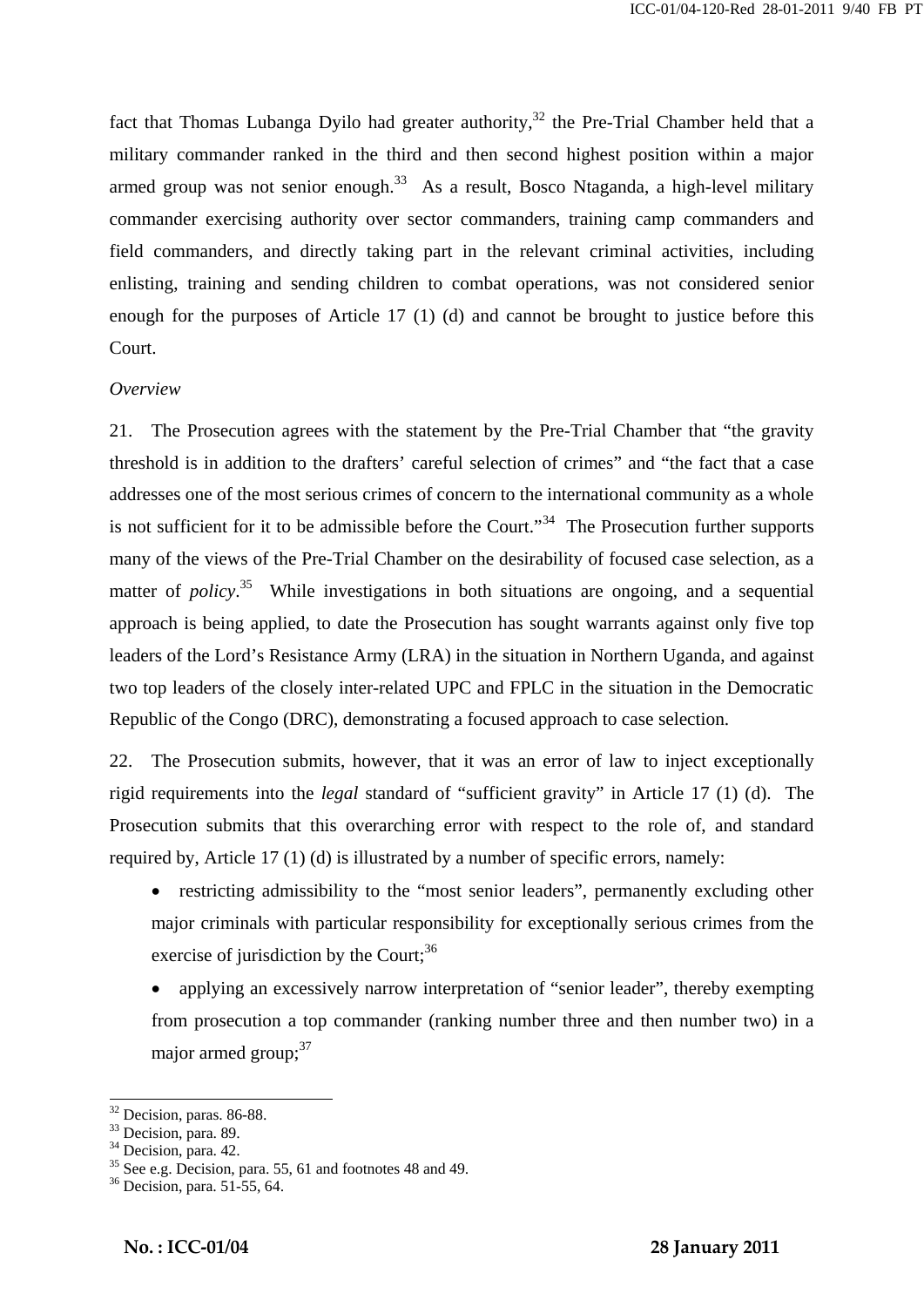fact that Thomas Lubanga Dyilo had greater authority,[32] the Pre-Trial Chamber held that a military commander ranked in the third and then second highest position within a major armed group was not senior enough.[33] As a result, Bosco Ntaganda, a high-level military commander exercising authority over sector commanders, training camp commanders and field commanders, and directly taking part in the relevant criminal activities, including enlisting, training and sending children to combat operations, was not considered senior enough for the purposes of Article 17 (1) (d) and cannot be brought to justice before this Court.

*Overview*

21. The Prosecution agrees with the statement by the Pre-Trial Chamber that "the gravity threshold is in addition to the drafters' careful selection of crimes" and "the fact that a case addresses one of the most serious crimes of concern to the international community as a whole is not sufficient for it to be admissible before the Court."[34] The Prosecution further supports many of the views of the Pre-Trial Chamber on the desirability of focused case selection, as a matter of *policy*.[35] While investigations in both situations are ongoing, and a sequential approach is being applied, to date the Prosecution has sought warrants against only five top leaders of the Lord's Resistance Army (LRA) in the situation in Northern Uganda, and against two top leaders of the closely inter-related UPC and FPLC in the situation in the Democratic Republic of the Congo (DRC), demonstrating a focused approach to case selection.

22. The Prosecution submits, however, that it was an error of law to inject exceptionally rigid requirements into the *legal* standard of "sufficient gravity" in Article 17 (1) (d). The Prosecution submits that this overarching error with respect to the role of, and standard required by, Article 17 (1) (d) is illustrated by a number of specific errors, namely:

- restricting admissibility to the "most senior leaders", permanently excluding other major criminals with particular responsibility for exceptionally serious crimes from the exercise of jurisdiction by the Court;[36]
- applying an excessively narrow interpretation of "senior leader", thereby exempting from prosecution a top commander (ranking number three and then number two) in a major armed group;[37]

---

[32] Decision, paras. 86-88.
[33] Decision, para. 89.
[34] Decision, para. 42.
[35] See e.g. Decision, para. 55, 61 and footnotes 48 and 49.
[36] Decision, para. 51-55, 64.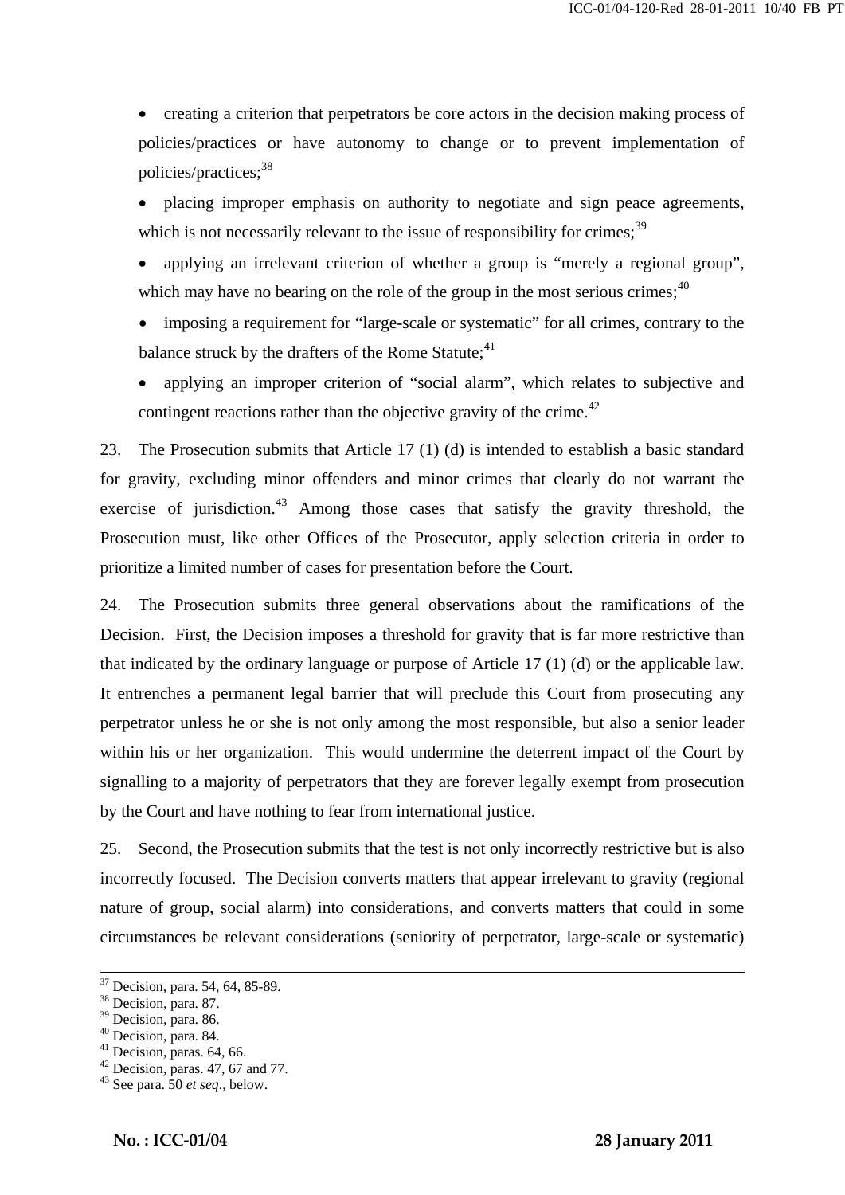- creating a criterion that perpetrators be core actors in the decision making process of policies/practices or have autonomy to change or to prevent implementation of policies/practices;[38]
- placing improper emphasis on authority to negotiate and sign peace agreements, which is not necessarily relevant to the issue of responsibility for crimes;[39]
- applying an irrelevant criterion of whether a group is "merely a regional group", which may have no bearing on the role of the group in the most serious crimes;[40]
- imposing a requirement for "large-scale or systematic" for all crimes, contrary to the balance struck by the drafters of the Rome Statute;[41]
- applying an improper criterion of "social alarm", which relates to subjective and contingent reactions rather than the objective gravity of the crime.[42]

23. The Prosecution submits that Article 17 (1) (d) is intended to establish a basic standard for gravity, excluding minor offenders and minor crimes that clearly do not warrant the exercise of jurisdiction.[43] Among those cases that satisfy the gravity threshold, the Prosecution must, like other Offices of the Prosecutor, apply selection criteria in order to prioritize a limited number of cases for presentation before the Court.

24. The Prosecution submits three general observations about the ramifications of the Decision. First, the Decision imposes a threshold for gravity that is far more restrictive than that indicated by the ordinary language or purpose of Article 17 (1) (d) or the applicable law. It entrenches a permanent legal barrier that will preclude this Court from prosecuting any perpetrator unless he or she is not only among the most responsible, but also a senior leader within his or her organization. This would undermine the deterrent impact of the Court by signalling to a majority of perpetrators that they are forever legally exempt from prosecution by the Court and have nothing to fear from international justice.

25. Second, the Prosecution submits that the test is not only incorrectly restrictive but is also incorrectly focused. The Decision converts matters that appear irrelevant to gravity (regional nature of group, social alarm) into considerations, and converts matters that could in some circumstances be relevant considerations (seniority of perpetrator, large-scale or systematic)

---

[37] Decision, para. 54, 64, 85-89.
[38] Decision, para. 87.
[39] Decision, para. 86.
[40] Decision, para. 84.
[41] Decision, paras. 64, 66.
[42] Decision, paras. 47, 67 and 77.
[43] See para. 50 *et seq*., below.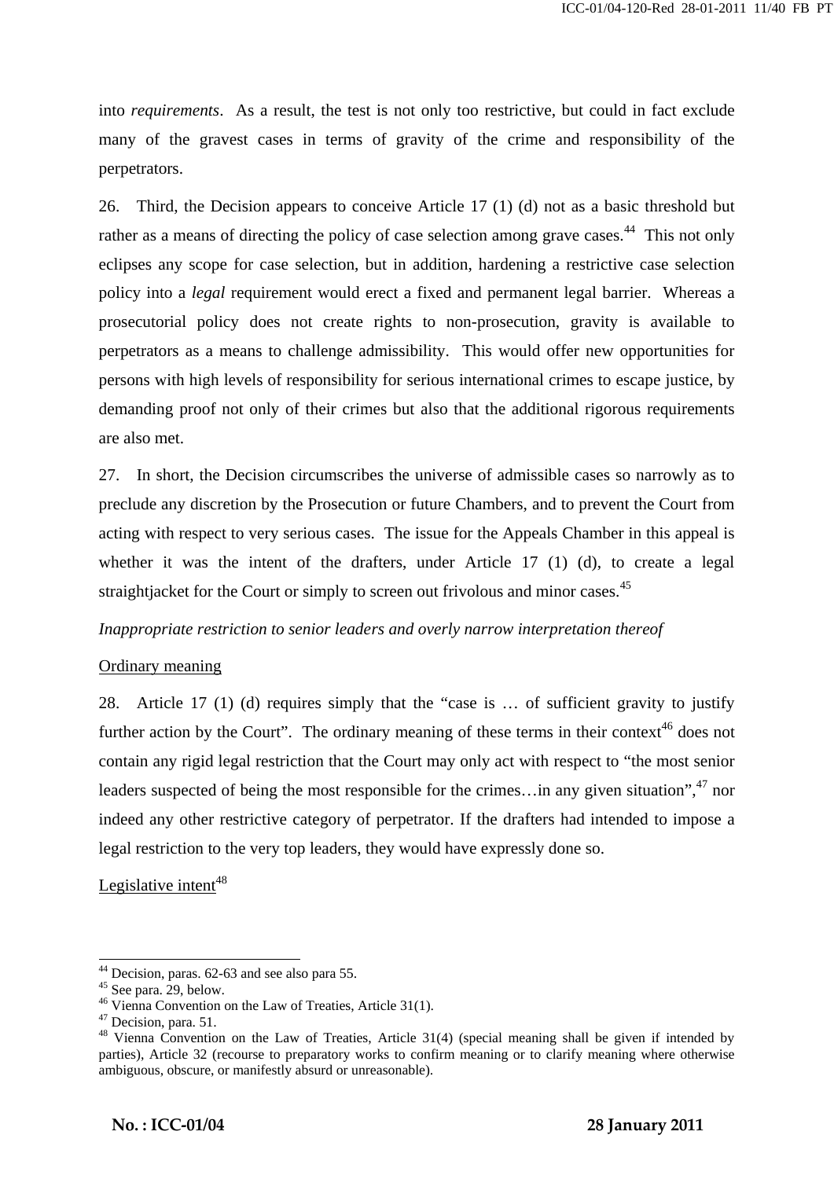into *requirements*. As a result, the test is not only too restrictive, but could in fact exclude many of the gravest cases in terms of gravity of the crime and responsibility of the perpetrators.

26. Third, the Decision appears to conceive Article 17 (1) (d) not as a basic threshold but rather as a means of directing the policy of case selection among grave cases.[44] This not only eclipses any scope for case selection, but in addition, hardening a restrictive case selection policy into a *legal* requirement would erect a fixed and permanent legal barrier. Whereas a prosecutorial policy does not create rights to non-prosecution, gravity is available to perpetrators as a means to challenge admissibility. This would offer new opportunities for persons with high levels of responsibility for serious international crimes to escape justice, by demanding proof not only of their crimes but also that the additional rigorous requirements are also met.

27. In short, the Decision circumscribes the universe of admissible cases so narrowly as to preclude any discretion by the Prosecution or future Chambers, and to prevent the Court from acting with respect to very serious cases. The issue for the Appeals Chamber in this appeal is whether it was the intent of the drafters, under Article 17 (1) (d), to create a legal straightjacket for the Court or simply to screen out frivolous and minor cases.[45]

*Inappropriate restriction to senior leaders and overly narrow interpretation thereof*

<u>Ordinary meaning</u>

28. Article 17 (1) (d) requires simply that the "case is … of sufficient gravity to justify further action by the Court". The ordinary meaning of these terms in their context[46] does not contain any rigid legal restriction that the Court may only act with respect to "the most senior leaders suspected of being the most responsible for the crimes…in any given situation",[47] nor indeed any other restrictive category of perpetrator. If the drafters had intended to impose a legal restriction to the very top leaders, they would have expressly done so.

<u>Legislative intent</u>[48]

---

[44] Decision, paras. 62-63 and see also para 55.

[45] See para. 29, below.

[46] Vienna Convention on the Law of Treaties, Article 31(1).

[47] Decision, para. 51.

[48] Vienna Convention on the Law of Treaties, Article 31(4) (special meaning shall be given if intended by parties), Article 32 (recourse to preparatory works to confirm meaning or to clarify meaning where otherwise ambiguous, obscure, or manifestly absurd or unreasonable).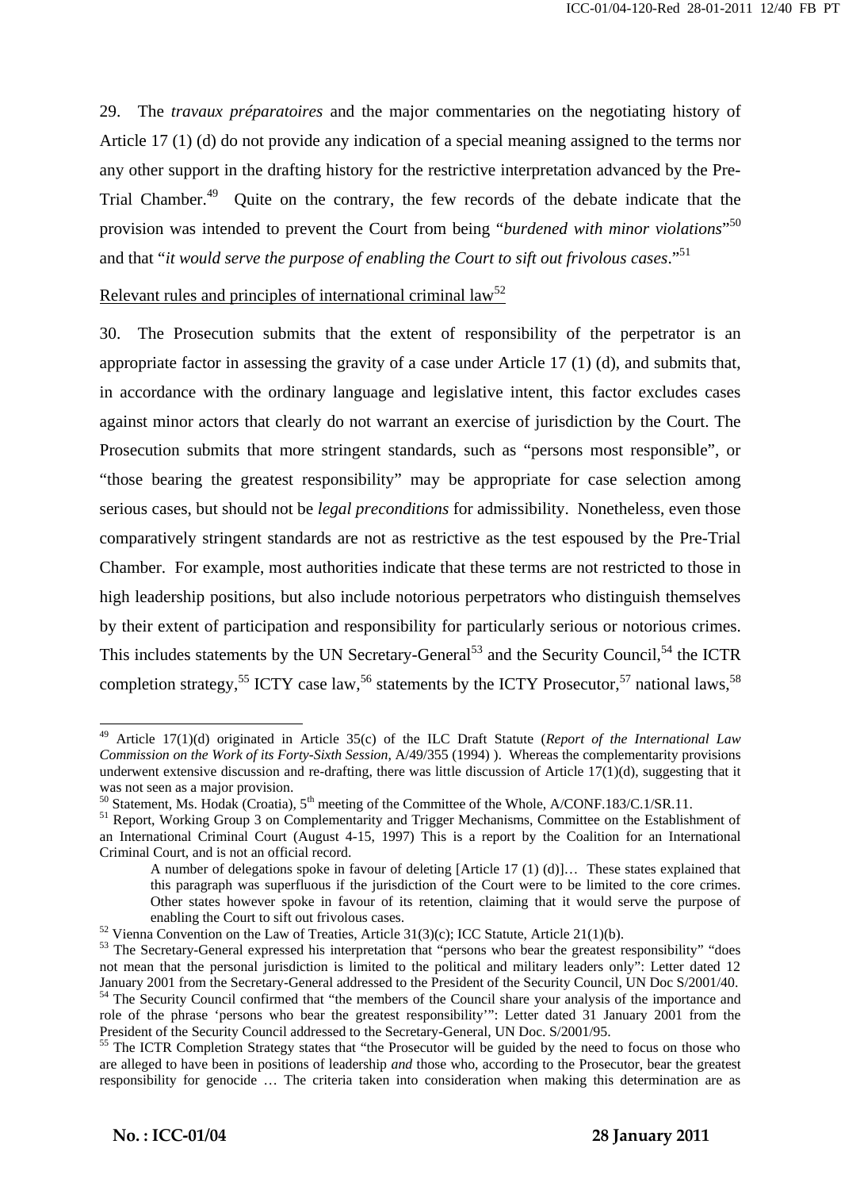29. The *travaux préparatoires* and the major commentaries on the negotiating history of Article 17 (1) (d) do not provide any indication of a special meaning assigned to the terms nor any other support in the drafting history for the restrictive interpretation advanced by the Pre-Trial Chamber.[49] Quite on the contrary, the few records of the debate indicate that the provision was intended to prevent the Court from being "*burdened with minor violations*"[50] and that "*it would serve the purpose of enabling the Court to sift out frivolous cases*."[51]

Relevant rules and principles of international criminal law[52]

30. The Prosecution submits that the extent of responsibility of the perpetrator is an appropriate factor in assessing the gravity of a case under Article 17 (1) (d), and submits that, in accordance with the ordinary language and legislative intent, this factor excludes cases against minor actors that clearly do not warrant an exercise of jurisdiction by the Court. The Prosecution submits that more stringent standards, such as "persons most responsible", or "those bearing the greatest responsibility" may be appropriate for case selection among serious cases, but should not be *legal preconditions* for admissibility. Nonetheless, even those comparatively stringent standards are not as restrictive as the test espoused by the Pre-Trial Chamber. For example, most authorities indicate that these terms are not restricted to those in high leadership positions, but also include notorious perpetrators who distinguish themselves by their extent of participation and responsibility for particularly serious or notorious crimes. This includes statements by the UN Secretary-General[53] and the Security Council,[54] the ICTR completion strategy,[55] ICTY case law,[56] statements by the ICTY Prosecutor,[57] national laws,[58]

---

[49] Article 17(1)(d) originated in Article 35(c) of the ILC Draft Statute (*Report of the International Law Commission on the Work of its Forty-Sixth Session*, A/49/355 (1994) ). Whereas the complementarity provisions underwent extensive discussion and re-drafting, there was little discussion of Article 17(1)(d), suggesting that it was not seen as a major provision.

[50] Statement, Ms. Hodak (Croatia), 5th meeting of the Committee of the Whole, A/CONF.183/C.1/SR.11.

[51] Report, Working Group 3 on Complementarity and Trigger Mechanisms, Committee on the Establishment of an International Criminal Court (August 4-15, 1997) This is a report by the Coalition for an International Criminal Court, and is not an official record.

> A number of delegations spoke in favour of deleting [Article 17 (1) (d)]… These states explained that this paragraph was superfluous if the jurisdiction of the Court were to be limited to the core crimes. Other states however spoke in favour of its retention, claiming that it would serve the purpose of enabling the Court to sift out frivolous cases.

[52] Vienna Convention on the Law of Treaties, Article 31(3)(c); ICC Statute, Article 21(1)(b).

[53] The Secretary-General expressed his interpretation that "persons who bear the greatest responsibility" "does not mean that the personal jurisdiction is limited to the political and military leaders only": Letter dated 12 January 2001 from the Secretary-General addressed to the President of the Security Council, UN Doc S/2001/40.

[54] The Security Council confirmed that "the members of the Council share your analysis of the importance and role of the phrase 'persons who bear the greatest responsibility'": Letter dated 31 January 2001 from the President of the Security Council addressed to the Secretary-General, UN Doc. S/2001/95.

[55] The ICTR Completion Strategy states that "the Prosecutor will be guided by the need to focus on those who are alleged to have been in positions of leadership *and* those who, according to the Prosecutor, bear the greatest responsibility for genocide … The criteria taken into consideration when making this determination are as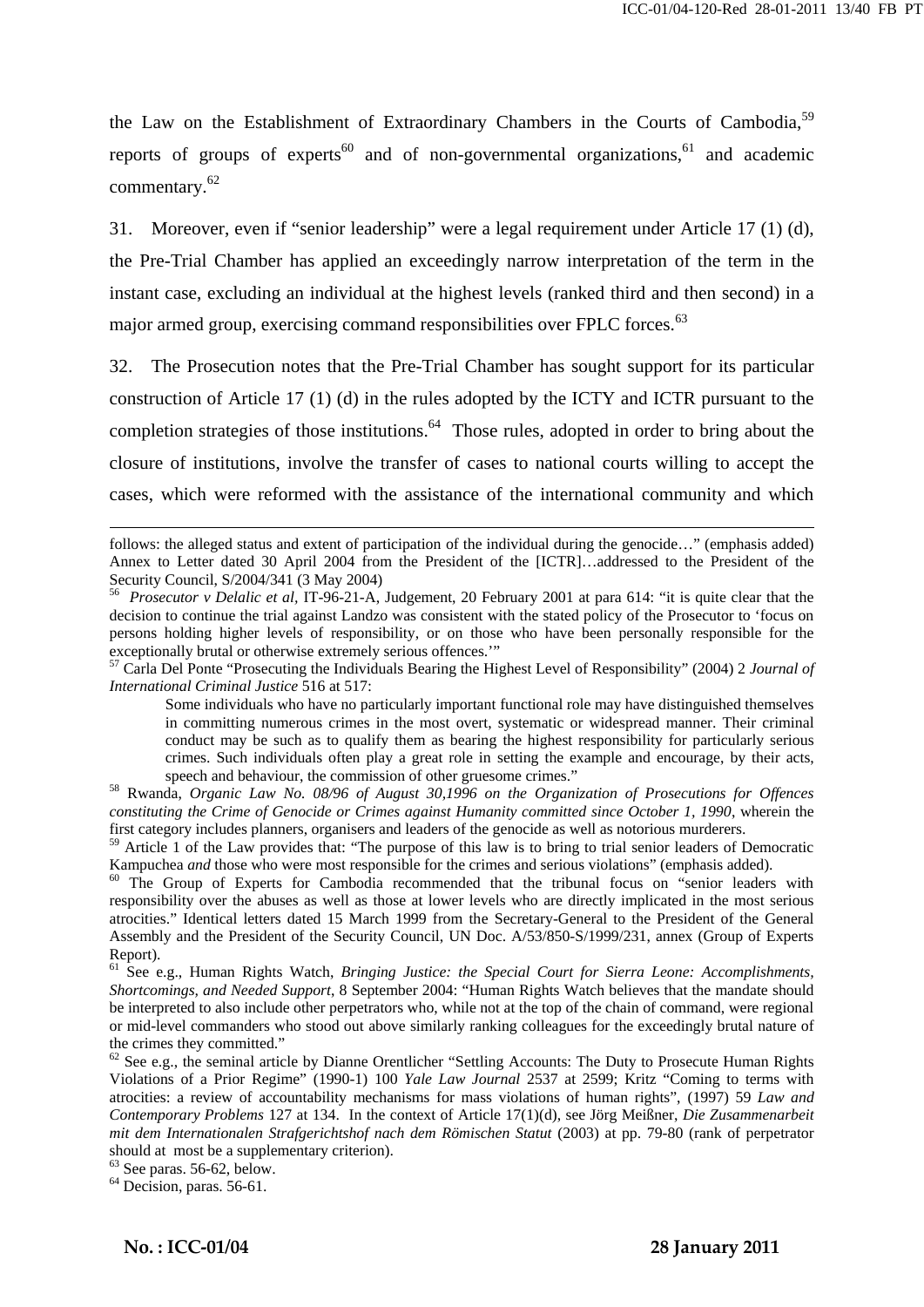the Law on the Establishment of Extraordinary Chambers in the Courts of Cambodia,[59] reports of groups of experts[60] and of non-governmental organizations,[61] and academic commentary.[62]

31. Moreover, even if "senior leadership" were a legal requirement under Article 17 (1) (d), the Pre-Trial Chamber has applied an exceedingly narrow interpretation of the term in the instant case, excluding an individual at the highest levels (ranked third and then second) in a major armed group, exercising command responsibilities over FPLC forces.[63]

32. The Prosecution notes that the Pre-Trial Chamber has sought support for its particular construction of Article 17 (1) (d) in the rules adopted by the ICTY and ICTR pursuant to the completion strategies of those institutions.[64] Those rules, adopted in order to bring about the closure of institutions, involve the transfer of cases to national courts willing to accept the cases, which were reformed with the assistance of the international community and which

---

follows: the alleged status and extent of participation of the individual during the genocide…" (emphasis added) Annex to Letter dated 30 April 2004 from the President of the [ICTR]…addressed to the President of the Security Council, S/2004/341 (3 May 2004)

[56] *Prosecutor v Delalic et al*, IT-96-21-A, Judgement, 20 February 2001 at para 614: "it is quite clear that the decision to continue the trial against Landzo was consistent with the stated policy of the Prosecutor to 'focus on persons holding higher levels of responsibility, or on those who have been personally responsible for the exceptionally brutal or otherwise extremely serious offences.'"

[57] Carla Del Ponte "Prosecuting the Individuals Bearing the Highest Level of Responsibility" (2004) 2 *Journal of International Criminal Justice* 516 at 517:

> Some individuals who have no particularly important functional role may have distinguished themselves in committing numerous crimes in the most overt, systematic or widespread manner. Their criminal conduct may be such as to qualify them as bearing the highest responsibility for particularly serious crimes. Such individuals often play a great role in setting the example and encourage, by their acts, speech and behaviour, the commission of other gruesome crimes."

[58] Rwanda, *Organic Law No. 08/96 of August 30,1996 on the Organization of Prosecutions for Offences constituting the Crime of Genocide or Crimes against Humanity committed since October 1, 1990*, wherein the first category includes planners, organisers and leaders of the genocide as well as notorious murderers.

[59] Article 1 of the Law provides that: "The purpose of this law is to bring to trial senior leaders of Democratic Kampuchea *and* those who were most responsible for the crimes and serious violations" (emphasis added).

[60] The Group of Experts for Cambodia recommended that the tribunal focus on "senior leaders with responsibility over the abuses as well as those at lower levels who are directly implicated in the most serious atrocities." Identical letters dated 15 March 1999 from the Secretary-General to the President of the General Assembly and the President of the Security Council, UN Doc. A/53/850-S/1999/231, annex (Group of Experts Report).

[61] See e.g., Human Rights Watch, *Bringing Justice: the Special Court for Sierra Leone: Accomplishments, Shortcomings, and Needed Support*, 8 September 2004: "Human Rights Watch believes that the mandate should be interpreted to also include other perpetrators who, while not at the top of the chain of command, were regional or mid-level commanders who stood out above similarly ranking colleagues for the exceedingly brutal nature of the crimes they committed."

[62] See e.g., the seminal article by Dianne Orentlicher "Settling Accounts: The Duty to Prosecute Human Rights Violations of a Prior Regime" (1990-1) 100 *Yale Law Journal* 2537 at 2599; Kritz "Coming to terms with atrocities: a review of accountability mechanisms for mass violations of human rights", (1997) 59 *Law and Contemporary Problems* 127 at 134. In the context of Article 17(1)(d), see Jörg Meißner, *Die Zusammenarbeit mit dem Internationalen Strafgerichtshof nach dem Römischen Statut* (2003) at pp. 79-80 (rank of perpetrator should at most be a supplementary criterion).

[63] See paras. 56-62, below.

[64] Decision, paras. 56-61.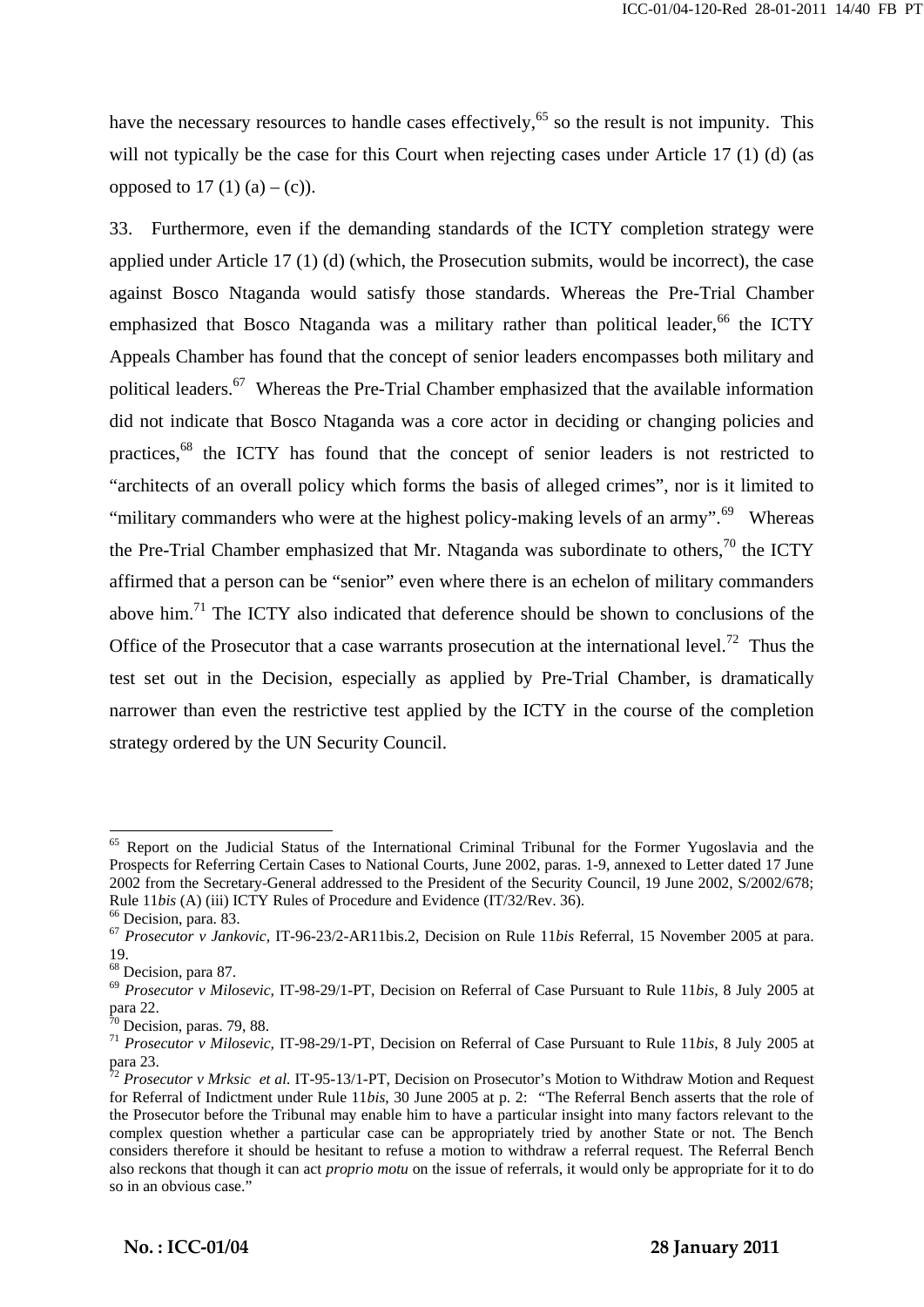have the necessary resources to handle cases effectively,[65] so the result is not impunity. This will not typically be the case for this Court when rejecting cases under Article 17 (1) (d) (as opposed to 17 (1) (a) – (c)).

33. Furthermore, even if the demanding standards of the ICTY completion strategy were applied under Article 17 (1) (d) (which, the Prosecution submits, would be incorrect), the case against Bosco Ntaganda would satisfy those standards. Whereas the Pre-Trial Chamber emphasized that Bosco Ntaganda was a military rather than political leader,[66] the ICTY Appeals Chamber has found that the concept of senior leaders encompasses both military and political leaders.[67] Whereas the Pre-Trial Chamber emphasized that the available information did not indicate that Bosco Ntaganda was a core actor in deciding or changing policies and practices,[68] the ICTY has found that the concept of senior leaders is not restricted to "architects of an overall policy which forms the basis of alleged crimes", nor is it limited to "military commanders who were at the highest policy-making levels of an army".[69] Whereas the Pre-Trial Chamber emphasized that Mr. Ntaganda was subordinate to others,[70] the ICTY affirmed that a person can be "senior" even where there is an echelon of military commanders above him.[71] The ICTY also indicated that deference should be shown to conclusions of the Office of the Prosecutor that a case warrants prosecution at the international level.[72] Thus the test set out in the Decision, especially as applied by Pre-Trial Chamber, is dramatically narrower than even the restrictive test applied by the ICTY in the course of the completion strategy ordered by the UN Security Council.

---

[65] Report on the Judicial Status of the International Criminal Tribunal for the Former Yugoslavia and the Prospects for Referring Certain Cases to National Courts, June 2002, paras. 1-9, annexed to Letter dated 17 June 2002 from the Secretary-General addressed to the President of the Security Council, 19 June 2002, S/2002/678; Rule 11*bis* (A) (iii) ICTY Rules of Procedure and Evidence (IT/32/Rev. 36).

[66] Decision, para. 83.

[67] *Prosecutor v Jankovic*, IT-96-23/2-AR11bis.2, Decision on Rule 11*bis* Referral, 15 November 2005 at para. 19.

[68] Decision, para 87.

[69] *Prosecutor v Milosevic,* IT-98-29/1-PT, Decision on Referral of Case Pursuant to Rule 11*bis*, 8 July 2005 at para 22.

[70] Decision, paras. 79, 88.

[71] *Prosecutor v Milosevic,* IT-98-29/1-PT, Decision on Referral of Case Pursuant to Rule 11*bis*, 8 July 2005 at para 23.

[72] *Prosecutor v Mrksic et al.* IT-95-13/1-PT, Decision on Prosecutor's Motion to Withdraw Motion and Request for Referral of Indictment under Rule 11*bis*, 30 June 2005 at p. 2: "The Referral Bench asserts that the role of the Prosecutor before the Tribunal may enable him to have a particular insight into many factors relevant to the complex question whether a particular case can be appropriately tried by another State or not. The Bench considers therefore it should be hesitant to refuse a motion to withdraw a referral request. The Referral Bench also reckons that though it can act *proprio motu* on the issue of referrals, it would only be appropriate for it to do so in an obvious case."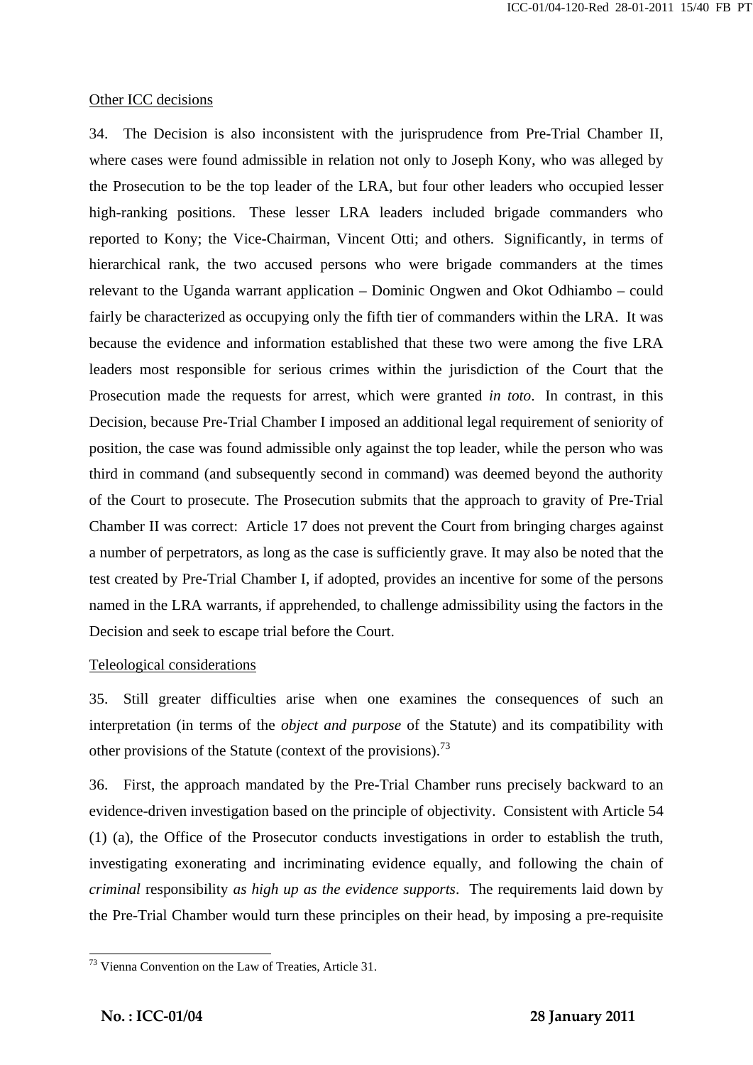Other ICC decisions

34. The Decision is also inconsistent with the jurisprudence from Pre-Trial Chamber II, where cases were found admissible in relation not only to Joseph Kony, who was alleged by the Prosecution to be the top leader of the LRA, but four other leaders who occupied lesser high-ranking positions. These lesser LRA leaders included brigade commanders who reported to Kony; the Vice-Chairman, Vincent Otti; and others. Significantly, in terms of hierarchical rank, the two accused persons who were brigade commanders at the times relevant to the Uganda warrant application – Dominic Ongwen and Okot Odhiambo – could fairly be characterized as occupying only the fifth tier of commanders within the LRA. It was because the evidence and information established that these two were among the five LRA leaders most responsible for serious crimes within the jurisdiction of the Court that the Prosecution made the requests for arrest, which were granted *in toto*. In contrast, in this Decision, because Pre-Trial Chamber I imposed an additional legal requirement of seniority of position, the case was found admissible only against the top leader, while the person who was third in command (and subsequently second in command) was deemed beyond the authority of the Court to prosecute. The Prosecution submits that the approach to gravity of Pre-Trial Chamber II was correct: Article 17 does not prevent the Court from bringing charges against a number of perpetrators, as long as the case is sufficiently grave. It may also be noted that the test created by Pre-Trial Chamber I, if adopted, provides an incentive for some of the persons named in the LRA warrants, if apprehended, to challenge admissibility using the factors in the Decision and seek to escape trial before the Court.

Teleological considerations

35. Still greater difficulties arise when one examines the consequences of such an interpretation (in terms of the *object and purpose* of the Statute) and its compatibility with other provisions of the Statute (context of the provisions).[73]

36. First, the approach mandated by the Pre-Trial Chamber runs precisely backward to an evidence-driven investigation based on the principle of objectivity. Consistent with Article 54 (1) (a), the Office of the Prosecutor conducts investigations in order to establish the truth, investigating exonerating and incriminating evidence equally, and following the chain of *criminal* responsibility *as high up as the evidence supports*. The requirements laid down by the Pre-Trial Chamber would turn these principles on their head, by imposing a pre-requisite

[73] Vienna Convention on the Law of Treaties, Article 31.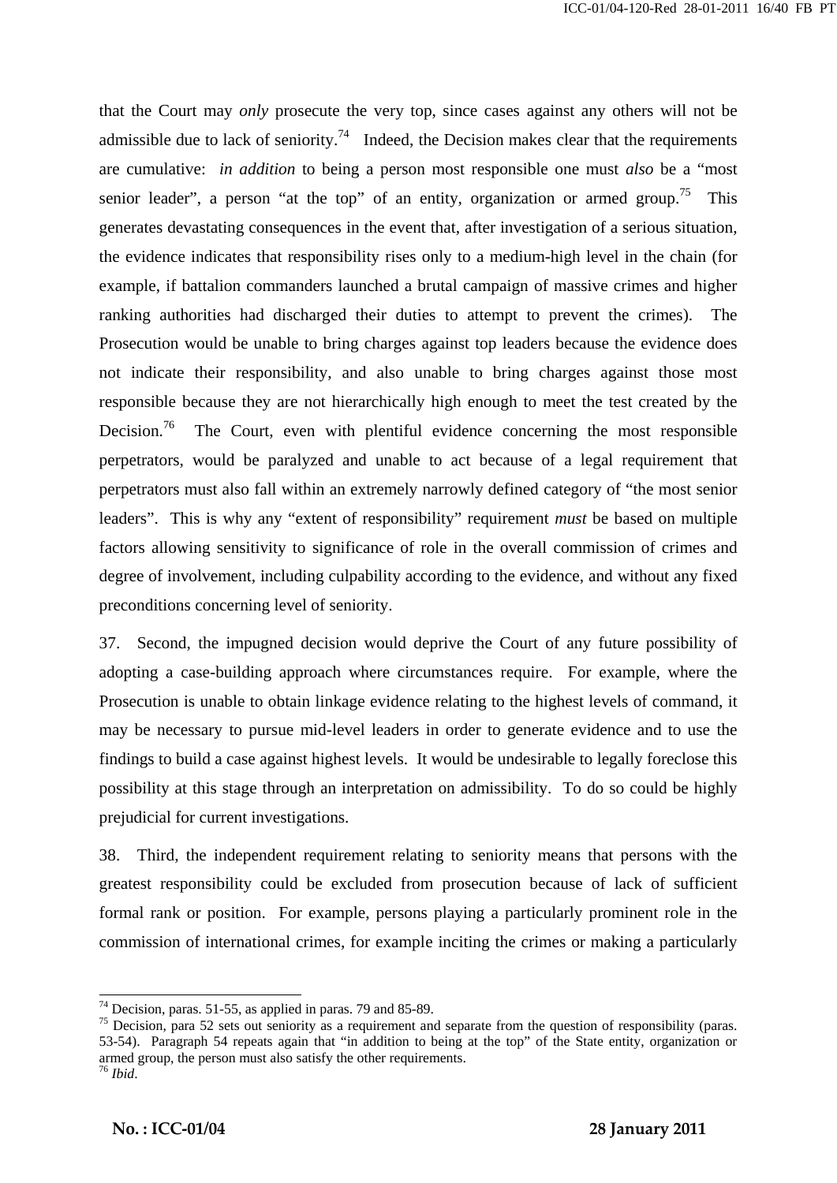that the Court may *only* prosecute the very top, since cases against any others will not be admissible due to lack of seniority.[74] Indeed, the Decision makes clear that the requirements are cumulative: *in addition* to being a person most responsible one must *also* be a "most senior leader", a person "at the top" of an entity, organization or armed group.[75] This generates devastating consequences in the event that, after investigation of a serious situation, the evidence indicates that responsibility rises only to a medium-high level in the chain (for example, if battalion commanders launched a brutal campaign of massive crimes and higher ranking authorities had discharged their duties to attempt to prevent the crimes). The Prosecution would be unable to bring charges against top leaders because the evidence does not indicate their responsibility, and also unable to bring charges against those most responsible because they are not hierarchically high enough to meet the test created by the Decision.[76] The Court, even with plentiful evidence concerning the most responsible perpetrators, would be paralyzed and unable to act because of a legal requirement that perpetrators must also fall within an extremely narrowly defined category of "the most senior leaders". This is why any "extent of responsibility" requirement *must* be based on multiple factors allowing sensitivity to significance of role in the overall commission of crimes and degree of involvement, including culpability according to the evidence, and without any fixed preconditions concerning level of seniority.

37. Second, the impugned decision would deprive the Court of any future possibility of adopting a case-building approach where circumstances require. For example, where the Prosecution is unable to obtain linkage evidence relating to the highest levels of command, it may be necessary to pursue mid-level leaders in order to generate evidence and to use the findings to build a case against highest levels. It would be undesirable to legally foreclose this possibility at this stage through an interpretation on admissibility. To do so could be highly prejudicial for current investigations.

38. Third, the independent requirement relating to seniority means that persons with the greatest responsibility could be excluded from prosecution because of lack of sufficient formal rank or position. For example, persons playing a particularly prominent role in the commission of international crimes, for example inciting the crimes or making a particularly

---

[74] Decision, paras. 51-55, as applied in paras. 79 and 85-89.

[75] Decision, para 52 sets out seniority as a requirement and separate from the question of responsibility (paras. 53-54). Paragraph 54 repeats again that "in addition to being at the top" of the State entity, organization or armed group, the person must also satisfy the other requirements.

[76] *Ibid*.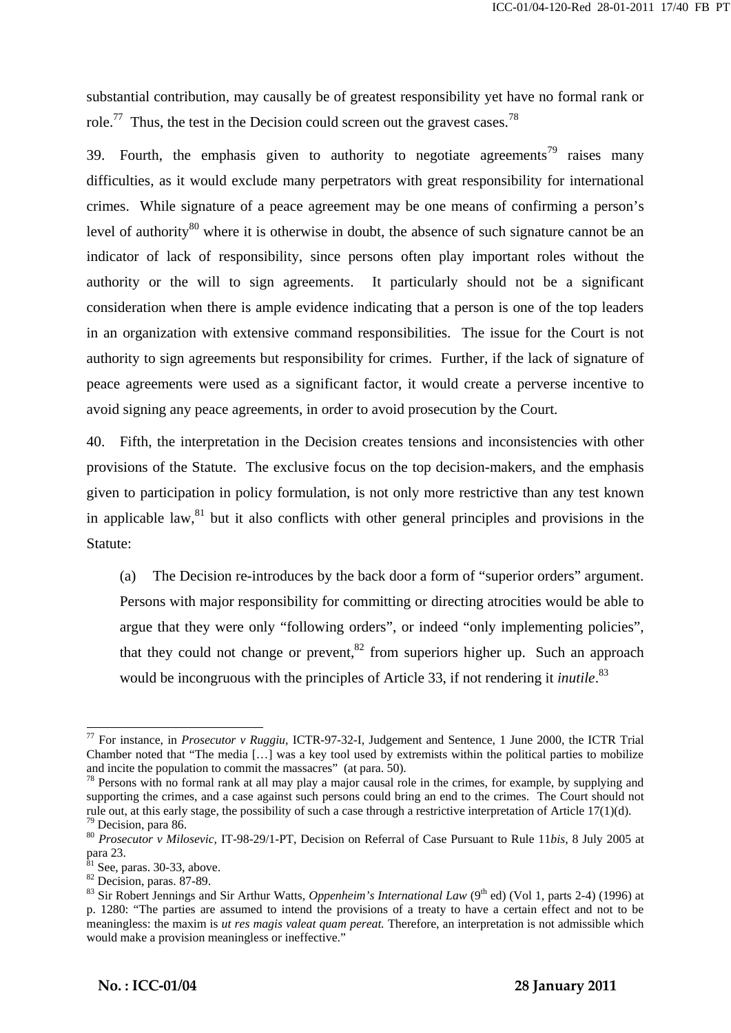substantial contribution, may causally be of greatest responsibility yet have no formal rank or role.[77] Thus, the test in the Decision could screen out the gravest cases.[78]

39. Fourth, the emphasis given to authority to negotiate agreements[79] raises many difficulties, as it would exclude many perpetrators with great responsibility for international crimes. While signature of a peace agreement may be one means of confirming a person's level of authority[80] where it is otherwise in doubt, the absence of such signature cannot be an indicator of lack of responsibility, since persons often play important roles without the authority or the will to sign agreements. It particularly should not be a significant consideration when there is ample evidence indicating that a person is one of the top leaders in an organization with extensive command responsibilities. The issue for the Court is not authority to sign agreements but responsibility for crimes. Further, if the lack of signature of peace agreements were used as a significant factor, it would create a perverse incentive to avoid signing any peace agreements, in order to avoid prosecution by the Court.

40. Fifth, the interpretation in the Decision creates tensions and inconsistencies with other provisions of the Statute. The exclusive focus on the top decision-makers, and the emphasis given to participation in policy formulation, is not only more restrictive than any test known in applicable law,[81] but it also conflicts with other general principles and provisions in the Statute:

(a) The Decision re-introduces by the back door a form of "superior orders" argument. Persons with major responsibility for committing or directing atrocities would be able to argue that they were only "following orders", or indeed "only implementing policies", that they could not change or prevent,[82] from superiors higher up. Such an approach would be incongruous with the principles of Article 33, if not rendering it *inutile*.[83]

---

[77] For instance, in *Prosecutor v Ruggiu*, ICTR-97-32-I, Judgement and Sentence, 1 June 2000, the ICTR Trial Chamber noted that "The media […] was a key tool used by extremists within the political parties to mobilize and incite the population to commit the massacres" (at para. 50).

[78] Persons with no formal rank at all may play a major causal role in the crimes, for example, by supplying and supporting the crimes, and a case against such persons could bring an end to the crimes. The Court should not rule out, at this early stage, the possibility of such a case through a restrictive interpretation of Article 17(1)(d).

[79] Decision, para 86.

[80] *Prosecutor v Milosevic*, IT-98-29/1-PT, Decision on Referral of Case Pursuant to Rule 11*bis*, 8 July 2005 at para 23.

[81] See, paras. 30-33, above.

[82] Decision, paras. 87-89.

[83] Sir Robert Jennings and Sir Arthur Watts, *Oppenheim's International Law* (9th ed) (Vol 1, parts 2-4) (1996) at p. 1280: "The parties are assumed to intend the provisions of a treaty to have a certain effect and not to be meaningless: the maxim is *ut res magis valeat quam pereat.* Therefore, an interpretation is not admissible which would make a provision meaningless or ineffective."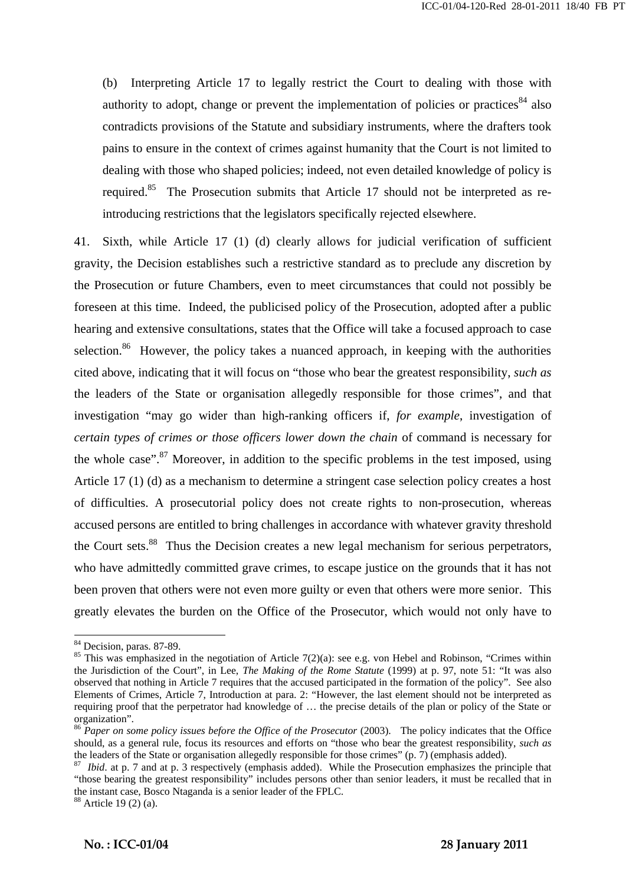(b) Interpreting Article 17 to legally restrict the Court to dealing with those with authority to adopt, change or prevent the implementation of policies or practices[84] also contradicts provisions of the Statute and subsidiary instruments, where the drafters took pains to ensure in the context of crimes against humanity that the Court is not limited to dealing with those who shaped policies; indeed, not even detailed knowledge of policy is required.[85] The Prosecution submits that Article 17 should not be interpreted as re-introducing restrictions that the legislators specifically rejected elsewhere.

41. Sixth, while Article 17 (1) (d) clearly allows for judicial verification of sufficient gravity, the Decision establishes such a restrictive standard as to preclude any discretion by the Prosecution or future Chambers, even to meet circumstances that could not possibly be foreseen at this time. Indeed, the publicised policy of the Prosecution, adopted after a public hearing and extensive consultations, states that the Office will take a focused approach to case selection.[86] However, the policy takes a nuanced approach, in keeping with the authorities cited above, indicating that it will focus on "those who bear the greatest responsibility, *such as* the leaders of the State or organisation allegedly responsible for those crimes", and that investigation "may go wider than high-ranking officers if, *for example*, investigation of *certain types of crimes or those officers lower down the chain* of command is necessary for the whole case".[87] Moreover, in addition to the specific problems in the test imposed, using Article 17 (1) (d) as a mechanism to determine a stringent case selection policy creates a host of difficulties. A prosecutorial policy does not create rights to non-prosecution, whereas accused persons are entitled to bring challenges in accordance with whatever gravity threshold the Court sets.[88] Thus the Decision creates a new legal mechanism for serious perpetrators, who have admittedly committed grave crimes, to escape justice on the grounds that it has not been proven that others were not even more guilty or even that others were more senior. This greatly elevates the burden on the Office of the Prosecutor, which would not only have to

---

[84] Decision, paras. 87-89.

[85] This was emphasized in the negotiation of Article 7(2)(a): see e.g. von Hebel and Robinson, "Crimes within the Jurisdiction of the Court", in Lee, *The Making of the Rome Statute* (1999) at p. 97, note 51: "It was also observed that nothing in Article 7 requires that the accused participated in the formation of the policy". See also Elements of Crimes, Article 7, Introduction at para. 2: "However, the last element should not be interpreted as requiring proof that the perpetrator had knowledge of … the precise details of the plan or policy of the State or organization".

[86] *Paper on some policy issues before the Office of the Prosecutor* (2003). The policy indicates that the Office should, as a general rule, focus its resources and efforts on "those who bear the greatest responsibility, *such as* the leaders of the State or organisation allegedly responsible for those crimes" (p. 7) (emphasis added).

[87] *Ibid*. at p. 7 and at p. 3 respectively (emphasis added). While the Prosecution emphasizes the principle that "those bearing the greatest responsibility" includes persons other than senior leaders, it must be recalled that in the instant case, Bosco Ntaganda is a senior leader of the FPLC.

[88] Article 19 (2) (a).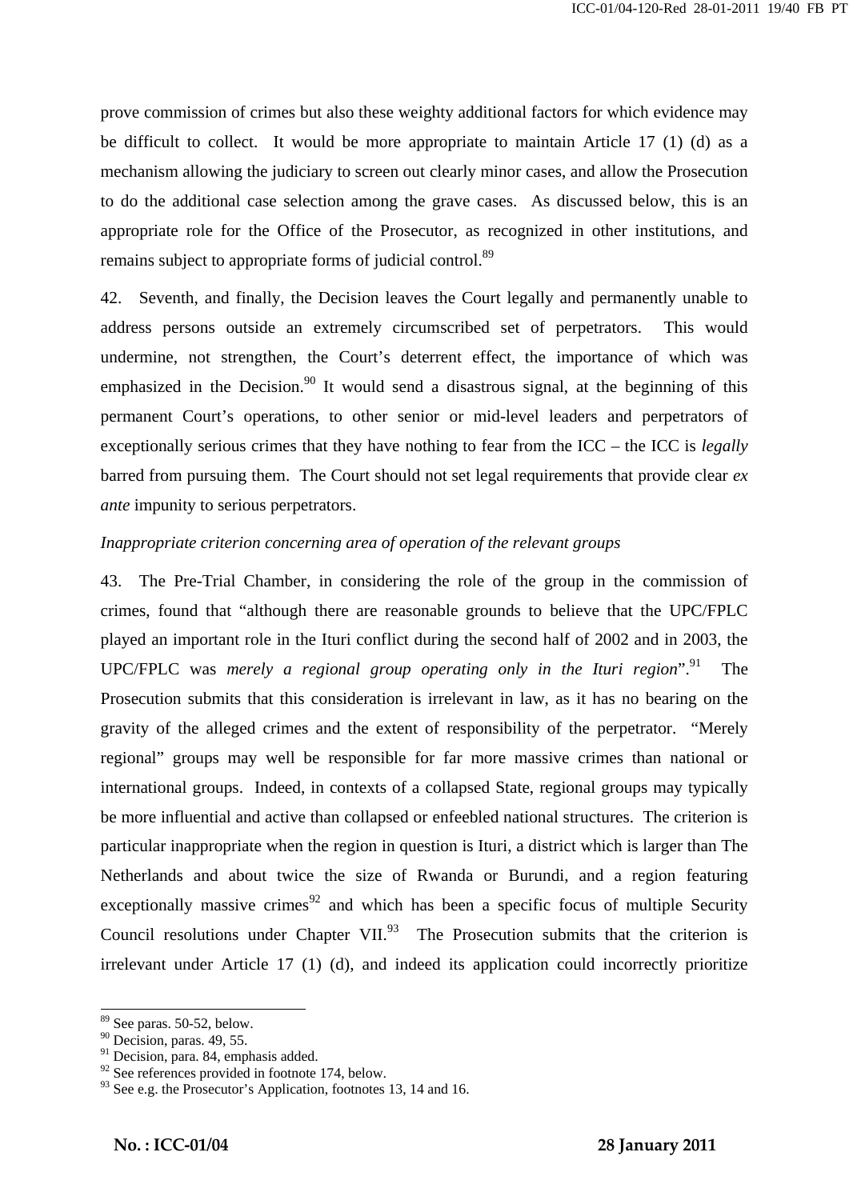prove commission of crimes but also these weighty additional factors for which evidence may be difficult to collect. It would be more appropriate to maintain Article 17 (1) (d) as a mechanism allowing the judiciary to screen out clearly minor cases, and allow the Prosecution to do the additional case selection among the grave cases. As discussed below, this is an appropriate role for the Office of the Prosecutor, as recognized in other institutions, and remains subject to appropriate forms of judicial control.[89]

42. Seventh, and finally, the Decision leaves the Court legally and permanently unable to address persons outside an extremely circumscribed set of perpetrators. This would undermine, not strengthen, the Court's deterrent effect, the importance of which was emphasized in the Decision.[90] It would send a disastrous signal, at the beginning of this permanent Court's operations, to other senior or mid-level leaders and perpetrators of exceptionally serious crimes that they have nothing to fear from the ICC – the ICC is *legally* barred from pursuing them. The Court should not set legal requirements that provide clear *ex ante* impunity to serious perpetrators.

*Inappropriate criterion concerning area of operation of the relevant groups*

43. The Pre-Trial Chamber, in considering the role of the group in the commission of crimes, found that "although there are reasonable grounds to believe that the UPC/FPLC played an important role in the Ituri conflict during the second half of 2002 and in 2003, the UPC/FPLC was *merely a regional group operating only in the Ituri region*".[91] The Prosecution submits that this consideration is irrelevant in law, as it has no bearing on the gravity of the alleged crimes and the extent of responsibility of the perpetrator. "Merely regional" groups may well be responsible for far more massive crimes than national or international groups. Indeed, in contexts of a collapsed State, regional groups may typically be more influential and active than collapsed or enfeebled national structures. The criterion is particular inappropriate when the region in question is Ituri, a district which is larger than The Netherlands and about twice the size of Rwanda or Burundi, and a region featuring exceptionally massive crimes[92] and which has been a specific focus of multiple Security Council resolutions under Chapter VII.[93] The Prosecution submits that the criterion is irrelevant under Article 17 (1) (d), and indeed its application could incorrectly prioritize

[89] See paras. 50-52, below.
[90] Decision, paras. 49, 55.
[91] Decision, para. 84, emphasis added.
[92] See references provided in footnote 174, below.
[93] See e.g. the Prosecutor's Application, footnotes 13, 14 and 16.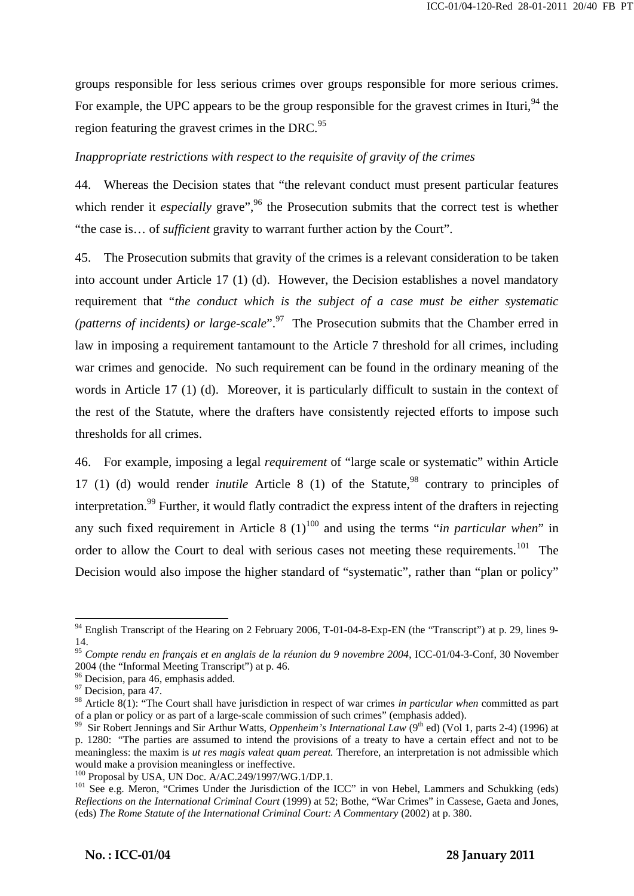groups responsible for less serious crimes over groups responsible for more serious crimes. For example, the UPC appears to be the group responsible for the gravest crimes in Ituri,[94] the region featuring the gravest crimes in the DRC.[95]

*Inappropriate restrictions with respect to the requisite of gravity of the crimes*

44. Whereas the Decision states that "the relevant conduct must present particular features which render it *especially* grave",[96] the Prosecution submits that the correct test is whether "the case is… of *sufficient* gravity to warrant further action by the Court".

45. The Prosecution submits that gravity of the crimes is a relevant consideration to be taken into account under Article 17 (1) (d). However, the Decision establishes a novel mandatory requirement that "*the conduct which is the subject of a case must be either systematic (patterns of incidents) or large-scale*".[97] The Prosecution submits that the Chamber erred in law in imposing a requirement tantamount to the Article 7 threshold for all crimes, including war crimes and genocide. No such requirement can be found in the ordinary meaning of the words in Article 17 (1) (d). Moreover, it is particularly difficult to sustain in the context of the rest of the Statute, where the drafters have consistently rejected efforts to impose such thresholds for all crimes.

46. For example, imposing a legal *requirement* of "large scale or systematic" within Article 17 (1) (d) would render *inutile* Article 8 (1) of the Statute,[98] contrary to principles of interpretation.[99] Further, it would flatly contradict the express intent of the drafters in rejecting any such fixed requirement in Article 8 (1)[100] and using the terms "*in particular when*" in order to allow the Court to deal with serious cases not meeting these requirements.[101] The Decision would also impose the higher standard of "systematic", rather than "plan or policy"

---

[94] English Transcript of the Hearing on 2 February 2006, T-01-04-8-Exp-EN (the "Transcript") at p. 29, lines 9-14.

[95] *Compte rendu en français et en anglais de la réunion du 9 novembre 2004*, ICC-01/04-3-Conf, 30 November 2004 (the "Informal Meeting Transcript") at p. 46.

[96] Decision, para 46, emphasis added.

[97] Decision, para 47.

[98] Article 8(1): "The Court shall have jurisdiction in respect of war crimes *in particular when* committed as part of a plan or policy or as part of a large-scale commission of such crimes" (emphasis added).

[99] Sir Robert Jennings and Sir Arthur Watts, *Oppenheim's International Law* (9th ed) (Vol 1, parts 2-4) (1996) at p. 1280: "The parties are assumed to intend the provisions of a treaty to have a certain effect and not to be meaningless: the maxim is *ut res magis valeat quam pereat.* Therefore, an interpretation is not admissible which would make a provision meaningless or ineffective.

[100] Proposal by USA, UN Doc. A/AC.249/1997/WG.1/DP.1.

[101] See e.g. Meron, "Crimes Under the Jurisdiction of the ICC" in von Hebel, Lammers and Schukking (eds) *Reflections on the International Criminal Court* (1999) at 52; Bothe, "War Crimes" in Cassese, Gaeta and Jones, (eds) *The Rome Statute of the International Criminal Court: A Commentary* (2002) at p. 380.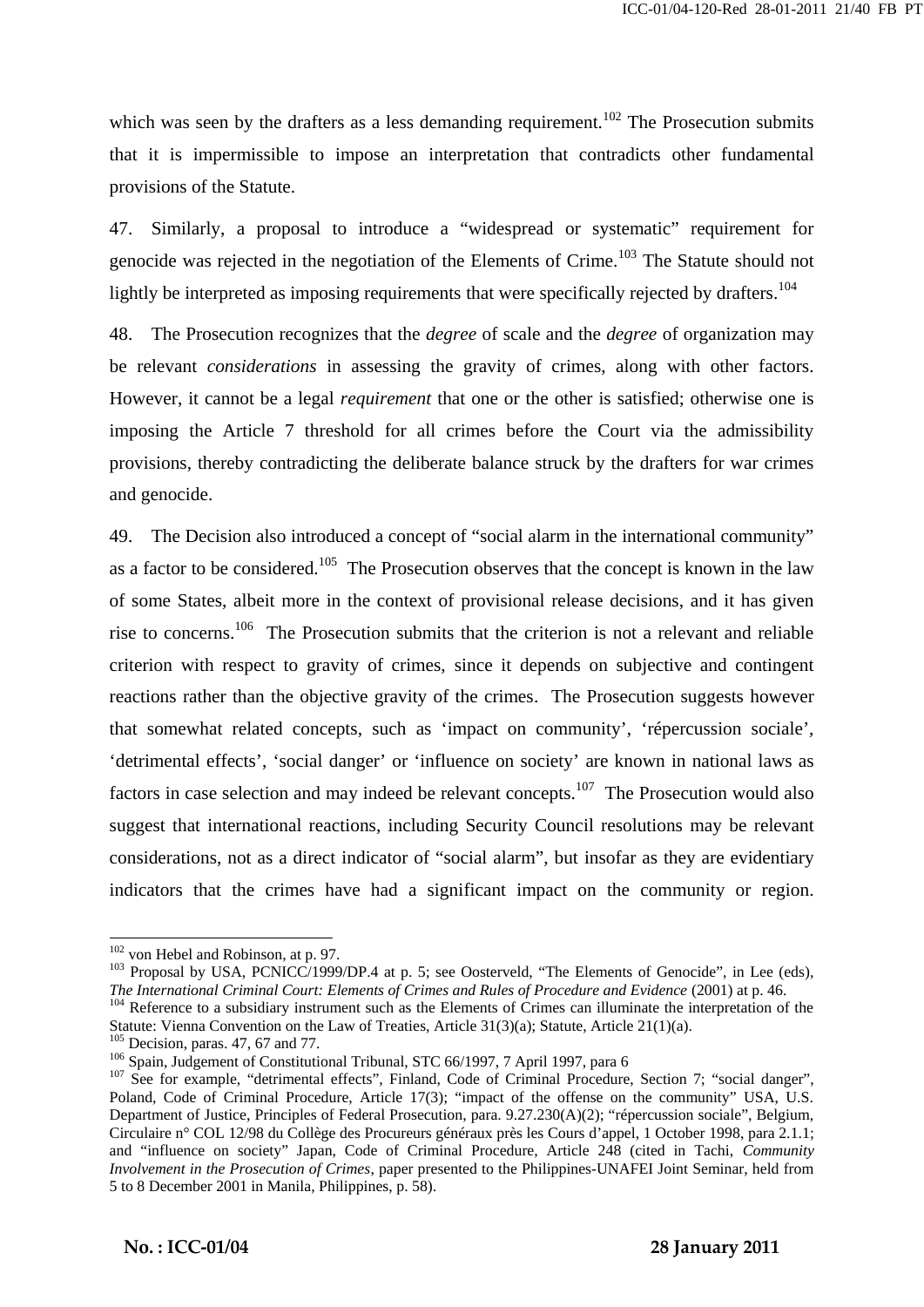which was seen by the drafters as a less demanding requirement.[102] The Prosecution submits that it is impermissible to impose an interpretation that contradicts other fundamental provisions of the Statute.

47. Similarly, a proposal to introduce a "widespread or systematic" requirement for genocide was rejected in the negotiation of the Elements of Crime.[103] The Statute should not lightly be interpreted as imposing requirements that were specifically rejected by drafters.[104]

48. The Prosecution recognizes that the *degree* of scale and the *degree* of organization may be relevant *considerations* in assessing the gravity of crimes, along with other factors. However, it cannot be a legal *requirement* that one or the other is satisfied; otherwise one is imposing the Article 7 threshold for all crimes before the Court via the admissibility provisions, thereby contradicting the deliberate balance struck by the drafters for war crimes and genocide.

49. The Decision also introduced a concept of "social alarm in the international community" as a factor to be considered.[105] The Prosecution observes that the concept is known in the law of some States, albeit more in the context of provisional release decisions, and it has given rise to concerns.[106] The Prosecution submits that the criterion is not a relevant and reliable criterion with respect to gravity of crimes, since it depends on subjective and contingent reactions rather than the objective gravity of the crimes. The Prosecution suggests however that somewhat related concepts, such as 'impact on community', 'répercussion sociale', 'detrimental effects', 'social danger' or 'influence on society' are known in national laws as factors in case selection and may indeed be relevant concepts.[107] The Prosecution would also suggest that international reactions, including Security Council resolutions may be relevant considerations, not as a direct indicator of "social alarm", but insofar as they are evidentiary indicators that the crimes have had a significant impact on the community or region.

---

[102] von Hebel and Robinson, at p. 97.

[103] Proposal by USA, PCNICC/1999/DP.4 at p. 5; see Oosterveld, "The Elements of Genocide", in Lee (eds), *The International Criminal Court: Elements of Crimes and Rules of Procedure and Evidence* (2001) at p. 46.

[104] Reference to a subsidiary instrument such as the Elements of Crimes can illuminate the interpretation of the Statute: Vienna Convention on the Law of Treaties, Article 31(3)(a); Statute, Article 21(1)(a).

[105] Decision, paras. 47, 67 and 77.

[106] Spain, Judgement of Constitutional Tribunal, STC 66/1997, 7 April 1997, para 6

[107] See for example, "detrimental effects", Finland, Code of Criminal Procedure, Section 7; "social danger", Poland, Code of Criminal Procedure, Article 17(3); "impact of the offense on the community" USA, U.S. Department of Justice, Principles of Federal Prosecution, para. 9.27.230(A)(2); "répercussion sociale", Belgium, Circulaire n° COL 12/98 du Collège des Procureurs généraux près les Cours d'appel, 1 October 1998, para 2.1.1; and "influence on society" Japan, Code of Criminal Procedure, Article 248 (cited in Tachi, *Community Involvement in the Prosecution of Crimes*, paper presented to the Philippines-UNAFEI Joint Seminar, held from 5 to 8 December 2001 in Manila, Philippines, p. 58).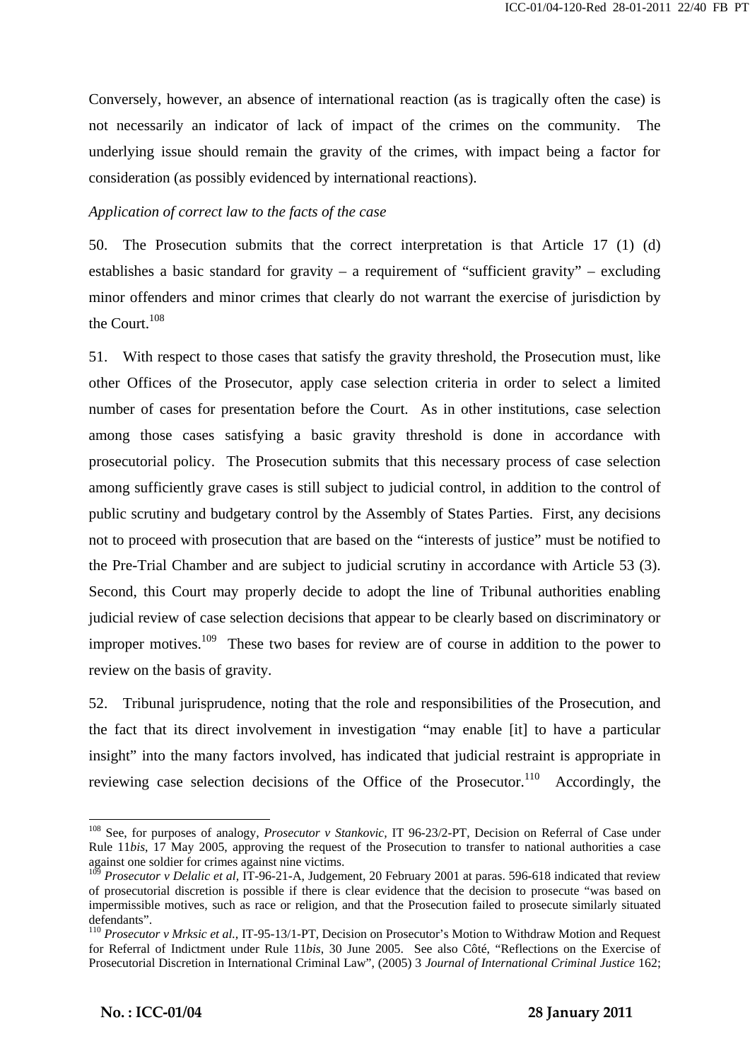Conversely, however, an absence of international reaction (as is tragically often the case) is not necessarily an indicator of lack of impact of the crimes on the community. The underlying issue should remain the gravity of the crimes, with impact being a factor for consideration (as possibly evidenced by international reactions).

*Application of correct law to the facts of the case*

50. The Prosecution submits that the correct interpretation is that Article 17 (1) (d) establishes a basic standard for gravity – a requirement of "sufficient gravity" – excluding minor offenders and minor crimes that clearly do not warrant the exercise of jurisdiction by the Court.[108]

51. With respect to those cases that satisfy the gravity threshold, the Prosecution must, like other Offices of the Prosecutor, apply case selection criteria in order to select a limited number of cases for presentation before the Court. As in other institutions, case selection among those cases satisfying a basic gravity threshold is done in accordance with prosecutorial policy. The Prosecution submits that this necessary process of case selection among sufficiently grave cases is still subject to judicial control, in addition to the control of public scrutiny and budgetary control by the Assembly of States Parties. First, any decisions not to proceed with prosecution that are based on the "interests of justice" must be notified to the Pre-Trial Chamber and are subject to judicial scrutiny in accordance with Article 53 (3). Second, this Court may properly decide to adopt the line of Tribunal authorities enabling judicial review of case selection decisions that appear to be clearly based on discriminatory or improper motives.[109] These two bases for review are of course in addition to the power to review on the basis of gravity.

52. Tribunal jurisprudence, noting that the role and responsibilities of the Prosecution, and the fact that its direct involvement in investigation "may enable [it] to have a particular insight" into the many factors involved, has indicated that judicial restraint is appropriate in reviewing case selection decisions of the Office of the Prosecutor.[110] Accordingly, the

---

[108] See, for purposes of analogy, *Prosecutor v Stankovic*, IT 96-23/2-PT, Decision on Referral of Case under Rule 11*bis*, 17 May 2005, approving the request of the Prosecution to transfer to national authorities a case against one soldier for crimes against nine victims.

[109] *Prosecutor v Delalic et al*, IT-96-21-A, Judgement, 20 February 2001 at paras. 596-618 indicated that review of prosecutorial discretion is possible if there is clear evidence that the decision to prosecute "was based on impermissible motives, such as race or religion, and that the Prosecution failed to prosecute similarly situated defendants".

[110] *Prosecutor v Mrksic et al.*, IT-95-13/1-PT, Decision on Prosecutor's Motion to Withdraw Motion and Request for Referral of Indictment under Rule 11*bis*, 30 June 2005. See also Côté, "Reflections on the Exercise of Prosecutorial Discretion in International Criminal Law", (2005) 3 *Journal of International Criminal Justice* 162;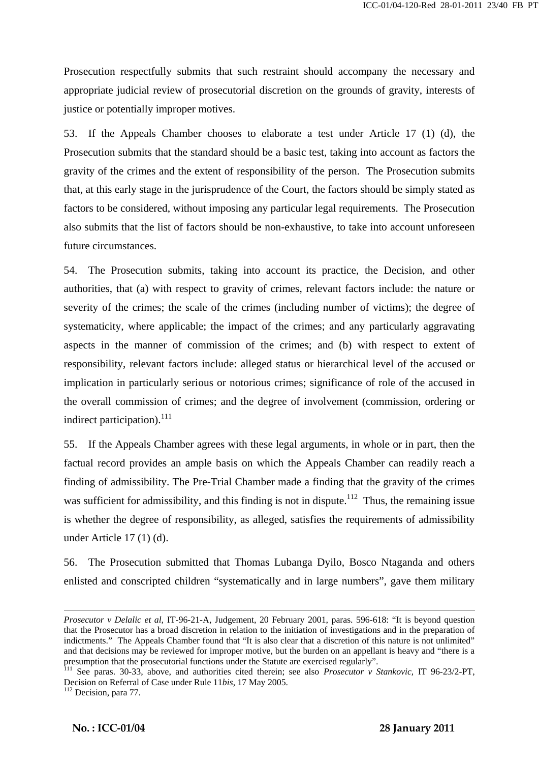Prosecution respectfully submits that such restraint should accompany the necessary and appropriate judicial review of prosecutorial discretion on the grounds of gravity, interests of justice or potentially improper motives.

53. If the Appeals Chamber chooses to elaborate a test under Article 17 (1) (d), the Prosecution submits that the standard should be a basic test, taking into account as factors the gravity of the crimes and the extent of responsibility of the person. The Prosecution submits that, at this early stage in the jurisprudence of the Court, the factors should be simply stated as factors to be considered, without imposing any particular legal requirements. The Prosecution also submits that the list of factors should be non-exhaustive, to take into account unforeseen future circumstances.

54. The Prosecution submits, taking into account its practice, the Decision, and other authorities, that (a) with respect to gravity of crimes, relevant factors include: the nature or severity of the crimes; the scale of the crimes (including number of victims); the degree of systematicity, where applicable; the impact of the crimes; and any particularly aggravating aspects in the manner of commission of the crimes; and (b) with respect to extent of responsibility, relevant factors include: alleged status or hierarchical level of the accused or implication in particularly serious or notorious crimes; significance of role of the accused in the overall commission of crimes; and the degree of involvement (commission, ordering or indirect participation).[111]

55. If the Appeals Chamber agrees with these legal arguments, in whole or in part, then the factual record provides an ample basis on which the Appeals Chamber can readily reach a finding of admissibility. The Pre-Trial Chamber made a finding that the gravity of the crimes was sufficient for admissibility, and this finding is not in dispute.[112] Thus, the remaining issue is whether the degree of responsibility, as alleged, satisfies the requirements of admissibility under Article 17 (1) (d).

56. The Prosecution submitted that Thomas Lubanga Dyilo, Bosco Ntaganda and others enlisted and conscripted children "systematically and in large numbers", gave them military

---

*Prosecutor v Delalic et al*, IT-96-21-A, Judgement, 20 February 2001, paras. 596-618: "It is beyond question that the Prosecutor has a broad discretion in relation to the initiation of investigations and in the preparation of indictments." The Appeals Chamber found that "It is also clear that a discretion of this nature is not unlimited" and that decisions may be reviewed for improper motive, but the burden on an appellant is heavy and "there is a presumption that the prosecutorial functions under the Statute are exercised regularly".

[111] See paras. 30-33, above, and authorities cited therein; see also *Prosecutor v Stankovic*, IT 96-23/2-PT, Decision on Referral of Case under Rule 11*bis*, 17 May 2005.

[112] Decision, para 77.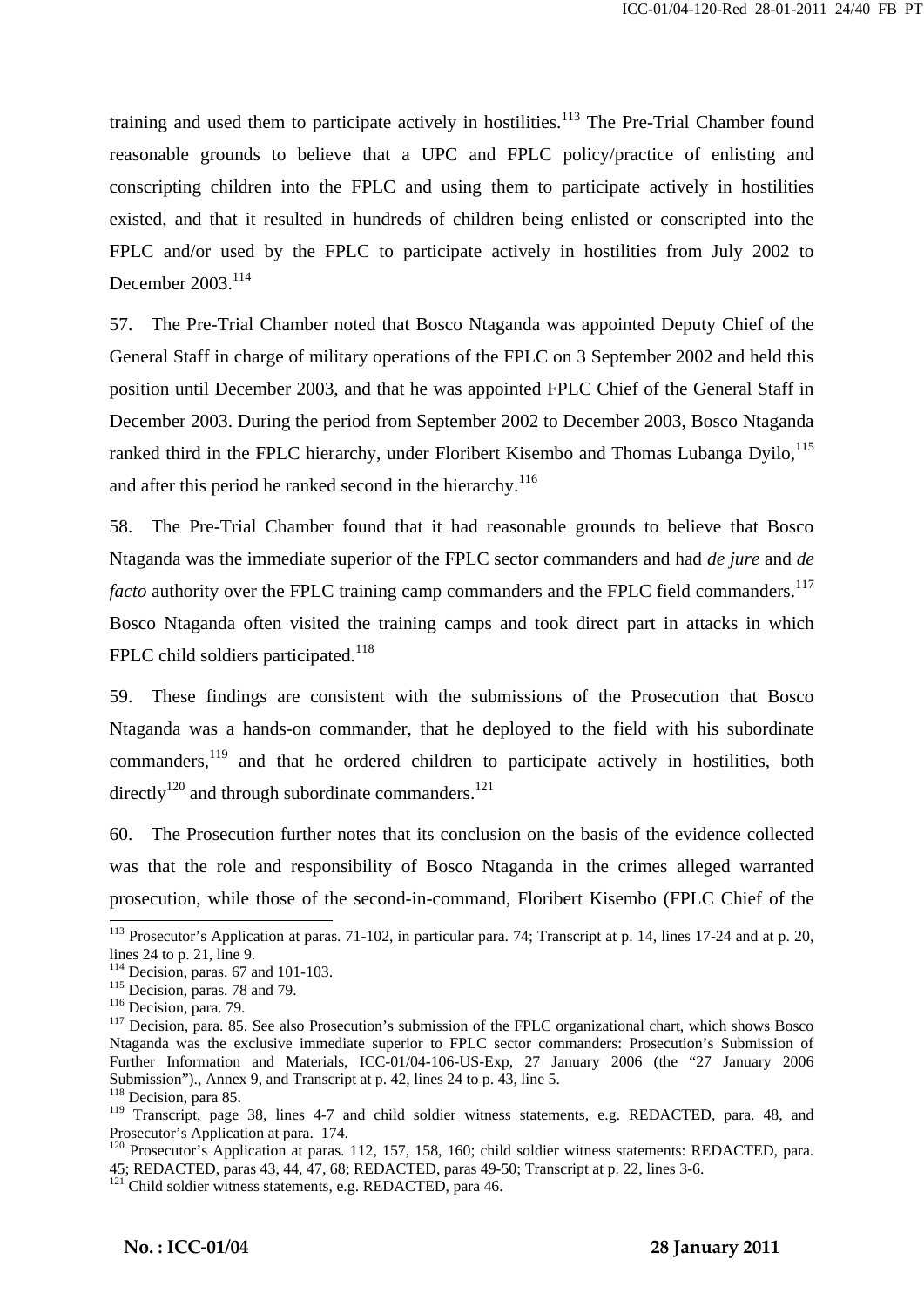training and used them to participate actively in hostilities.[113] The Pre-Trial Chamber found reasonable grounds to believe that a UPC and FPLC policy/practice of enlisting and conscripting children into the FPLC and using them to participate actively in hostilities existed, and that it resulted in hundreds of children being enlisted or conscripted into the FPLC and/or used by the FPLC to participate actively in hostilities from July 2002 to December 2003.[114]

57. The Pre-Trial Chamber noted that Bosco Ntaganda was appointed Deputy Chief of the General Staff in charge of military operations of the FPLC on 3 September 2002 and held this position until December 2003, and that he was appointed FPLC Chief of the General Staff in December 2003. During the period from September 2002 to December 2003, Bosco Ntaganda ranked third in the FPLC hierarchy, under Floribert Kisembo and Thomas Lubanga Dyilo,[115] and after this period he ranked second in the hierarchy.[116]

58. The Pre-Trial Chamber found that it had reasonable grounds to believe that Bosco Ntaganda was the immediate superior of the FPLC sector commanders and had *de jure* and *de facto* authority over the FPLC training camp commanders and the FPLC field commanders.[117] Bosco Ntaganda often visited the training camps and took direct part in attacks in which FPLC child soldiers participated.[118]

59. These findings are consistent with the submissions of the Prosecution that Bosco Ntaganda was a hands-on commander, that he deployed to the field with his subordinate commanders,[119] and that he ordered children to participate actively in hostilities, both directly[120] and through subordinate commanders.[121]

60. The Prosecution further notes that its conclusion on the basis of the evidence collected was that the role and responsibility of Bosco Ntaganda in the crimes alleged warranted prosecution, while those of the second-in-command, Floribert Kisembo (FPLC Chief of the

---

[113] Prosecutor's Application at paras. 71-102, in particular para. 74; Transcript at p. 14, lines 17-24 and at p. 20, lines 24 to p. 21, line 9.

[114] Decision, paras. 67 and 101-103.

[115] Decision, paras. 78 and 79.

[116] Decision, para. 79.

[117] Decision, para. 85. See also Prosecution's submission of the FPLC organizational chart, which shows Bosco Ntaganda was the exclusive immediate superior to FPLC sector commanders: Prosecution's Submission of Further Information and Materials, ICC-01/04-106-US-Exp, 27 January 2006 (the "27 January 2006 Submission")., Annex 9, and Transcript at p. 42, lines 24 to p. 43, line 5.

[118] Decision, para 85.

[119] Transcript, page 38, lines 4-7 and child soldier witness statements, e.g. REDACTED, para. 48, and Prosecutor's Application at para. 174.

[120] Prosecutor's Application at paras. 112, 157, 158, 160; child soldier witness statements: REDACTED, para. 45; REDACTED, paras 43, 44, 47, 68; REDACTED, paras 49-50; Transcript at p. 22, lines 3-6.

[121] Child soldier witness statements, e.g. REDACTED, para 46.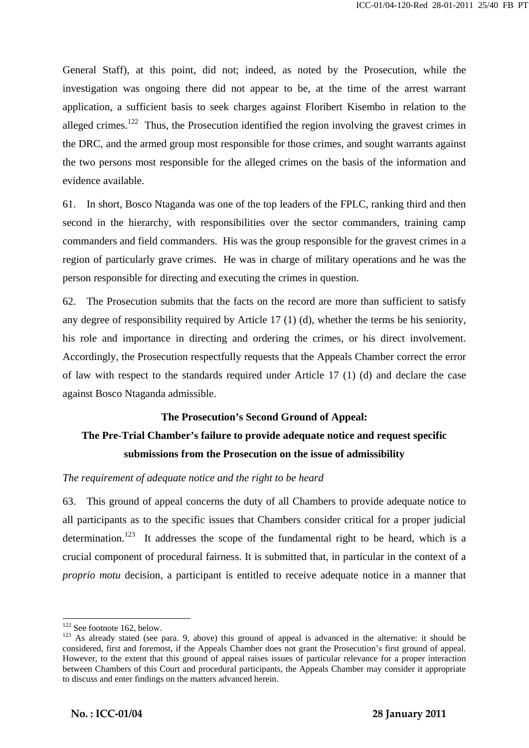General Staff), at this point, did not; indeed, as noted by the Prosecution, while the investigation was ongoing there did not appear to be, at the time of the arrest warrant application, a sufficient basis to seek charges against Floribert Kisembo in relation to the alleged crimes.[122] Thus, the Prosecution identified the region involving the gravest crimes in the DRC, and the armed group most responsible for those crimes, and sought warrants against the two persons most responsible for the alleged crimes on the basis of the information and evidence available.

61. In short, Bosco Ntaganda was one of the top leaders of the FPLC, ranking third and then second in the hierarchy, with responsibilities over the sector commanders, training camp commanders and field commanders. His was the group responsible for the gravest crimes in a region of particularly grave crimes. He was in charge of military operations and he was the person responsible for directing and executing the crimes in question.

62. The Prosecution submits that the facts on the record are more than sufficient to satisfy any degree of responsibility required by Article 17 (1) (d), whether the terms be his seniority, his role and importance in directing and ordering the crimes, or his direct involvement. Accordingly, the Prosecution respectfully requests that the Appeals Chamber correct the error of law with respect to the standards required under Article 17 (1) (d) and declare the case against Bosco Ntaganda admissible.

**The Prosecution's Second Ground of Appeal:**

**The Pre-Trial Chamber's failure to provide adequate notice and request specific submissions from the Prosecution on the issue of admissibility**

*The requirement of adequate notice and the right to be heard*

63. This ground of appeal concerns the duty of all Chambers to provide adequate notice to all participants as to the specific issues that Chambers consider critical for a proper judicial determination.[123] It addresses the scope of the fundamental right to be heard, which is a crucial component of procedural fairness. It is submitted that, in particular in the context of a *proprio motu* decision, a participant is entitled to receive adequate notice in a manner that

---

[122] See footnote 162, below.

[123] As already stated (see para. 9, above) this ground of appeal is advanced in the alternative: it should be considered, first and foremost, if the Appeals Chamber does not grant the Prosecution's first ground of appeal. However, to the extent that this ground of appeal raises issues of particular relevance for a proper interaction between Chambers of this Court and procedural participants, the Appeals Chamber may consider it appropriate to discuss and enter findings on the matters advanced herein.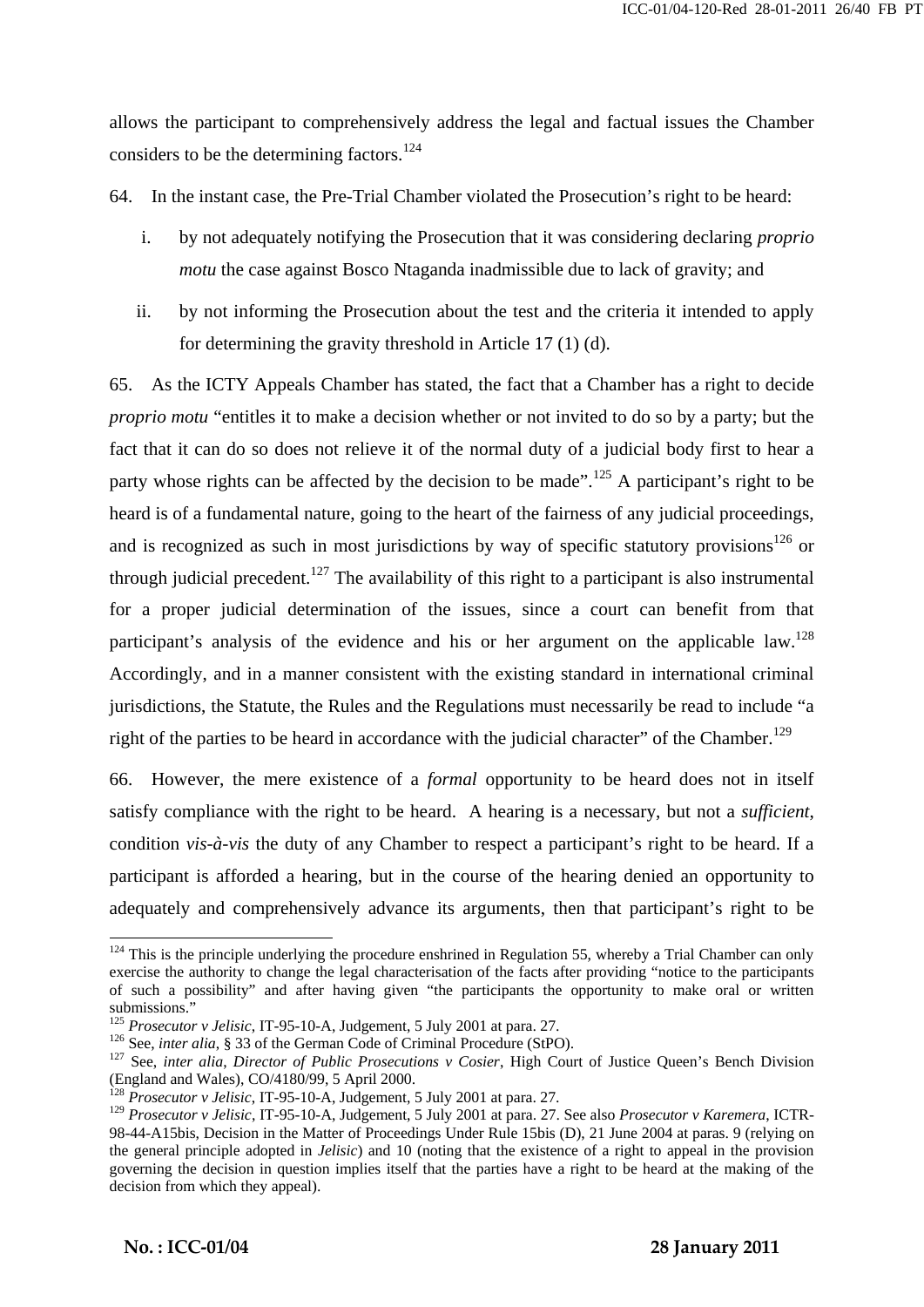allows the participant to comprehensively address the legal and factual issues the Chamber considers to be the determining factors.[124]

64. In the instant case, the Pre-Trial Chamber violated the Prosecution's right to be heard:

i. by not adequately notifying the Prosecution that it was considering declaring *proprio motu* the case against Bosco Ntaganda inadmissible due to lack of gravity; and

ii. by not informing the Prosecution about the test and the criteria it intended to apply for determining the gravity threshold in Article 17 (1) (d).

65. As the ICTY Appeals Chamber has stated, the fact that a Chamber has a right to decide *proprio motu* "entitles it to make a decision whether or not invited to do so by a party; but the fact that it can do so does not relieve it of the normal duty of a judicial body first to hear a party whose rights can be affected by the decision to be made".[125] A participant's right to be heard is of a fundamental nature, going to the heart of the fairness of any judicial proceedings, and is recognized as such in most jurisdictions by way of specific statutory provisions[126] or through judicial precedent.[127] The availability of this right to a participant is also instrumental for a proper judicial determination of the issues, since a court can benefit from that participant's analysis of the evidence and his or her argument on the applicable law.[128] Accordingly, and in a manner consistent with the existing standard in international criminal jurisdictions, the Statute, the Rules and the Regulations must necessarily be read to include "a right of the parties to be heard in accordance with the judicial character" of the Chamber.[129]

66. However, the mere existence of a *formal* opportunity to be heard does not in itself satisfy compliance with the right to be heard. A hearing is a necessary, but not a *sufficient,* condition *vis-à-vis* the duty of any Chamber to respect a participant's right to be heard. If a participant is afforded a hearing, but in the course of the hearing denied an opportunity to adequately and comprehensively advance its arguments, then that participant's right to be

---

[124] This is the principle underlying the procedure enshrined in Regulation 55, whereby a Trial Chamber can only exercise the authority to change the legal characterisation of the facts after providing "notice to the participants of such a possibility" and after having given "the participants the opportunity to make oral or written submissions."

[125] *Prosecutor v Jelisic*, IT-95-10-A, Judgement, 5 July 2001 at para. 27.

[126] See, *inter alia*, § 33 of the German Code of Criminal Procedure (StPO).

[127] See, *inter alia*, *Director of Public Prosecutions v Cosier*, High Court of Justice Queen's Bench Division (England and Wales), CO/4180/99, 5 April 2000.

[128] *Prosecutor v Jelisic*, IT-95-10-A, Judgement, 5 July 2001 at para. 27.

[129] *Prosecutor v Jelisic*, IT-95-10-A, Judgement, 5 July 2001 at para. 27. See also *Prosecutor v Karemera*, ICTR-98-44-A15bis, Decision in the Matter of Proceedings Under Rule 15bis (D), 21 June 2004 at paras. 9 (relying on the general principle adopted in *Jelisic*) and 10 (noting that the existence of a right to appeal in the provision governing the decision in question implies itself that the parties have a right to be heard at the making of the decision from which they appeal).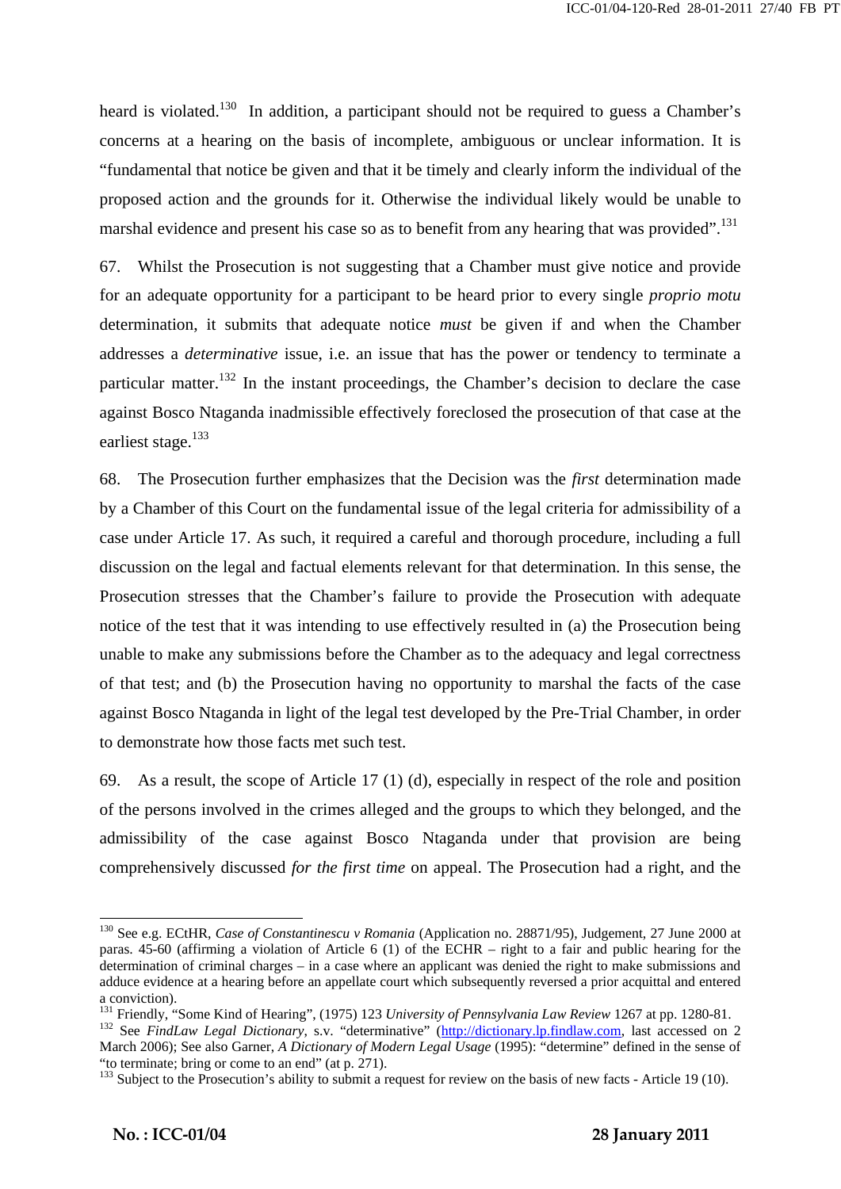heard is violated.[130] In addition, a participant should not be required to guess a Chamber's concerns at a hearing on the basis of incomplete, ambiguous or unclear information. It is "fundamental that notice be given and that it be timely and clearly inform the individual of the proposed action and the grounds for it. Otherwise the individual likely would be unable to marshal evidence and present his case so as to benefit from any hearing that was provided".[131]

67. Whilst the Prosecution is not suggesting that a Chamber must give notice and provide for an adequate opportunity for a participant to be heard prior to every single *proprio motu* determination, it submits that adequate notice *must* be given if and when the Chamber addresses a *determinative* issue, i.e. an issue that has the power or tendency to terminate a particular matter.[132] In the instant proceedings, the Chamber's decision to declare the case against Bosco Ntaganda inadmissible effectively foreclosed the prosecution of that case at the earliest stage.[133]

68. The Prosecution further emphasizes that the Decision was the *first* determination made by a Chamber of this Court on the fundamental issue of the legal criteria for admissibility of a case under Article 17. As such, it required a careful and thorough procedure, including a full discussion on the legal and factual elements relevant for that determination. In this sense, the Prosecution stresses that the Chamber's failure to provide the Prosecution with adequate notice of the test that it was intending to use effectively resulted in (a) the Prosecution being unable to make any submissions before the Chamber as to the adequacy and legal correctness of that test; and (b) the Prosecution having no opportunity to marshal the facts of the case against Bosco Ntaganda in light of the legal test developed by the Pre-Trial Chamber, in order to demonstrate how those facts met such test.

69. As a result, the scope of Article 17 (1) (d), especially in respect of the role and position of the persons involved in the crimes alleged and the groups to which they belonged, and the admissibility of the case against Bosco Ntaganda under that provision are being comprehensively discussed *for the first time* on appeal. The Prosecution had a right, and the

---

[130] See e.g. ECtHR, *Case of Constantinescu v Romania* (Application no. 28871/95), Judgement, 27 June 2000 at paras. 45-60 (affirming a violation of Article 6 (1) of the ECHR – right to a fair and public hearing for the determination of criminal charges – in a case where an applicant was denied the right to make submissions and adduce evidence at a hearing before an appellate court which subsequently reversed a prior acquittal and entered a conviction).

[131] Friendly, "Some Kind of Hearing", (1975) 123 *University of Pennsylvania Law Review* 1267 at pp. 1280-81.

[132] See *FindLaw Legal Dictionary*, s.v. "determinative" (http://dictionary.lp.findlaw.com, last accessed on 2 March 2006); See also Garner, *A Dictionary of Modern Legal Usage* (1995): "determine" defined in the sense of "to terminate; bring or come to an end" (at p. 271).

[133] Subject to the Prosecution's ability to submit a request for review on the basis of new facts - Article 19 (10).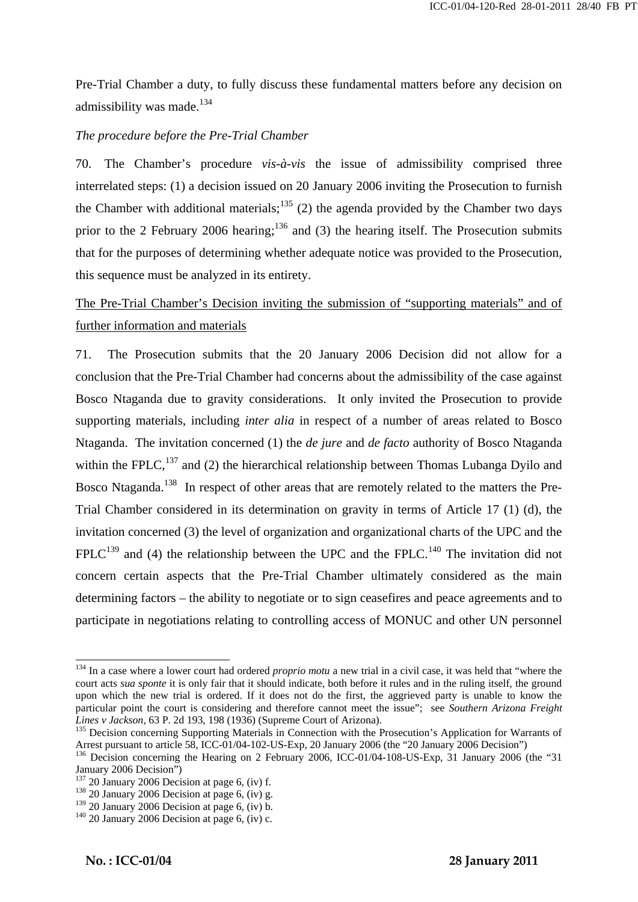Pre-Trial Chamber a duty, to fully discuss these fundamental matters before any decision on admissibility was made.[134]

*The procedure before the Pre-Trial Chamber*

70. The Chamber's procedure *vis-à-vis* the issue of admissibility comprised three interrelated steps: (1) a decision issued on 20 January 2006 inviting the Prosecution to furnish the Chamber with additional materials;[135] (2) the agenda provided by the Chamber two days prior to the 2 February 2006 hearing;[136] and (3) the hearing itself. The Prosecution submits that for the purposes of determining whether adequate notice was provided to the Prosecution, this sequence must be analyzed in its entirety.

<u>The Pre-Trial Chamber's Decision inviting the submission of "supporting materials" and of further information and materials</u>

71. The Prosecution submits that the 20 January 2006 Decision did not allow for a conclusion that the Pre-Trial Chamber had concerns about the admissibility of the case against Bosco Ntaganda due to gravity considerations. It only invited the Prosecution to provide supporting materials, including *inter alia* in respect of a number of areas related to Bosco Ntaganda. The invitation concerned (1) the *de jure* and *de facto* authority of Bosco Ntaganda within the FPLC,[137] and (2) the hierarchical relationship between Thomas Lubanga Dyilo and Bosco Ntaganda.[138] In respect of other areas that are remotely related to the matters the Pre-Trial Chamber considered in its determination on gravity in terms of Article 17 (1) (d), the invitation concerned (3) the level of organization and organizational charts of the UPC and the FPLC[139] and (4) the relationship between the UPC and the FPLC.[140] The invitation did not concern certain aspects that the Pre-Trial Chamber ultimately considered as the main determining factors – the ability to negotiate or to sign ceasefires and peace agreements and to participate in negotiations relating to controlling access of MONUC and other UN personnel

---

[134] In a case where a lower court had ordered *proprio motu* a new trial in a civil case, it was held that "where the court acts *sua sponte* it is only fair that it should indicate, both before it rules and in the ruling itself, the ground upon which the new trial is ordered. If it does not do the first, the aggrieved party is unable to know the particular point the court is considering and therefore cannot meet the issue"; see *Southern Arizona Freight Lines v Jackson*, 63 P. 2d 193, 198 (1936) (Supreme Court of Arizona).

[135] Decision concerning Supporting Materials in Connection with the Prosecution's Application for Warrants of Arrest pursuant to article 58, ICC-01/04-102-US-Exp, 20 January 2006 (the "20 January 2006 Decision")

[136] Decision concerning the Hearing on 2 February 2006, ICC-01/04-108-US-Exp, 31 January 2006 (the "31 January 2006 Decision")

[137] 20 January 2006 Decision at page 6, (iv) f.

[138] 20 January 2006 Decision at page 6, (iv) g.

[139] 20 January 2006 Decision at page 6, (iv) b.

[140] 20 January 2006 Decision at page 6, (iv) c.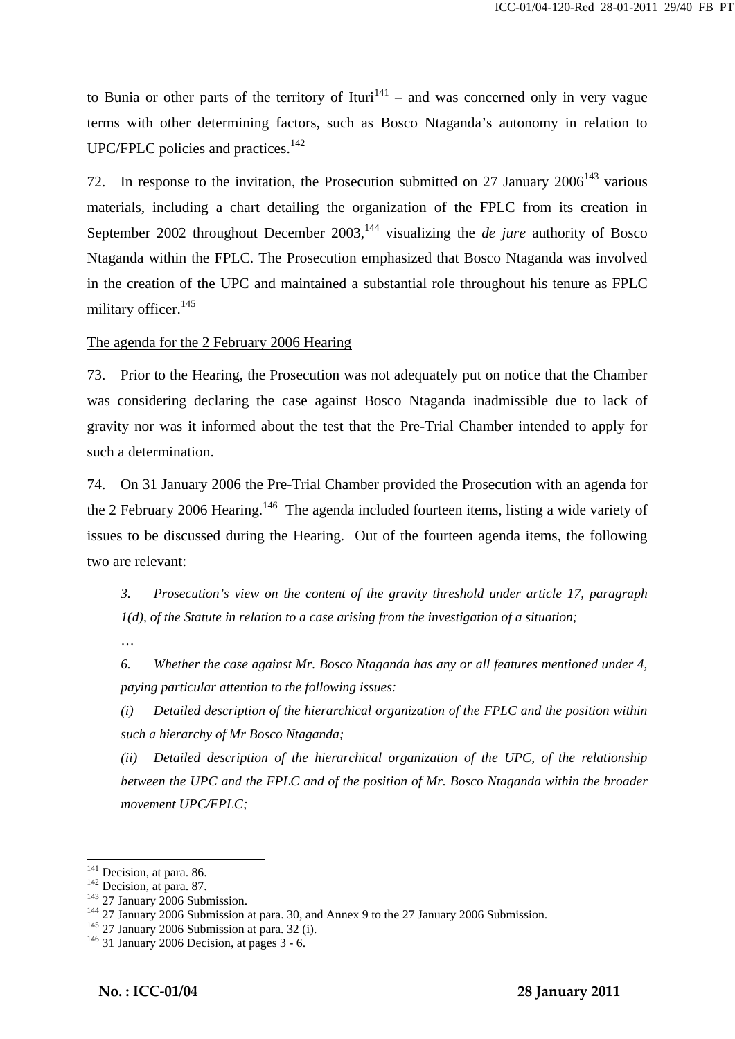to Bunia or other parts of the territory of Ituri[141] – and was concerned only in very vague terms with other determining factors, such as Bosco Ntaganda's autonomy in relation to UPC/FPLC policies and practices.[142]

72. In response to the invitation, the Prosecution submitted on 27 January 2006[143] various materials, including a chart detailing the organization of the FPLC from its creation in September 2002 throughout December 2003,[144] visualizing the *de jure* authority of Bosco Ntaganda within the FPLC. The Prosecution emphasized that Bosco Ntaganda was involved in the creation of the UPC and maintained a substantial role throughout his tenure as FPLC military officer.[145]

<u>The agenda for the 2 February 2006 Hearing</u>

73. Prior to the Hearing, the Prosecution was not adequately put on notice that the Chamber was considering declaring the case against Bosco Ntaganda inadmissible due to lack of gravity nor was it informed about the test that the Pre-Trial Chamber intended to apply for such a determination.

74. On 31 January 2006 the Pre-Trial Chamber provided the Prosecution with an agenda for the 2 February 2006 Hearing.[146] The agenda included fourteen items, listing a wide variety of issues to be discussed during the Hearing. Out of the fourteen agenda items, the following two are relevant:

> *3. Prosecution's view on the content of the gravity threshold under article 17, paragraph 1(d), of the Statute in relation to a case arising from the investigation of a situation;*
>
> …
>
> *6. Whether the case against Mr. Bosco Ntaganda has any or all features mentioned under 4, paying particular attention to the following issues:*
>
> *(i) Detailed description of the hierarchical organization of the FPLC and the position within such a hierarchy of Mr Bosco Ntaganda;*
>
> *(ii) Detailed description of the hierarchical organization of the UPC, of the relationship between the UPC and the FPLC and of the position of Mr. Bosco Ntaganda within the broader movement UPC/FPLC;*

---

[141] Decision, at para. 86.
[142] Decision, at para. 87.
[143] 27 January 2006 Submission.
[144] 27 January 2006 Submission at para. 30, and Annex 9 to the 27 January 2006 Submission.
[145] 27 January 2006 Submission at para. 32 (i).
[146] 31 January 2006 Decision, at pages 3 - 6.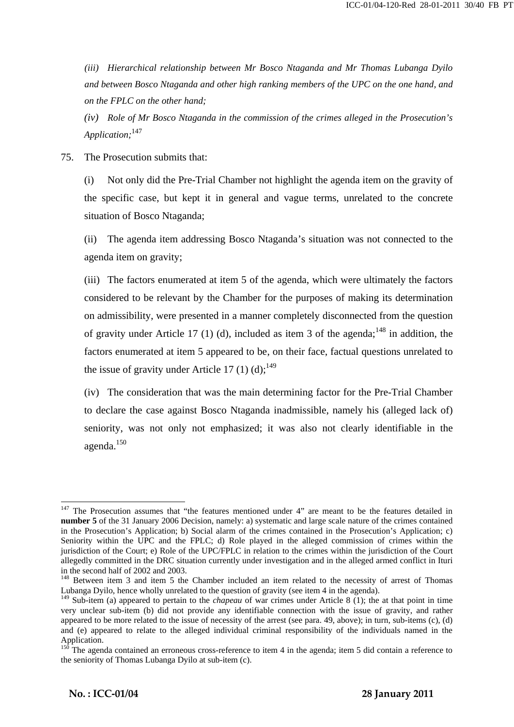*(iii) Hierarchical relationship between Mr Bosco Ntaganda and Mr Thomas Lubanga Dyilo and between Bosco Ntaganda and other high ranking members of the UPC on the one hand, and on the FPLC on the other hand;*

*(iv) Role of Mr Bosco Ntaganda in the commission of the crimes alleged in the Prosecution's Application;*[147]

75. The Prosecution submits that:

(i) Not only did the Pre-Trial Chamber not highlight the agenda item on the gravity of the specific case, but kept it in general and vague terms, unrelated to the concrete situation of Bosco Ntaganda;

(ii) The agenda item addressing Bosco Ntaganda's situation was not connected to the agenda item on gravity;

(iii) The factors enumerated at item 5 of the agenda, which were ultimately the factors considered to be relevant by the Chamber for the purposes of making its determination on admissibility, were presented in a manner completely disconnected from the question of gravity under Article 17 (1) (d), included as item 3 of the agenda;[148] in addition, the factors enumerated at item 5 appeared to be, on their face, factual questions unrelated to the issue of gravity under Article 17 (1) (d);[149]

(iv) The consideration that was the main determining factor for the Pre-Trial Chamber to declare the case against Bosco Ntaganda inadmissible, namely his (alleged lack of) seniority, was not only not emphasized; it was also not clearly identifiable in the agenda.[150]

---

[147] The Prosecution assumes that "the features mentioned under 4" are meant to be the features detailed in **number 5** of the 31 January 2006 Decision, namely: a) systematic and large scale nature of the crimes contained in the Prosecution's Application; b) Social alarm of the crimes contained in the Prosecution's Application; c) Seniority within the UPC and the FPLC; d) Role played in the alleged commission of crimes within the jurisdiction of the Court; e) Role of the UPC/FPLC in relation to the crimes within the jurisdiction of the Court allegedly committed in the DRC situation currently under investigation and in the alleged armed conflict in Ituri in the second half of 2002 and 2003.

[148] Between item 3 and item 5 the Chamber included an item related to the necessity of arrest of Thomas Lubanga Dyilo, hence wholly unrelated to the question of gravity (see item 4 in the agenda).

[149] Sub-item (a) appeared to pertain to the *chapeau* of war crimes under Article 8 (1); the at that point in time very unclear sub-item (b) did not provide any identifiable connection with the issue of gravity, and rather appeared to be more related to the issue of necessity of the arrest (see para. 49, above); in turn, sub-items (c), (d) and (e) appeared to relate to the alleged individual criminal responsibility of the individuals named in the Application.

[150] The agenda contained an erroneous cross-reference to item 4 in the agenda; item 5 did contain a reference to the seniority of Thomas Lubanga Dyilo at sub-item (c).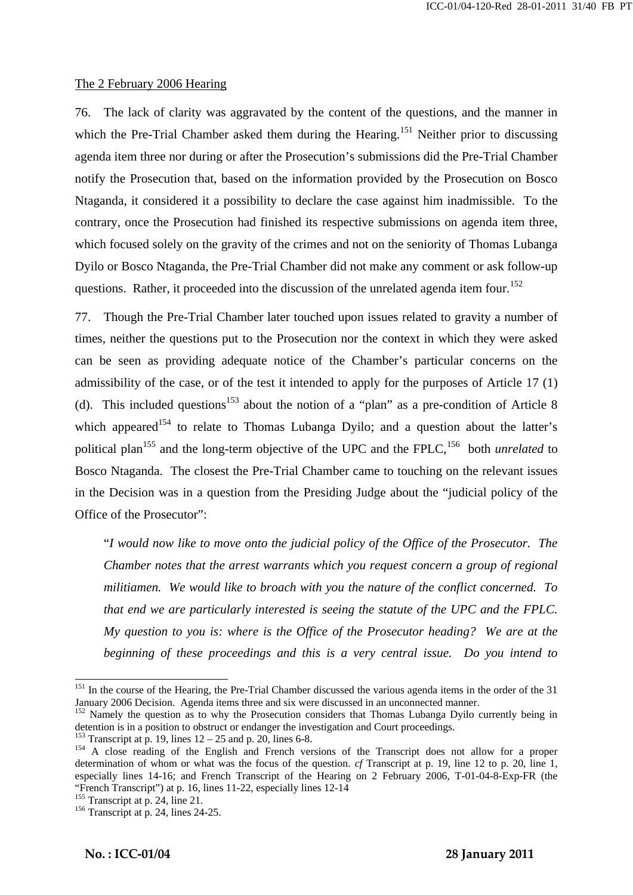The 2 February 2006 Hearing

76. The lack of clarity was aggravated by the content of the questions, and the manner in which the Pre-Trial Chamber asked them during the Hearing.[151] Neither prior to discussing agenda item three nor during or after the Prosecution's submissions did the Pre-Trial Chamber notify the Prosecution that, based on the information provided by the Prosecution on Bosco Ntaganda, it considered it a possibility to declare the case against him inadmissible. To the contrary, once the Prosecution had finished its respective submissions on agenda item three, which focused solely on the gravity of the crimes and not on the seniority of Thomas Lubanga Dyilo or Bosco Ntaganda, the Pre-Trial Chamber did not make any comment or ask follow-up questions. Rather, it proceeded into the discussion of the unrelated agenda item four.[152]

77. Though the Pre-Trial Chamber later touched upon issues related to gravity a number of times, neither the questions put to the Prosecution nor the context in which they were asked can be seen as providing adequate notice of the Chamber's particular concerns on the admissibility of the case, or of the test it intended to apply for the purposes of Article 17 (1) (d). This included questions[153] about the notion of a "plan" as a pre-condition of Article 8 which appeared[154] to relate to Thomas Lubanga Dyilo; and a question about the latter's political plan[155] and the long-term objective of the UPC and the FPLC,[156] both *unrelated* to Bosco Ntaganda. The closest the Pre-Trial Chamber came to touching on the relevant issues in the Decision was in a question from the Presiding Judge about the "judicial policy of the Office of the Prosecutor":

> "*I would now like to move onto the judicial policy of the Office of the Prosecutor. The Chamber notes that the arrest warrants which you request concern a group of regional militiamen. We would like to broach with you the nature of the conflict concerned. To that end we are particularly interested is seeing the statute of the UPC and the FPLC. My question to you is: where is the Office of the Prosecutor heading? We are at the beginning of these proceedings and this is a very central issue. Do you intend to*

---

[151] In the course of the Hearing, the Pre-Trial Chamber discussed the various agenda items in the order of the 31 January 2006 Decision. Agenda items three and six were discussed in an unconnected manner.

[152] Namely the question as to why the Prosecution considers that Thomas Lubanga Dyilo currently being in detention is in a position to obstruct or endanger the investigation and Court proceedings.

[153] Transcript at p. 19, lines 12 – 25 and p. 20, lines 6-8.

[154] A close reading of the English and French versions of the Transcript does not allow for a proper determination of whom or what was the focus of the question. *cf* Transcript at p. 19, line 12 to p. 20, line 1, especially lines 14-16; and French Transcript of the Hearing on 2 February 2006, T-01-04-8-Exp-FR (the "French Transcript") at p. 16, lines 11-22, especially lines 12-14

[155] Transcript at p. 24, line 21.

[156] Transcript at p. 24, lines 24-25.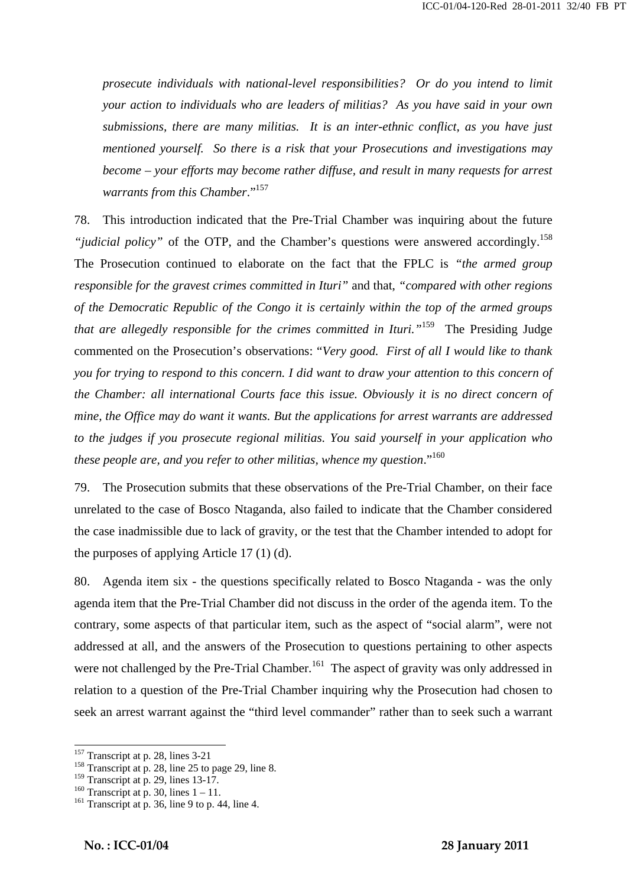*prosecute individuals with national-level responsibilities? Or do you intend to limit your action to individuals who are leaders of militias? As you have said in your own submissions, there are many militias. It is an inter-ethnic conflict, as you have just mentioned yourself. So there is a risk that your Prosecutions and investigations may become – your efforts may become rather diffuse, and result in many requests for arrest warrants from this Chamber*."[157]

78. This introduction indicated that the Pre-Trial Chamber was inquiring about the future *"judicial policy"* of the OTP, and the Chamber's questions were answered accordingly.[158] The Prosecution continued to elaborate on the fact that the FPLC is *"the armed group responsible for the gravest crimes committed in Ituri"* and that, *"compared with other regions of the Democratic Republic of the Congo it is certainly within the top of the armed groups that are allegedly responsible for the crimes committed in Ituri."*[159] The Presiding Judge commented on the Prosecution's observations: "*Very good. First of all I would like to thank you for trying to respond to this concern. I did want to draw your attention to this concern of the Chamber: all international Courts face this issue. Obviously it is no direct concern of mine, the Office may do want it wants. But the applications for arrest warrants are addressed to the judges if you prosecute regional militias. You said yourself in your application who these people are, and you refer to other militias, whence my question*."[160]

79. The Prosecution submits that these observations of the Pre-Trial Chamber, on their face unrelated to the case of Bosco Ntaganda, also failed to indicate that the Chamber considered the case inadmissible due to lack of gravity, or the test that the Chamber intended to adopt for the purposes of applying Article 17 (1) (d).

80. Agenda item six - the questions specifically related to Bosco Ntaganda - was the only agenda item that the Pre-Trial Chamber did not discuss in the order of the agenda item. To the contrary, some aspects of that particular item, such as the aspect of "social alarm", were not addressed at all, and the answers of the Prosecution to questions pertaining to other aspects were not challenged by the Pre-Trial Chamber.[161] The aspect of gravity was only addressed in relation to a question of the Pre-Trial Chamber inquiring why the Prosecution had chosen to seek an arrest warrant against the "third level commander" rather than to seek such a warrant

---

[157] Transcript at p. 28, lines 3-21

[158] Transcript at p. 28, line 25 to page 29, line 8.

[159] Transcript at p. 29, lines 13-17.

[160] Transcript at p. 30, lines 1 – 11.

[161] Transcript at p. 36, line 9 to p. 44, line 4.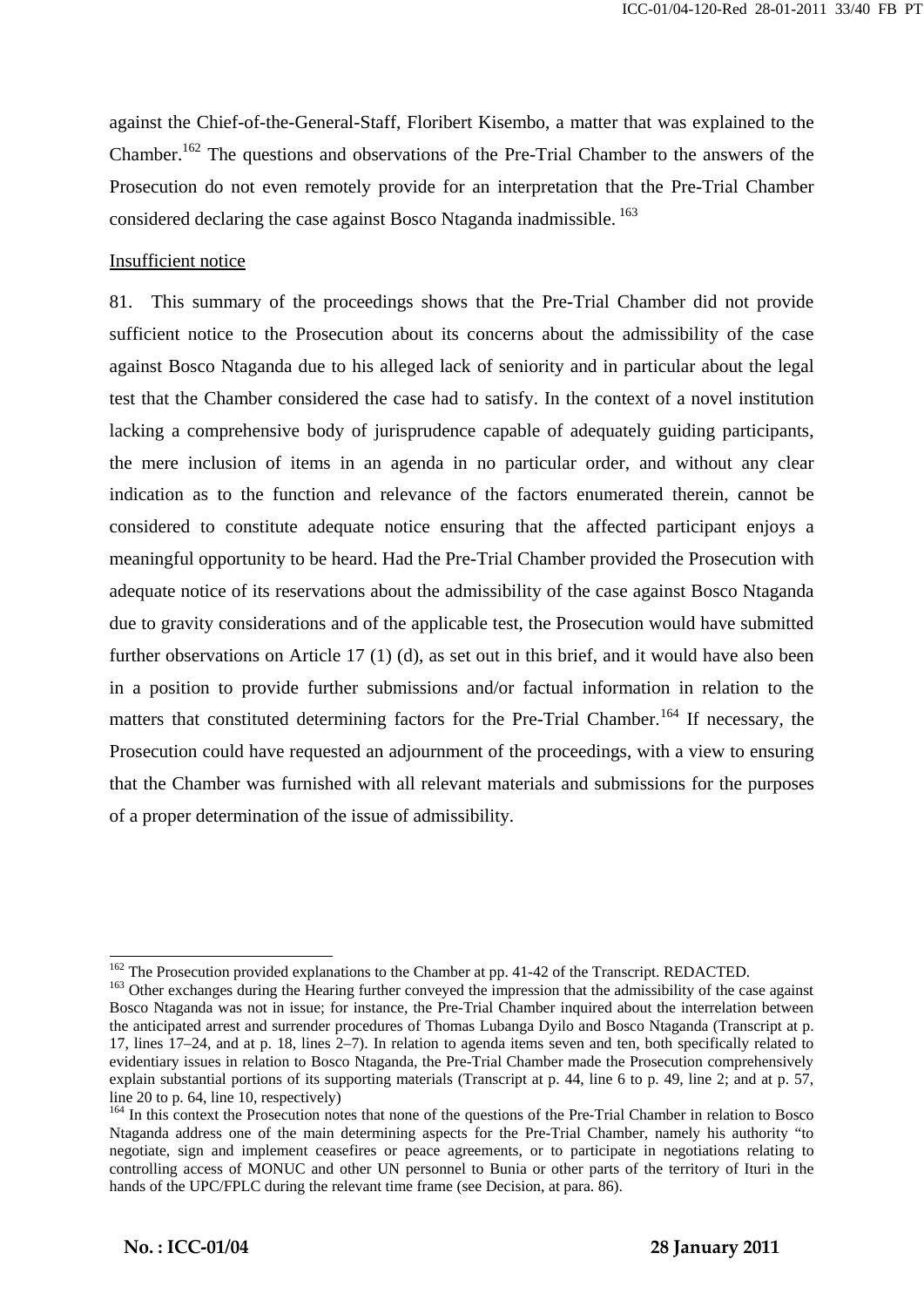against the Chief-of-the-General-Staff, Floribert Kisembo, a matter that was explained to the Chamber.[162] The questions and observations of the Pre-Trial Chamber to the answers of the Prosecution do not even remotely provide for an interpretation that the Pre-Trial Chamber considered declaring the case against Bosco Ntaganda inadmissible.[163]

Insufficient notice

81. This summary of the proceedings shows that the Pre-Trial Chamber did not provide sufficient notice to the Prosecution about its concerns about the admissibility of the case against Bosco Ntaganda due to his alleged lack of seniority and in particular about the legal test that the Chamber considered the case had to satisfy. In the context of a novel institution lacking a comprehensive body of jurisprudence capable of adequately guiding participants, the mere inclusion of items in an agenda in no particular order, and without any clear indication as to the function and relevance of the factors enumerated therein, cannot be considered to constitute adequate notice ensuring that the affected participant enjoys a meaningful opportunity to be heard. Had the Pre-Trial Chamber provided the Prosecution with adequate notice of its reservations about the admissibility of the case against Bosco Ntaganda due to gravity considerations and of the applicable test, the Prosecution would have submitted further observations on Article 17 (1) (d), as set out in this brief, and it would have also been in a position to provide further submissions and/or factual information in relation to the matters that constituted determining factors for the Pre-Trial Chamber.[164] If necessary, the Prosecution could have requested an adjournment of the proceedings, with a view to ensuring that the Chamber was furnished with all relevant materials and submissions for the purposes of a proper determination of the issue of admissibility.

---

[162] The Prosecution provided explanations to the Chamber at pp. 41-42 of the Transcript. REDACTED.

[163] Other exchanges during the Hearing further conveyed the impression that the admissibility of the case against Bosco Ntaganda was not in issue; for instance, the Pre-Trial Chamber inquired about the interrelation between the anticipated arrest and surrender procedures of Thomas Lubanga Dyilo and Bosco Ntaganda (Transcript at p. 17, lines 17–24, and at p. 18, lines 2–7). In relation to agenda items seven and ten, both specifically related to evidentiary issues in relation to Bosco Ntaganda, the Pre-Trial Chamber made the Prosecution comprehensively explain substantial portions of its supporting materials (Transcript at p. 44, line 6 to p. 49, line 2; and at p. 57, line 20 to p. 64, line 10, respectively)

[164] In this context the Prosecution notes that none of the questions of the Pre-Trial Chamber in relation to Bosco Ntaganda address one of the main determining aspects for the Pre-Trial Chamber, namely his authority "to negotiate, sign and implement ceasefires or peace agreements, or to participate in negotiations relating to controlling access of MONUC and other UN personnel to Bunia or other parts of the territory of Ituri in the hands of the UPC/FPLC during the relevant time frame (see Decision, at para. 86).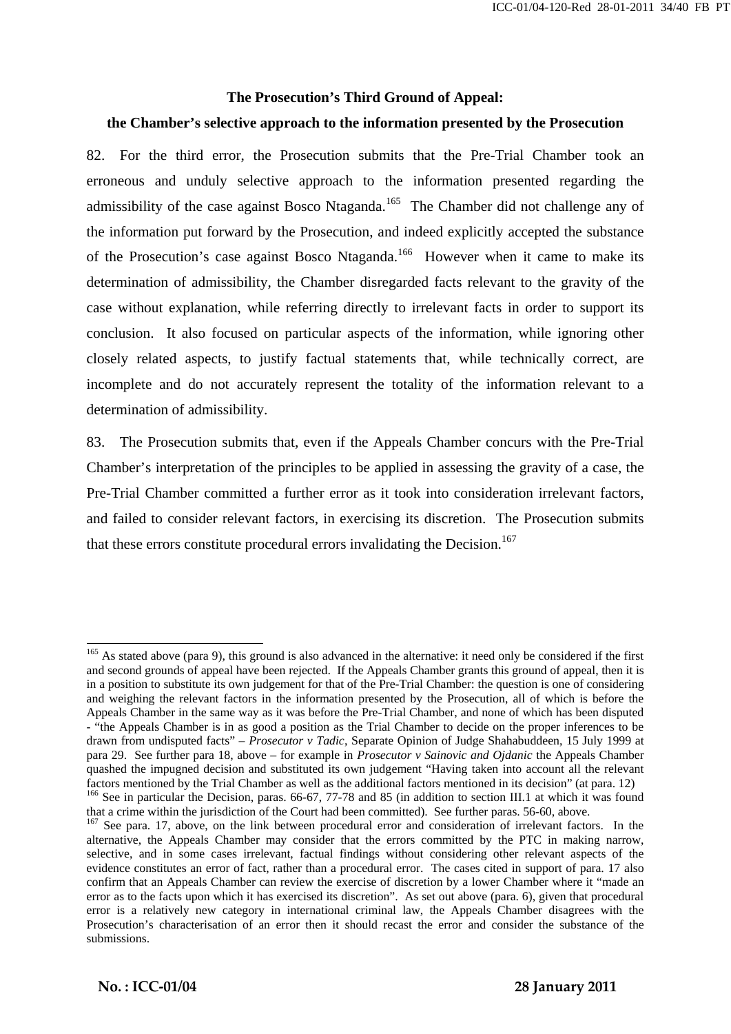**The Prosecution's Third Ground of Appeal:**

**the Chamber's selective approach to the information presented by the Prosecution**

82. For the third error, the Prosecution submits that the Pre-Trial Chamber took an erroneous and unduly selective approach to the information presented regarding the admissibility of the case against Bosco Ntaganda.[165] The Chamber did not challenge any of the information put forward by the Prosecution, and indeed explicitly accepted the substance of the Prosecution's case against Bosco Ntaganda.[166] However when it came to make its determination of admissibility, the Chamber disregarded facts relevant to the gravity of the case without explanation, while referring directly to irrelevant facts in order to support its conclusion. It also focused on particular aspects of the information, while ignoring other closely related aspects, to justify factual statements that, while technically correct, are incomplete and do not accurately represent the totality of the information relevant to a determination of admissibility.

83. The Prosecution submits that, even if the Appeals Chamber concurs with the Pre-Trial Chamber's interpretation of the principles to be applied in assessing the gravity of a case, the Pre-Trial Chamber committed a further error as it took into consideration irrelevant factors, and failed to consider relevant factors, in exercising its discretion. The Prosecution submits that these errors constitute procedural errors invalidating the Decision.[167]

---

[165] As stated above (para 9), this ground is also advanced in the alternative: it need only be considered if the first and second grounds of appeal have been rejected. If the Appeals Chamber grants this ground of appeal, then it is in a position to substitute its own judgement for that of the Pre-Trial Chamber: the question is one of considering and weighing the relevant factors in the information presented by the Prosecution, all of which is before the Appeals Chamber in the same way as it was before the Pre-Trial Chamber, and none of which has been disputed - "the Appeals Chamber is in as good a position as the Trial Chamber to decide on the proper inferences to be drawn from undisputed facts" – *Prosecutor v Tadic*, Separate Opinion of Judge Shahabuddeen, 15 July 1999 at para 29. See further para 18, above – for example in *Prosecutor v Sainovic and Ojdanic* the Appeals Chamber quashed the impugned decision and substituted its own judgement "Having taken into account all the relevant factors mentioned by the Trial Chamber as well as the additional factors mentioned in its decision" (at para. 12)

[166] See in particular the Decision, paras. 66-67, 77-78 and 85 (in addition to section III.1 at which it was found that a crime within the jurisdiction of the Court had been committed). See further paras. 56-60, above.

[167] See para. 17, above, on the link between procedural error and consideration of irrelevant factors. In the alternative, the Appeals Chamber may consider that the errors committed by the PTC in making narrow, selective, and in some cases irrelevant, factual findings without considering other relevant aspects of the evidence constitutes an error of fact, rather than a procedural error. The cases cited in support of para. 17 also confirm that an Appeals Chamber can review the exercise of discretion by a lower Chamber where it "made an error as to the facts upon which it has exercised its discretion". As set out above (para. 6), given that procedural error is a relatively new category in international criminal law, the Appeals Chamber disagrees with the Prosecution's characterisation of an error then it should recast the error and consider the substance of the submissions.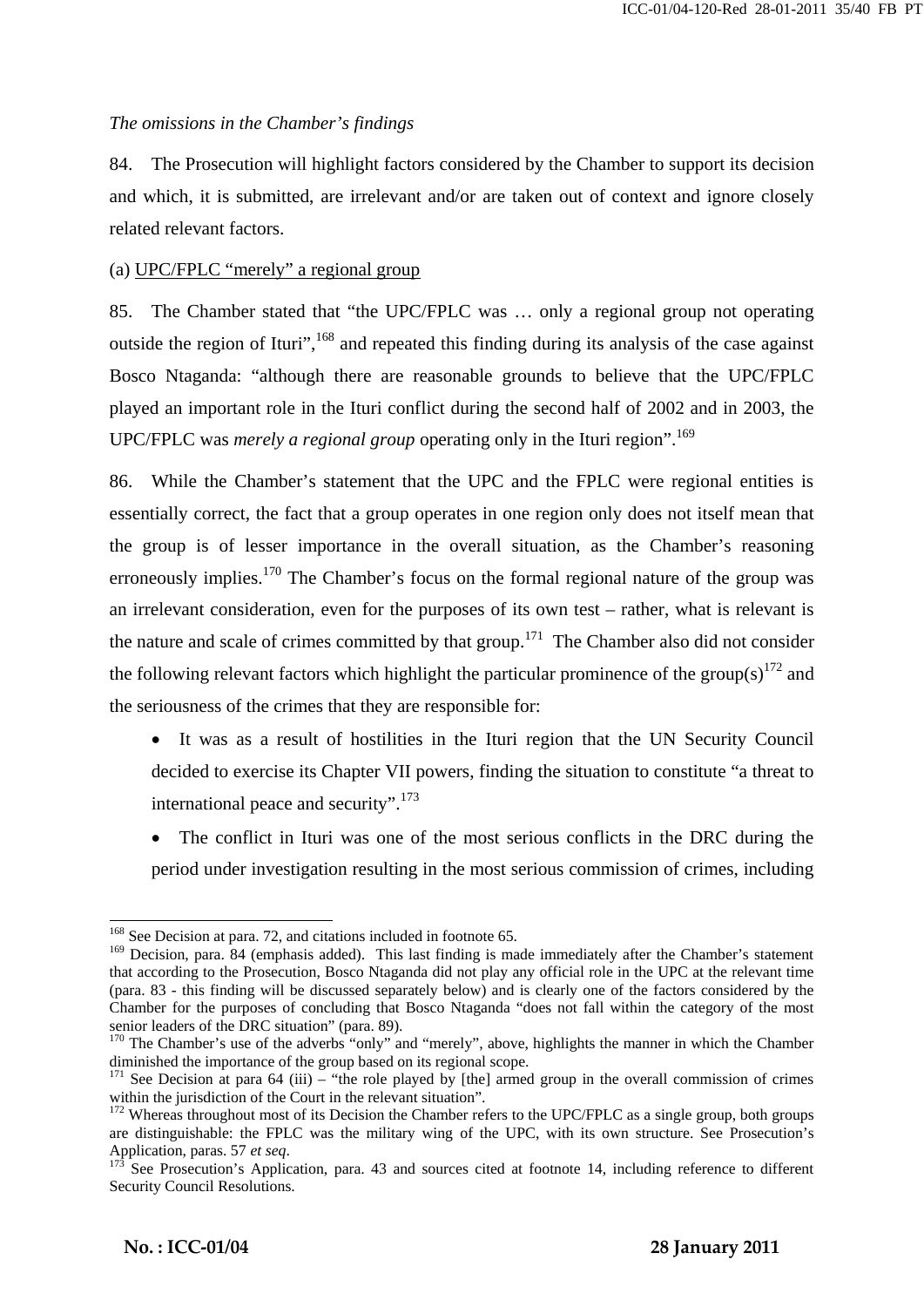*The omissions in the Chamber's findings*

84. The Prosecution will highlight factors considered by the Chamber to support its decision and which, it is submitted, are irrelevant and/or are taken out of context and ignore closely related relevant factors.

(a) UPC/FPLC "merely" a regional group

85. The Chamber stated that "the UPC/FPLC was … only a regional group not operating outside the region of Ituri",[168] and repeated this finding during its analysis of the case against Bosco Ntaganda: "although there are reasonable grounds to believe that the UPC/FPLC played an important role in the Ituri conflict during the second half of 2002 and in 2003, the UPC/FPLC was *merely a regional group* operating only in the Ituri region".[169]

86. While the Chamber's statement that the UPC and the FPLC were regional entities is essentially correct, the fact that a group operates in one region only does not itself mean that the group is of lesser importance in the overall situation, as the Chamber's reasoning erroneously implies.[170] The Chamber's focus on the formal regional nature of the group was an irrelevant consideration, even for the purposes of its own test – rather, what is relevant is the nature and scale of crimes committed by that group.[171] The Chamber also did not consider the following relevant factors which highlight the particular prominence of the group(s)[172] and the seriousness of the crimes that they are responsible for:

- It was as a result of hostilities in the Ituri region that the UN Security Council decided to exercise its Chapter VII powers, finding the situation to constitute "a threat to international peace and security".[173]
- The conflict in Ituri was one of the most serious conflicts in the DRC during the period under investigation resulting in the most serious commission of crimes, including

---

[168] See Decision at para. 72, and citations included in footnote 65.

[169] Decision, para. 84 (emphasis added). This last finding is made immediately after the Chamber's statement that according to the Prosecution, Bosco Ntaganda did not play any official role in the UPC at the relevant time (para. 83 - this finding will be discussed separately below) and is clearly one of the factors considered by the Chamber for the purposes of concluding that Bosco Ntaganda "does not fall within the category of the most senior leaders of the DRC situation" (para. 89).

[170] The Chamber's use of the adverbs "only" and "merely", above, highlights the manner in which the Chamber diminished the importance of the group based on its regional scope.

[171] See Decision at para 64 (iii) – "the role played by [the] armed group in the overall commission of crimes within the jurisdiction of the Court in the relevant situation".

[172] Whereas throughout most of its Decision the Chamber refers to the UPC/FPLC as a single group, both groups are distinguishable: the FPLC was the military wing of the UPC, with its own structure. See Prosecution's Application, paras. 57 *et seq*.

[173] See Prosecution's Application, para. 43 and sources cited at footnote 14, including reference to different Security Council Resolutions.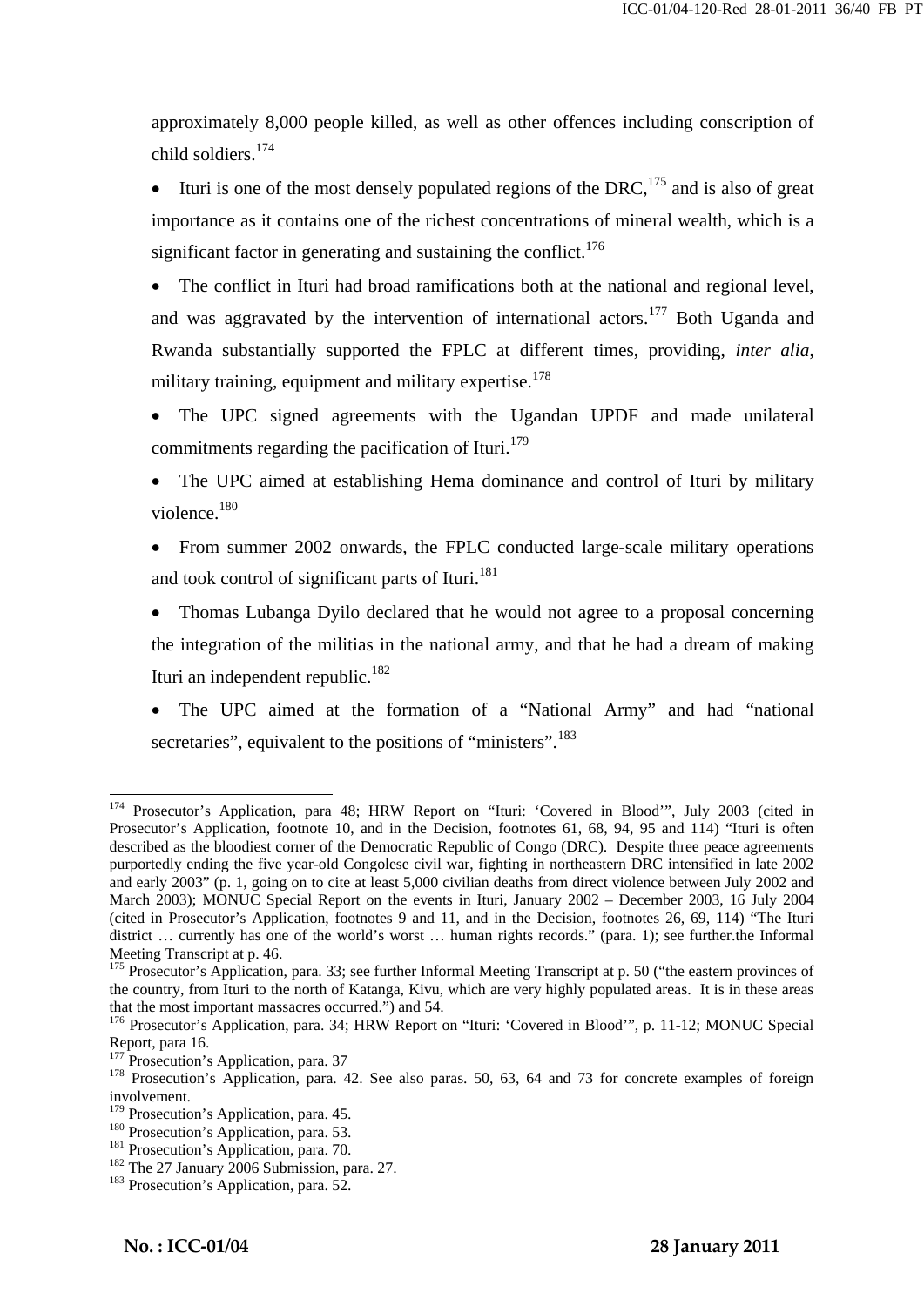approximately 8,000 people killed, as well as other offences including conscription of child soldiers.[174]

- Ituri is one of the most densely populated regions of the DRC,[175] and is also of great importance as it contains one of the richest concentrations of mineral wealth, which is a significant factor in generating and sustaining the conflict.[176]

- The conflict in Ituri had broad ramifications both at the national and regional level, and was aggravated by the intervention of international actors.[177] Both Uganda and Rwanda substantially supported the FPLC at different times, providing, *inter alia*, military training, equipment and military expertise.[178]

- The UPC signed agreements with the Ugandan UPDF and made unilateral commitments regarding the pacification of Ituri.[179]

- The UPC aimed at establishing Hema dominance and control of Ituri by military violence.[180]

- From summer 2002 onwards, the FPLC conducted large-scale military operations and took control of significant parts of Ituri.[181]

- Thomas Lubanga Dyilo declared that he would not agree to a proposal concerning the integration of the militias in the national army, and that he had a dream of making Ituri an independent republic.[182]

- The UPC aimed at the formation of a "National Army" and had "national secretaries", equivalent to the positions of "ministers".[183]

---

[174] Prosecutor's Application, para 48; HRW Report on "Ituri: 'Covered in Blood'", July 2003 (cited in Prosecutor's Application, footnote 10, and in the Decision, footnotes 61, 68, 94, 95 and 114) "Ituri is often described as the bloodiest corner of the Democratic Republic of Congo (DRC). Despite three peace agreements purportedly ending the five year-old Congolese civil war, fighting in northeastern DRC intensified in late 2002 and early 2003" (p. 1, going on to cite at least 5,000 civilian deaths from direct violence between July 2002 and March 2003); MONUC Special Report on the events in Ituri, January 2002 – December 2003, 16 July 2004 (cited in Prosecutor's Application, footnotes 9 and 11, and in the Decision, footnotes 26, 69, 114) "The Ituri district … currently has one of the world's worst … human rights records." (para. 1); see further.the Informal Meeting Transcript at p. 46.

[175] Prosecutor's Application, para. 33; see further Informal Meeting Transcript at p. 50 ("the eastern provinces of the country, from Ituri to the north of Katanga, Kivu, which are very highly populated areas. It is in these areas that the most important massacres occurred.") and 54.

[176] Prosecutor's Application, para. 34; HRW Report on "Ituri: 'Covered in Blood'", p. 11-12; MONUC Special Report, para 16.

[177] Prosecution's Application, para. 37

[178] Prosecution's Application, para. 42. See also paras. 50, 63, 64 and 73 for concrete examples of foreign involvement.

[179] Prosecution's Application, para. 45.

[180] Prosecution's Application, para. 53.

[181] Prosecution's Application, para. 70.

[182] The 27 January 2006 Submission, para. 27.

[183] Prosecution's Application, para. 52.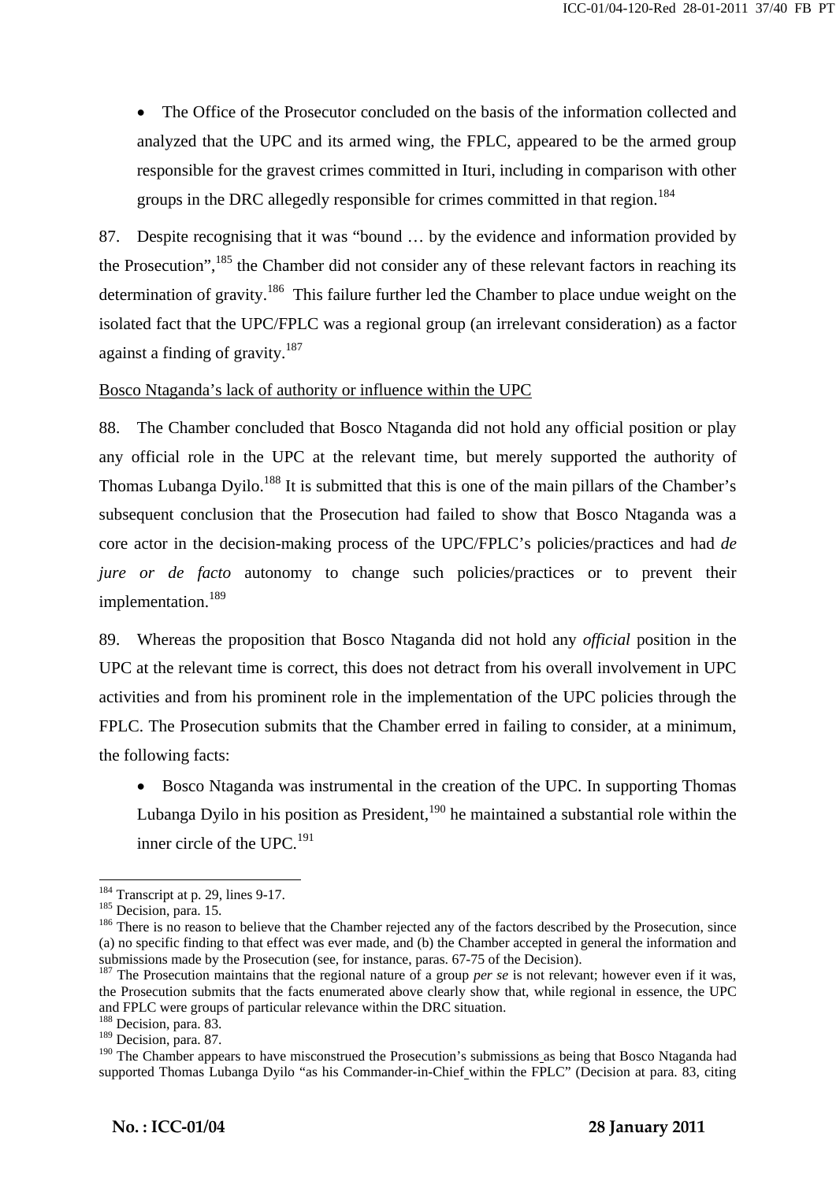- The Office of the Prosecutor concluded on the basis of the information collected and analyzed that the UPC and its armed wing, the FPLC, appeared to be the armed group responsible for the gravest crimes committed in Ituri, including in comparison with other groups in the DRC allegedly responsible for crimes committed in that region.[184]

87. Despite recognising that it was "bound … by the evidence and information provided by the Prosecution",[185] the Chamber did not consider any of these relevant factors in reaching its determination of gravity.[186] This failure further led the Chamber to place undue weight on the isolated fact that the UPC/FPLC was a regional group (an irrelevant consideration) as a factor against a finding of gravity.[187]

<u>Bosco Ntaganda's lack of authority or influence within the UPC</u>

88. The Chamber concluded that Bosco Ntaganda did not hold any official position or play any official role in the UPC at the relevant time, but merely supported the authority of Thomas Lubanga Dyilo.[188] It is submitted that this is one of the main pillars of the Chamber's subsequent conclusion that the Prosecution had failed to show that Bosco Ntaganda was a core actor in the decision-making process of the UPC/FPLC's policies/practices and had *de jure or de facto* autonomy to change such policies/practices or to prevent their implementation.[189]

89. Whereas the proposition that Bosco Ntaganda did not hold any *official* position in the UPC at the relevant time is correct, this does not detract from his overall involvement in UPC activities and from his prominent role in the implementation of the UPC policies through the FPLC. The Prosecution submits that the Chamber erred in failing to consider, at a minimum, the following facts:

- Bosco Ntaganda was instrumental in the creation of the UPC. In supporting Thomas Lubanga Dyilo in his position as President,[190] he maintained a substantial role within the inner circle of the UPC.[191]

---

[184] Transcript at p. 29, lines 9-17.

[185] Decision, para. 15.

[186] There is no reason to believe that the Chamber rejected any of the factors described by the Prosecution, since (a) no specific finding to that effect was ever made, and (b) the Chamber accepted in general the information and submissions made by the Prosecution (see, for instance, paras. 67-75 of the Decision).

[187] The Prosecution maintains that the regional nature of a group *per se* is not relevant; however even if it was, the Prosecution submits that the facts enumerated above clearly show that, while regional in essence, the UPC and FPLC were groups of particular relevance within the DRC situation.

[188] Decision, para. 83.

[189] Decision, para. 87.

[190] The Chamber appears to have misconstrued the Prosecution's submissions as being that Bosco Ntaganda had supported Thomas Lubanga Dyilo "as his Commander-in-Chief within the FPLC" (Decision at para. 83, citing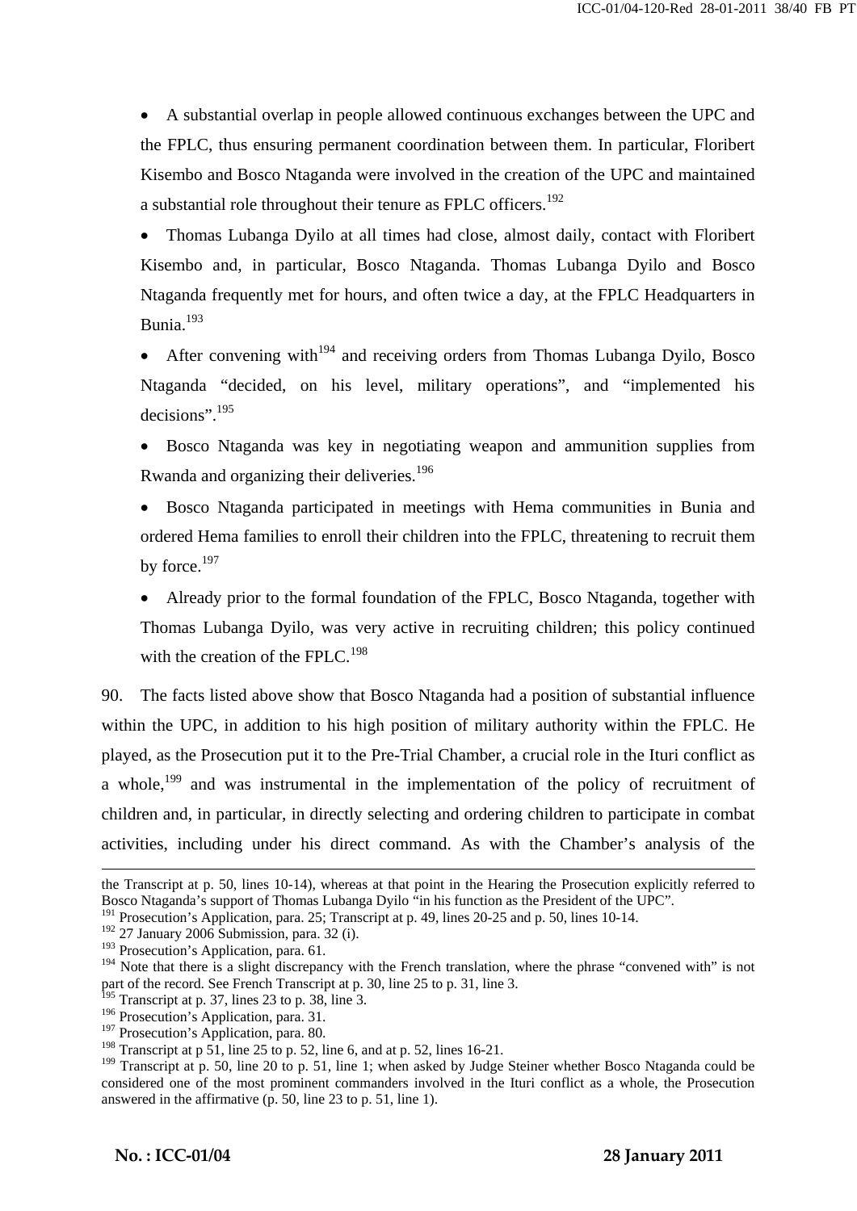- A substantial overlap in people allowed continuous exchanges between the UPC and the FPLC, thus ensuring permanent coordination between them. In particular, Floribert Kisembo and Bosco Ntaganda were involved in the creation of the UPC and maintained a substantial role throughout their tenure as FPLC officers.[192]

- Thomas Lubanga Dyilo at all times had close, almost daily, contact with Floribert Kisembo and, in particular, Bosco Ntaganda. Thomas Lubanga Dyilo and Bosco Ntaganda frequently met for hours, and often twice a day, at the FPLC Headquarters in Bunia.[193]

- After convening with[194] and receiving orders from Thomas Lubanga Dyilo, Bosco Ntaganda "decided, on his level, military operations", and "implemented his decisions".[195]

- Bosco Ntaganda was key in negotiating weapon and ammunition supplies from Rwanda and organizing their deliveries.[196]

- Bosco Ntaganda participated in meetings with Hema communities in Bunia and ordered Hema families to enroll their children into the FPLC, threatening to recruit them by force.[197]

- Already prior to the formal foundation of the FPLC, Bosco Ntaganda, together with Thomas Lubanga Dyilo, was very active in recruiting children; this policy continued with the creation of the FPLC.[198]

90. The facts listed above show that Bosco Ntaganda had a position of substantial influence within the UPC, in addition to his high position of military authority within the FPLC. He played, as the Prosecution put it to the Pre-Trial Chamber, a crucial role in the Ituri conflict as a whole,[199] and was instrumental in the implementation of the policy of recruitment of children and, in particular, in directly selecting and ordering children to participate in combat activities, including under his direct command. As with the Chamber's analysis of the

---

the Transcript at p. 50, lines 10-14), whereas at that point in the Hearing the Prosecution explicitly referred to Bosco Ntaganda's support of Thomas Lubanga Dyilo "in his function as the President of the UPC".

[191] Prosecution's Application, para. 25; Transcript at p. 49, lines 20-25 and p. 50, lines 10-14.

[192] 27 January 2006 Submission, para. 32 (i).

[193] Prosecution's Application, para. 61.

[194] Note that there is a slight discrepancy with the French translation, where the phrase "convened with" is not part of the record. See French Transcript at p. 30, line 25 to p. 31, line 3.

[195] Transcript at p. 37, lines 23 to p. 38, line 3.

[196] Prosecution's Application, para. 31.

[197] Prosecution's Application, para. 80.

[198] Transcript at p 51, line 25 to p. 52, line 6, and at p. 52, lines 16-21.

[199] Transcript at p. 50, line 20 to p. 51, line 1; when asked by Judge Steiner whether Bosco Ntaganda could be considered one of the most prominent commanders involved in the Ituri conflict as a whole, the Prosecution answered in the affirmative (p. 50, line 23 to p. 51, line 1).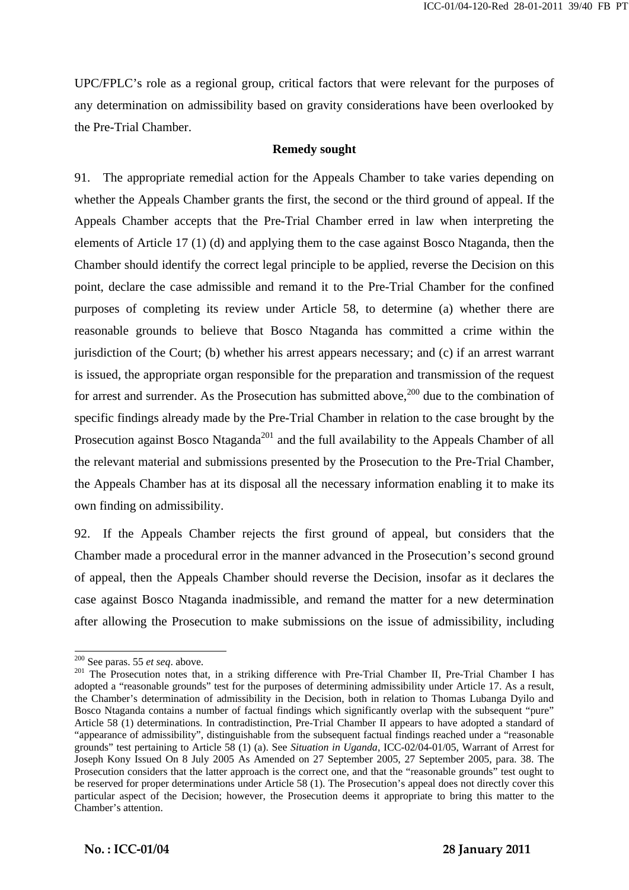UPC/FPLC's role as a regional group, critical factors that were relevant for the purposes of any determination on admissibility based on gravity considerations have been overlooked by the Pre-Trial Chamber.

**Remedy sought**

91. The appropriate remedial action for the Appeals Chamber to take varies depending on whether the Appeals Chamber grants the first, the second or the third ground of appeal. If the Appeals Chamber accepts that the Pre-Trial Chamber erred in law when interpreting the elements of Article 17 (1) (d) and applying them to the case against Bosco Ntaganda, then the Chamber should identify the correct legal principle to be applied, reverse the Decision on this point, declare the case admissible and remand it to the Pre-Trial Chamber for the confined purposes of completing its review under Article 58, to determine (a) whether there are reasonable grounds to believe that Bosco Ntaganda has committed a crime within the jurisdiction of the Court; (b) whether his arrest appears necessary; and (c) if an arrest warrant is issued, the appropriate organ responsible for the preparation and transmission of the request for arrest and surrender. As the Prosecution has submitted above,[200] due to the combination of specific findings already made by the Pre-Trial Chamber in relation to the case brought by the Prosecution against Bosco Ntaganda[201] and the full availability to the Appeals Chamber of all the relevant material and submissions presented by the Prosecution to the Pre-Trial Chamber, the Appeals Chamber has at its disposal all the necessary information enabling it to make its own finding on admissibility.

92. If the Appeals Chamber rejects the first ground of appeal, but considers that the Chamber made a procedural error in the manner advanced in the Prosecution's second ground of appeal, then the Appeals Chamber should reverse the Decision, insofar as it declares the case against Bosco Ntaganda inadmissible, and remand the matter for a new determination after allowing the Prosecution to make submissions on the issue of admissibility, including

---

[200] See paras. 55 *et seq*. above.

[201] The Prosecution notes that, in a striking difference with Pre-Trial Chamber II, Pre-Trial Chamber I has adopted a "reasonable grounds" test for the purposes of determining admissibility under Article 17. As a result, the Chamber's determination of admissibility in the Decision, both in relation to Thomas Lubanga Dyilo and Bosco Ntaganda contains a number of factual findings which significantly overlap with the subsequent "pure" Article 58 (1) determinations. In contradistinction, Pre-Trial Chamber II appears to have adopted a standard of "appearance of admissibility", distinguishable from the subsequent factual findings reached under a "reasonable grounds" test pertaining to Article 58 (1) (a). See *Situation in Uganda*, ICC-02/04-01/05, Warrant of Arrest for Joseph Kony Issued On 8 July 2005 As Amended on 27 September 2005, 27 September 2005, para. 38. The Prosecution considers that the latter approach is the correct one, and that the "reasonable grounds" test ought to be reserved for proper determinations under Article 58 (1). The Prosecution's appeal does not directly cover this particular aspect of the Decision; however, the Prosecution deems it appropriate to bring this matter to the Chamber's attention.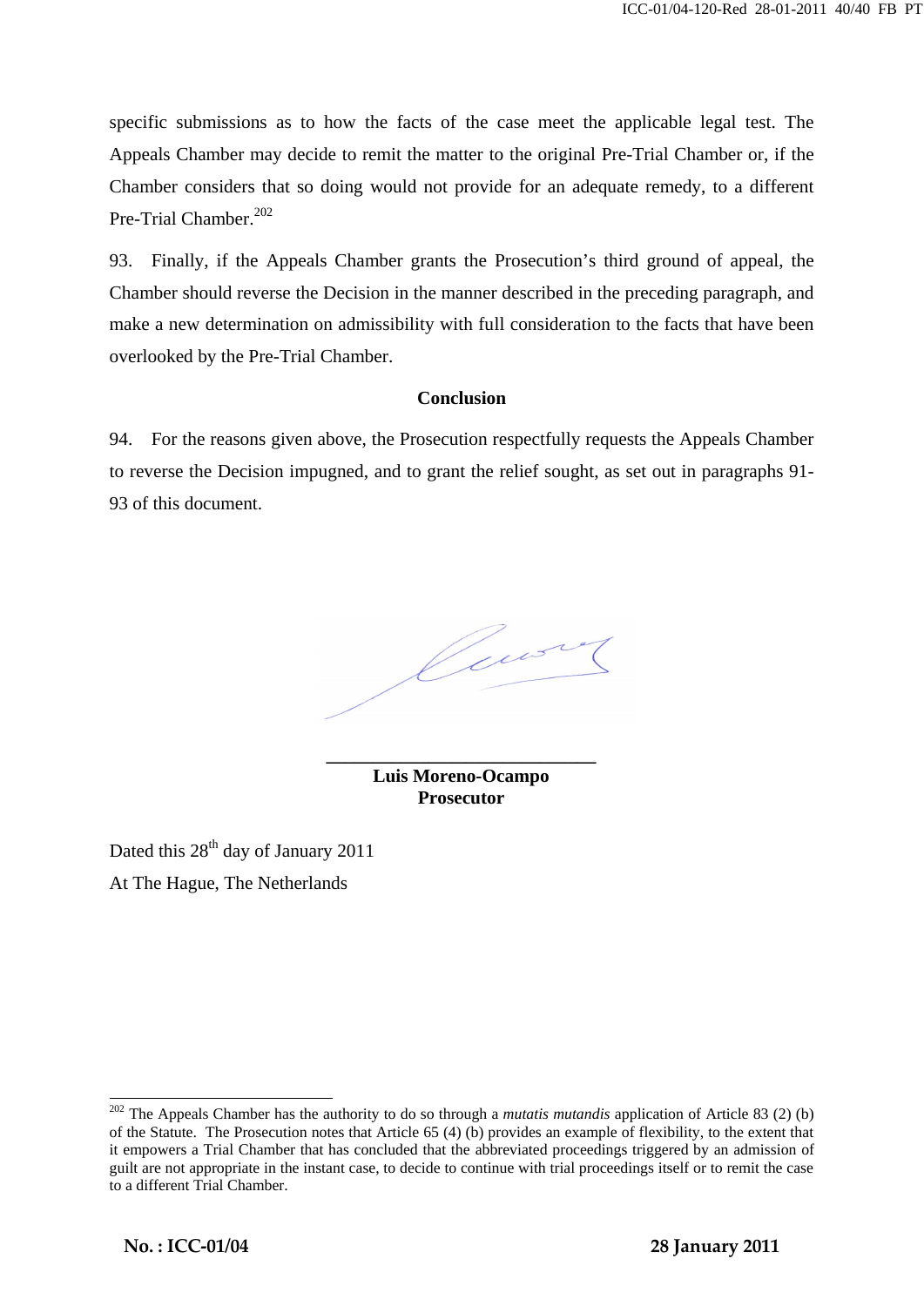specific submissions as to how the facts of the case meet the applicable legal test. The Appeals Chamber may decide to remit the matter to the original Pre-Trial Chamber or, if the Chamber considers that so doing would not provide for an adequate remedy, to a different Pre-Trial Chamber.[202]

93. Finally, if the Appeals Chamber grants the Prosecution's third ground of appeal, the Chamber should reverse the Decision in the manner described in the preceding paragraph, and make a new determination on admissibility with full consideration to the facts that have been overlooked by the Pre-Trial Chamber.

**Conclusion**

94. For the reasons given above, the Prosecution respectfully requests the Appeals Chamber to reverse the Decision impugned, and to grant the relief sought, as set out in paragraphs 91-93 of this document.

**Luis Moreno-Ocampo**
**Prosecutor**

Dated this 28th day of January 2011

At The Hague, The Netherlands

[202] The Appeals Chamber has the authority to do so through a *mutatis mutandis* application of Article 83 (2) (b) of the Statute. The Prosecution notes that Article 65 (4) (b) provides an example of flexibility, to the extent that it empowers a Trial Chamber that has concluded that the abbreviated proceedings triggered by an admission of guilt are not appropriate in the instant case, to decide to continue with trial proceedings itself or to remit the case to a different Trial Chamber.